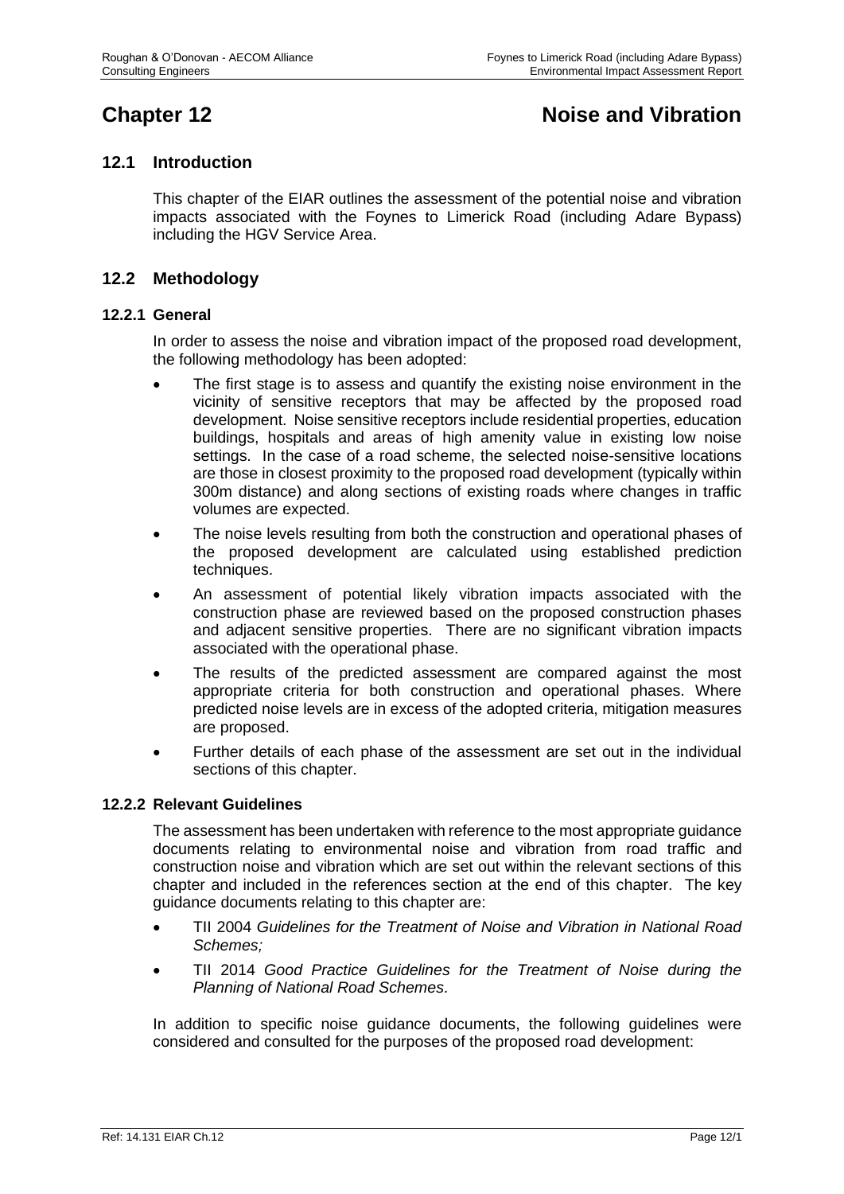# Chapter 12 Noise and Vibration

## 12.1 Introduction

This chapter of the EIAR outlines the assessment of the potential noise and vibration impacts associated with the Foynes to Limerick Road (including Adare Bypass) including the HGV Service Area.

## 12.2 Methodology

### 12.2.1 General

In order to assess the noise and vibration impact of the proposed road development, the following methodology has been adopted:

- The first stage is to assess and quantify the existing noise environment in the vicinity of sensitive receptors that may be affected by the proposed road development. Noise sensitive receptors include residential properties, education buildings, hospitals and areas of high amenity value in existing low noise settings. In the case of a road scheme, the selected noise-sensitive locations are those in closest proximity to the proposed road development (typically within 300m distance) and along sections of existing roads where changes in traffic volumes are expected.
- The noise levels resulting from both the construction and operational phases of the proposed development are calculated using established prediction techniques.
- An assessment of potential likely vibration impacts associated with the construction phase are reviewed based on the proposed construction phases and adjacent sensitive properties. There are no significant vibration impacts associated with the operational phase.
- The results of the predicted assessment are compared against the most appropriate criteria for both construction and operational phases. Where predicted noise levels are in excess of the adopted criteria, mitigation measures are proposed.
- Further details of each phase of the assessment are set out in the individual sections of this chapter.

### 12.2.2 Relevant Guidelines

The assessment has been undertaken with reference to the most appropriate guidance documents relating to environmental noise and vibration from road traffic and construction noise and vibration which are set out within the relevant sections of this chapter and included in the references section at the end of this chapter. The key guidance documents relating to this chapter are:

- TII 2004 *Guidelines for the Treatment of Noise and Vibration in National Road Schemes;*
- TII 2014 *Good Practice Guidelines for the Treatment of Noise during the Planning of National Road Schemes*.

In addition to specific noise guidance documents, the following guidelines were considered and consulted for the purposes of the proposed road development: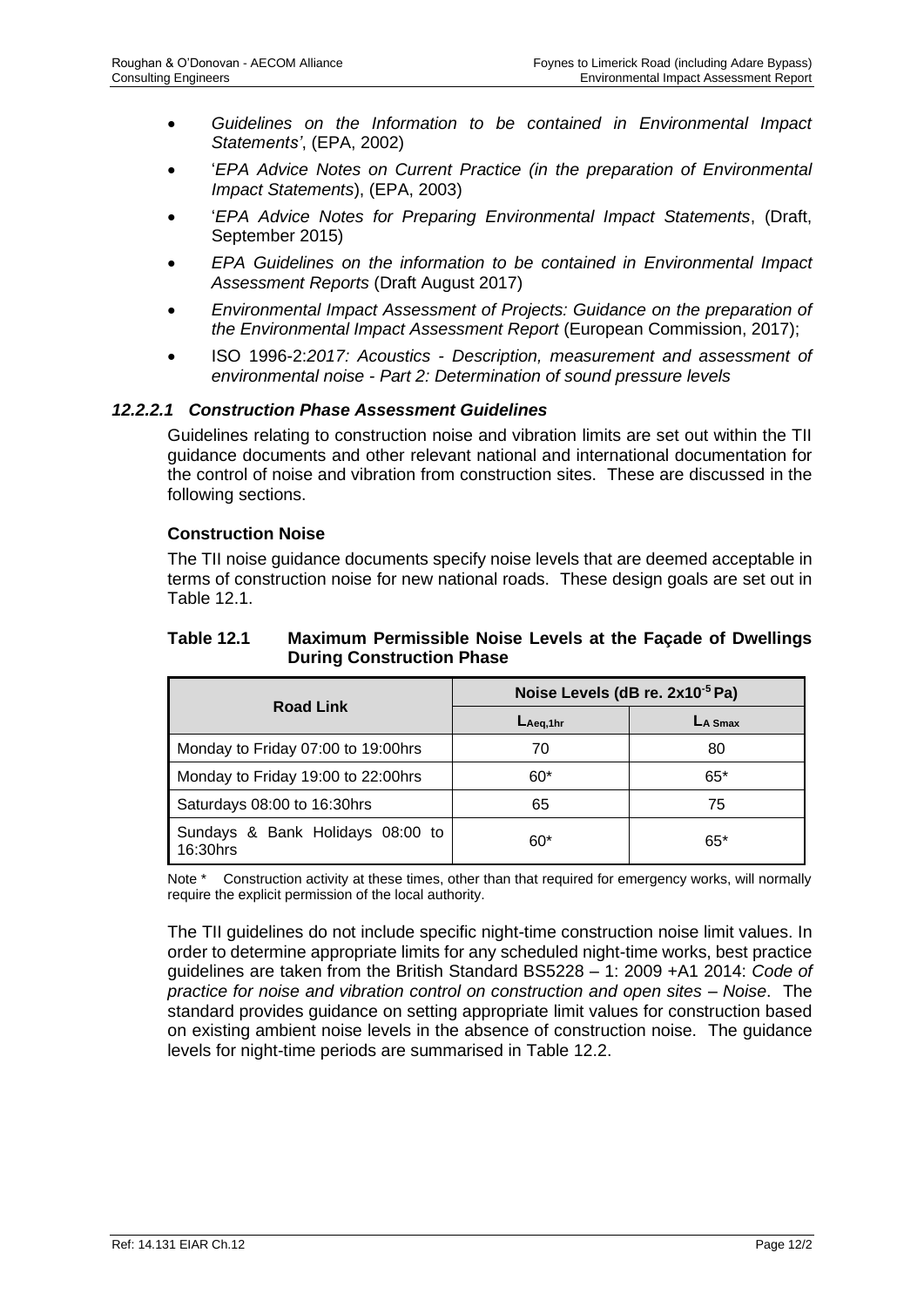- *Guidelines on the Information to be contained in Environmental Impact Statements'*, (EPA, 2002)
- '*EPA Advice Notes on Current Practice (in the preparation of Environmental Impact Statements*), (EPA, 2003)
- '*EPA Advice Notes for Preparing Environmental Impact Statements*, (Draft, September 2015)
- *EPA Guidelines on the information to be contained in Environmental Impact Assessment Reports* (Draft August 2017)
- *Environmental Impact Assessment of Projects: Guidance on the preparation of the Environmental Impact Assessment Report* (European Commission, 2017);
- ISO 1996-2:*2017: Acoustics - Description, measurement and assessment of environmental noise - Part 2: Determination of sound pressure levels*

#### *12.2.2.1 Construction Phase Assessment Guidelines*

Guidelines relating to construction noise and vibration limits are set out within the TII guidance documents and other relevant national and international documentation for the control of noise and vibration from construction sites. These are discussed in the following sections.

**Construction Noise**

The TII noise guidance documents specify noise levels that are deemed acceptable in terms of construction noise for new national roads. These design goals are set out in Table 12.1.

**Table 12.1 Maximum Permissible Noise Levels at the Façade of Dwellings During Construction Phase**

| Road Link | Noise Levels (dB re. $2x10^{-5}$ Pa) | |
|---|---|---|
| | $L_{Aeq,1hr}$ | $L_{A\ Smax}$ |
| Monday to Friday 07:00 to 19:00hrs | 70 | 80 |
| Monday to Friday 19:00 to 22:00hrs | 60* | 65* |
| Saturdays 08:00 to 16:30hrs | 65 | 75 |
| Sundays & Bank Holidays 08:00 to 16:30hrs | 60* | 65* |

Note * Construction activity at these times, other than that required for emergency works, will normally require the explicit permission of the local authority.

The TII guidelines do not include specific night-time construction noise limit values. In order to determine appropriate limits for any scheduled night-time works, best practice guidelines are taken from the British Standard BS5228 – 1: 2009 +A1 2014: *Code of practice for noise and vibration control on construction and open sites – Noise*. The standard provides guidance on setting appropriate limit values for construction based on existing ambient noise levels in the absence of construction noise. The guidance levels for night-time periods are summarised in Table 12.2.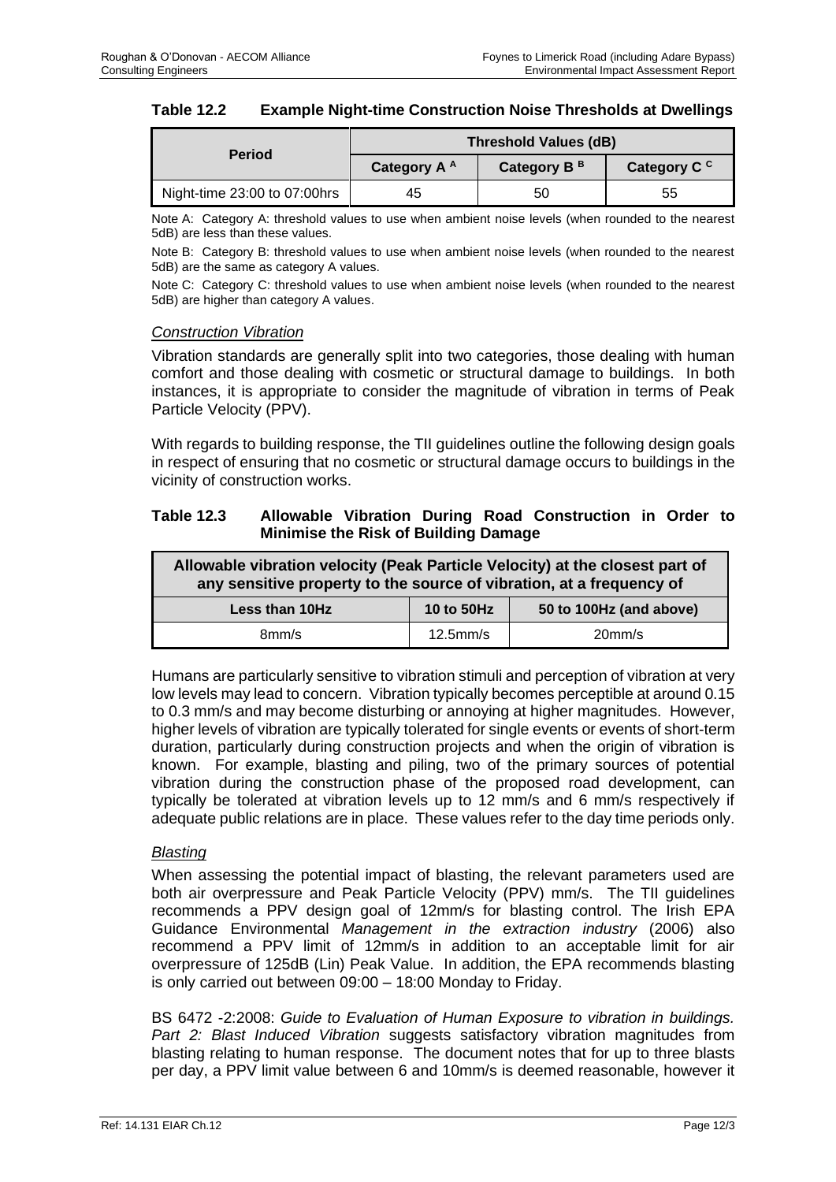### Table 12.2 Example Night-time Construction Noise Thresholds at Dwellings

| Period | Threshold Values (dB) | | |
|---|---|---|---|
| | Category A [A] | Category B [B] | Category C [C] |
| Night-time 23:00 to 07:00hrs | 45 | 50 | 55 |

Note A: Category A: threshold values to use when ambient noise levels (when rounded to the nearest 5dB) are less than these values.

Note B: Category B: threshold values to use when ambient noise levels (when rounded to the nearest 5dB) are the same as category A values.

Note C: Category C: threshold values to use when ambient noise levels (when rounded to the nearest 5dB) are higher than category A values.

*Construction Vibration*

Vibration standards are generally split into two categories, those dealing with human comfort and those dealing with cosmetic or structural damage to buildings. In both instances, it is appropriate to consider the magnitude of vibration in terms of Peak Particle Velocity (PPV).

With regards to building response, the TII guidelines outline the following design goals in respect of ensuring that no cosmetic or structural damage occurs to buildings in the vicinity of construction works.

### Table 12.3 Allowable Vibration During Road Construction in Order to Minimise the Risk of Building Damage

| Allowable vibration velocity (Peak Particle Velocity) at the closest part of any sensitive property to the source of vibration, at a frequency of | | |
|---|---|---|
| Less than 10Hz | 10 to 50Hz | 50 to 100Hz (and above) |
| 8mm/s | 12.5mm/s | 20mm/s |

Humans are particularly sensitive to vibration stimuli and perception of vibration at very low levels may lead to concern. Vibration typically becomes perceptible at around 0.15 to 0.3 mm/s and may become disturbing or annoying at higher magnitudes. However, higher levels of vibration are typically tolerated for single events or events of short-term duration, particularly during construction projects and when the origin of vibration is known. For example, blasting and piling, two of the primary sources of potential vibration during the construction phase of the proposed road development, can typically be tolerated at vibration levels up to 12 mm/s and 6 mm/s respectively if adequate public relations are in place. These values refer to the day time periods only.

*Blasting*

When assessing the potential impact of blasting, the relevant parameters used are both air overpressure and Peak Particle Velocity (PPV) mm/s. The TII guidelines recommends a PPV design goal of 12mm/s for blasting control. The Irish EPA Guidance Environmental *Management in the extraction industry* (2006) also recommend a PPV limit of 12mm/s in addition to an acceptable limit for air overpressure of 125dB (Lin) Peak Value. In addition, the EPA recommends blasting is only carried out between 09:00 – 18:00 Monday to Friday.

BS 6472 -2:2008: *Guide to Evaluation of Human Exposure to vibration in buildings. Part 2: Blast Induced Vibration* suggests satisfactory vibration magnitudes from blasting relating to human response. The document notes that for up to three blasts per day, a PPV limit value between 6 and 10mm/s is deemed reasonable, however it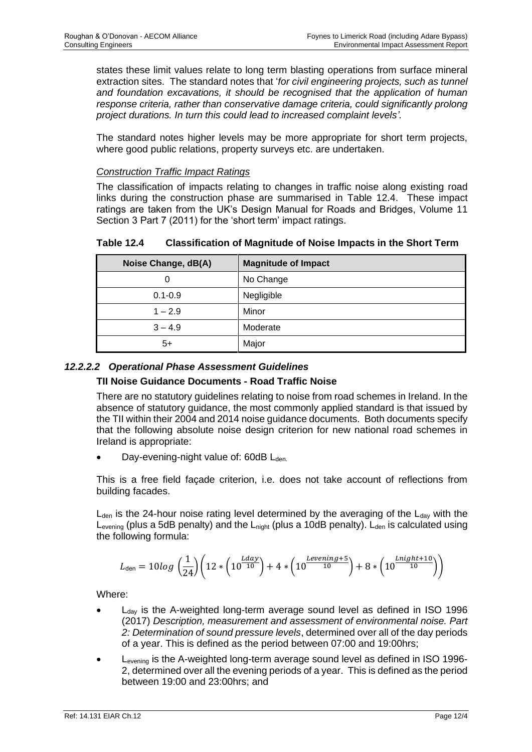states these limit values relate to long term blasting operations from surface mineral extraction sites. The standard notes that '*for civil engineering projects, such as tunnel and foundation excavations, it should be recognised that the application of human response criteria, rather than conservative damage criteria, could significantly prolong project durations. In turn this could lead to increased complaint levels'.*

The standard notes higher levels may be more appropriate for short term projects, where good public relations, property surveys etc. are undertaken.

*Construction Traffic Impact Ratings*

The classification of impacts relating to changes in traffic noise along existing road links during the construction phase are summarised in Table 12.4. These impact ratings are taken from the UK's Design Manual for Roads and Bridges, Volume 11 Section 3 Part 7 (2011) for the 'short term' impact ratings.

**Table 12.4 Classification of Magnitude of Noise Impacts in the Short Term**

| Noise Change, dB(A) | Magnitude of Impact |
|---|---|
| 0 | No Change |
| 0.1-0.9 | Negligible |
| 1 – 2.9 | Minor |
| 3 – 4.9 | Moderate |
| 5+ | Major |

#### *12.2.2.2 Operational Phase Assessment Guidelines*

**TII Noise Guidance Documents - Road Traffic Noise**

There are no statutory guidelines relating to noise from road schemes in Ireland. In the absence of statutory guidance, the most commonly applied standard is that issued by the TII within their 2004 and 2014 noise guidance documents. Both documents specify that the following absolute noise design criterion for new national road schemes in Ireland is appropriate:

- Day-evening-night value of: 60dB $L_{den.}$

This is a free field façade criterion, i.e. does not take account of reflections from building facades.

$L_{den}$ is the 24-hour noise rating level determined by the averaging of the $L_{day}$ with the $L_{evening}$ (plus a 5dB penalty) and the $L_{night}$ (plus a 10dB penalty). $L_{den}$ is calculated using the following formula:

$$L_{\text{den}} = 10log\left(\frac{1}{24}\right)\left(12 * \left(10^{\frac{Lday}{10}}\right) + 4 * \left(10^{\frac{Levening+5}{10}}\right) + 8 * \left(10^{\frac{Lnight+10}{10}}\right)\right)$$

Where:

- $L_{day}$ is the A-weighted long-term average sound level as defined in ISO 1996 (2017) *Description, measurement and assessment of environmental noise. Part 2: Determination of sound pressure levels*, determined over all of the day periods of a year. This is defined as the period between 07:00 and 19:00hrs;
- $L_{evening}$ is the A-weighted long-term average sound level as defined in ISO 1996-2, determined over all the evening periods of a year. This is defined as the period between 19:00 and 23:00hrs; and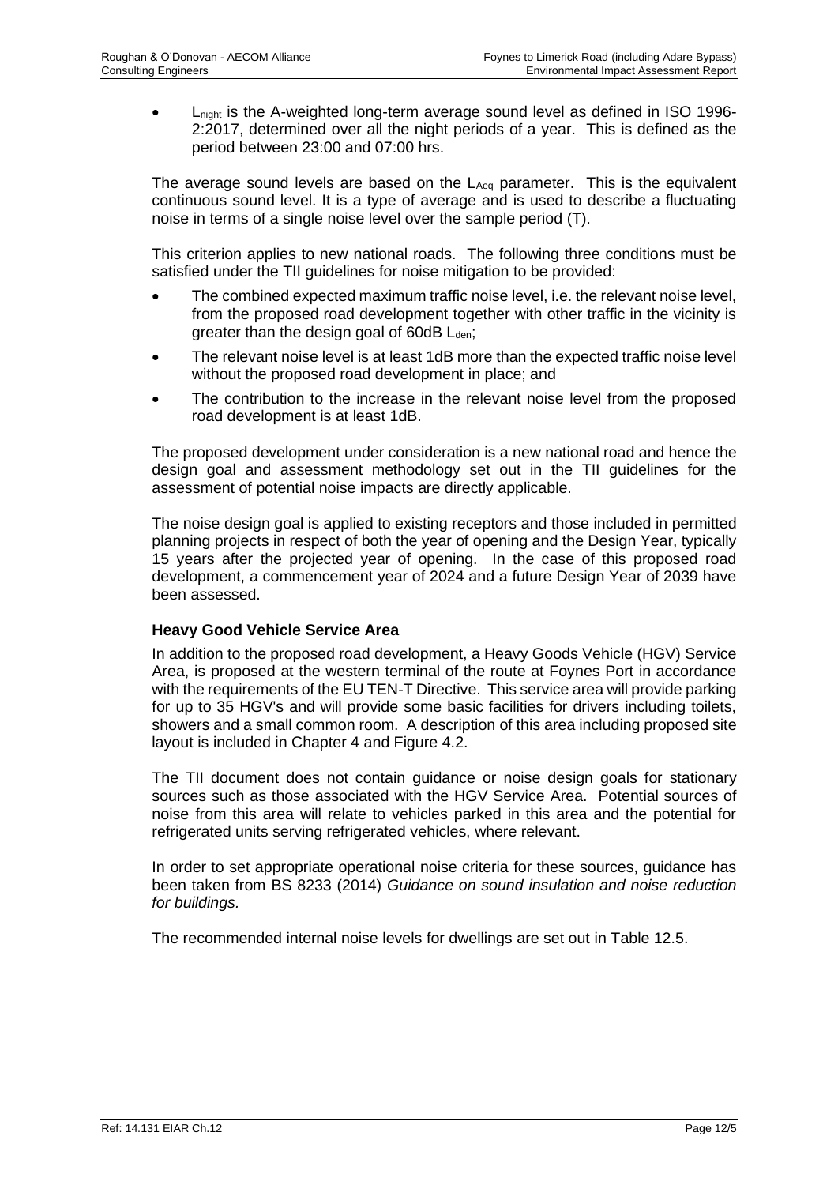- $L_{night}$ is the A-weighted long-term average sound level as defined in ISO 1996-2:2017, determined over all the night periods of a year. This is defined as the period between 23:00 and 07:00 hrs.

The average sound levels are based on the $L_{Aeq}$ parameter. This is the equivalent continuous sound level. It is a type of average and is used to describe a fluctuating noise in terms of a single noise level over the sample period (T).

This criterion applies to new national roads. The following three conditions must be satisfied under the TII guidelines for noise mitigation to be provided:

- The combined expected maximum traffic noise level, i.e. the relevant noise level, from the proposed road development together with other traffic in the vicinity is greater than the design goal of 60dB $L_{den}$;
- The relevant noise level is at least 1dB more than the expected traffic noise level without the proposed road development in place; and
- The contribution to the increase in the relevant noise level from the proposed road development is at least 1dB.

The proposed development under consideration is a new national road and hence the design goal and assessment methodology set out in the TII guidelines for the assessment of potential noise impacts are directly applicable.

The noise design goal is applied to existing receptors and those included in permitted planning projects in respect of both the year of opening and the Design Year, typically 15 years after the projected year of opening. In the case of this proposed road development, a commencement year of 2024 and a future Design Year of 2039 have been assessed.

**Heavy Good Vehicle Service Area**

In addition to the proposed road development, a Heavy Goods Vehicle (HGV) Service Area, is proposed at the western terminal of the route at Foynes Port in accordance with the requirements of the EU TEN-T Directive. This service area will provide parking for up to 35 HGV's and will provide some basic facilities for drivers including toilets, showers and a small common room. A description of this area including proposed site layout is included in Chapter 4 and Figure 4.2.

The TII document does not contain guidance or noise design goals for stationary sources such as those associated with the HGV Service Area. Potential sources of noise from this area will relate to vehicles parked in this area and the potential for refrigerated units serving refrigerated vehicles, where relevant.

In order to set appropriate operational noise criteria for these sources, guidance has been taken from BS 8233 (2014) *Guidance on sound insulation and noise reduction for buildings.*

The recommended internal noise levels for dwellings are set out in Table 12.5.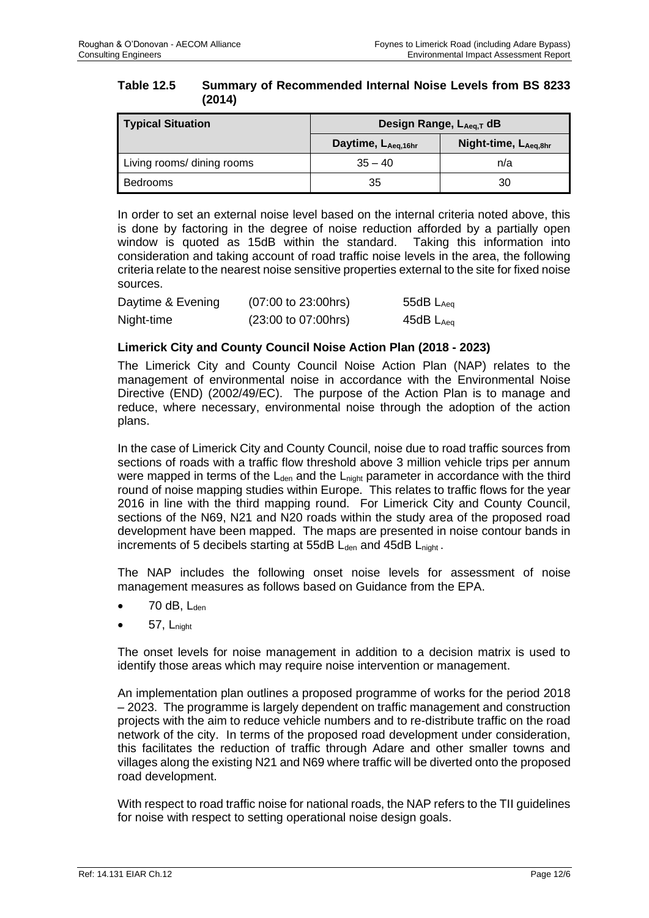**Table 12.5 Summary of Recommended Internal Noise Levels from BS 8233 (2014)**

| Typical Situation | Design Range, $L_{Aeq,T}$ dB | |
|---|---|---|
| | Daytime, $L_{Aeq,16hr}$ | Night-time, $L_{Aeq,8hr}$ |
| Living rooms/ dining rooms | 35 – 40 | n/a |
| Bedrooms | 35 | 30 |

In order to set an external noise level based on the internal criteria noted above, this is done by factoring in the degree of noise reduction afforded by a partially open window is quoted as 15dB within the standard. Taking this information into consideration and taking account of road traffic noise levels in the area, the following criteria relate to the nearest noise sensitive properties external to the site for fixed noise sources.

| | | |
|---|---|---|
| Daytime & Evening | (07:00 to 23:00hrs) | 55dB $L_{Aeq}$ |
| Night-time | (23:00 to 07:00hrs) | 45dB $L_{Aeq}$ |

**Limerick City and County Council Noise Action Plan (2018 - 2023)**

The Limerick City and County Council Noise Action Plan (NAP) relates to the management of environmental noise in accordance with the Environmental Noise Directive (END) (2002/49/EC). The purpose of the Action Plan is to manage and reduce, where necessary, environmental noise through the adoption of the action plans.

In the case of Limerick City and County Council, noise due to road traffic sources from sections of roads with a traffic flow threshold above 3 million vehicle trips per annum were mapped in terms of the $L_{den}$ and the $L_{night}$ parameter in accordance with the third round of noise mapping studies within Europe. This relates to traffic flows for the year 2016 in line with the third mapping round. For Limerick City and County Council, sections of the N69, N21 and N20 roads within the study area of the proposed road development have been mapped. The maps are presented in noise contour bands in increments of 5 decibels starting at 55dB $L_{den}$ and 45dB $L_{night}$ .

The NAP includes the following onset noise levels for assessment of noise management measures as follows based on Guidance from the EPA.

- 70 dB, $L_{den}$
- 57, $L_{night}$

The onset levels for noise management in addition to a decision matrix is used to identify those areas which may require noise intervention or management.

An implementation plan outlines a proposed programme of works for the period 2018 – 2023. The programme is largely dependent on traffic management and construction projects with the aim to reduce vehicle numbers and to re-distribute traffic on the road network of the city. In terms of the proposed road development under consideration, this facilitates the reduction of traffic through Adare and other smaller towns and villages along the existing N21 and N69 where traffic will be diverted onto the proposed road development.

With respect to road traffic noise for national roads, the NAP refers to the TII guidelines for noise with respect to setting operational noise design goals.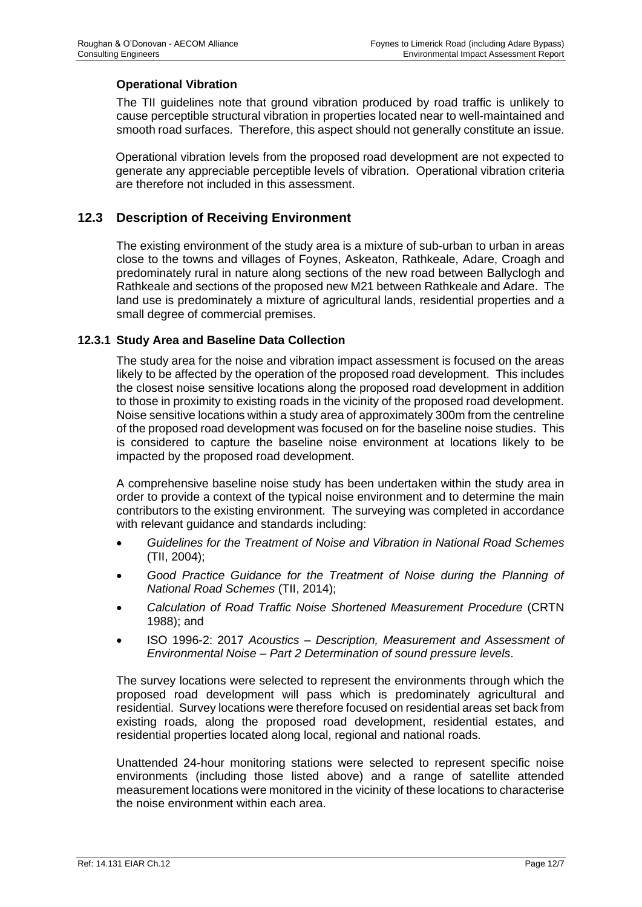**Operational Vibration**

The TII guidelines note that ground vibration produced by road traffic is unlikely to cause perceptible structural vibration in properties located near to well-maintained and smooth road surfaces. Therefore, this aspect should not generally constitute an issue.

Operational vibration levels from the proposed road development are not expected to generate any appreciable perceptible levels of vibration. Operational vibration criteria are therefore not included in this assessment.

## 12.3 Description of Receiving Environment

The existing environment of the study area is a mixture of sub-urban to urban in areas close to the towns and villages of Foynes, Askeaton, Rathkeale, Adare, Croagh and predominately rural in nature along sections of the new road between Ballyclogh and Rathkeale and sections of the proposed new M21 between Rathkeale and Adare. The land use is predominately a mixture of agricultural lands, residential properties and a small degree of commercial premises.

### 12.3.1 Study Area and Baseline Data Collection

The study area for the noise and vibration impact assessment is focused on the areas likely to be affected by the operation of the proposed road development. This includes the closest noise sensitive locations along the proposed road development in addition to those in proximity to existing roads in the vicinity of the proposed road development. Noise sensitive locations within a study area of approximately 300m from the centreline of the proposed road development was focused on for the baseline noise studies. This is considered to capture the baseline noise environment at locations likely to be impacted by the proposed road development.

A comprehensive baseline noise study has been undertaken within the study area in order to provide a context of the typical noise environment and to determine the main contributors to the existing environment. The surveying was completed in accordance with relevant guidance and standards including:

- *Guidelines for the Treatment of Noise and Vibration in National Road Schemes* (TII, 2004);
- *Good Practice Guidance for the Treatment of Noise during the Planning of National Road Schemes* (TII, 2014);
- *Calculation of Road Traffic Noise Shortened Measurement Procedure* (CRTN 1988); and
- ISO 1996-2: 2017 *Acoustics – Description, Measurement and Assessment of Environmental Noise – Part 2 Determination of sound pressure levels*.

The survey locations were selected to represent the environments through which the proposed road development will pass which is predominately agricultural and residential. Survey locations were therefore focused on residential areas set back from existing roads, along the proposed road development, residential estates, and residential properties located along local, regional and national roads.

Unattended 24-hour monitoring stations were selected to represent specific noise environments (including those listed above) and a range of satellite attended measurement locations were monitored in the vicinity of these locations to characterise the noise environment within each area.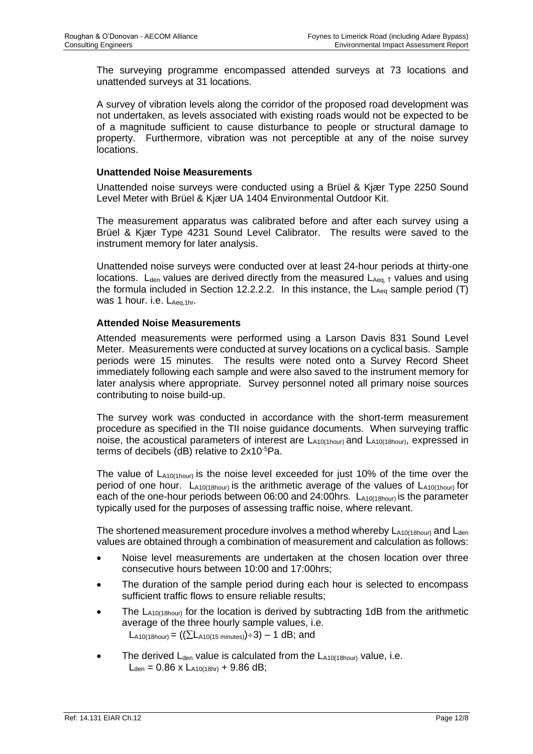The surveying programme encompassed attended surveys at 73 locations and unattended surveys at 31 locations.

A survey of vibration levels along the corridor of the proposed road development was not undertaken, as levels associated with existing roads would not be expected to be of a magnitude sufficient to cause disturbance to people or structural damage to property. Furthermore, vibration was not perceptible at any of the noise survey locations.

**Unattended Noise Measurements**

Unattended noise surveys were conducted using a Brüel & Kjær Type 2250 Sound Level Meter with Brüel & Kjær UA 1404 Environmental Outdoor Kit.

The measurement apparatus was calibrated before and after each survey using a Brüel & Kjær Type 4231 Sound Level Calibrator. The results were saved to the instrument memory for later analysis.

Unattended noise surveys were conducted over at least 24-hour periods at thirty-one locations. $L_{den}$ values are derived directly from the measured $L_{Aeq,\,T}$ values and using the formula included in Section 12.2.2.2. In this instance, the $L_{Aeq}$ sample period (T) was 1 hour. i.e. $L_{Aeq,1hr}$.

**Attended Noise Measurements**

Attended measurements were performed using a Larson Davis 831 Sound Level Meter. Measurements were conducted at survey locations on a cyclical basis. Sample periods were 15 minutes. The results were noted onto a Survey Record Sheet immediately following each sample and were also saved to the instrument memory for later analysis where appropriate. Survey personnel noted all primary noise sources contributing to noise build-up.

The survey work was conducted in accordance with the short-term measurement procedure as specified in the TII noise guidance documents. When surveying traffic noise, the acoustical parameters of interest are $L_{A10(1hour)}$ and $L_{A10(18hour)}$, expressed in terms of decibels (dB) relative to $2x10^{-5}$Pa.

The value of $L_{A10(1hour)}$ is the noise level exceeded for just 10% of the time over the period of one hour. $L_{A10(18hour)}$ is the arithmetic average of the values of $L_{A10(1hour)}$ for each of the one-hour periods between 06:00 and 24:00hrs. $L_{A10(18hour)}$ is the parameter typically used for the purposes of assessing traffic noise, where relevant.

The shortened measurement procedure involves a method whereby $L_{A10(18hour)}$ and $L_{den}$ values are obtained through a combination of measurement and calculation as follows:

- Noise level measurements are undertaken at the chosen location over three consecutive hours between 10:00 and 17:00hrs;
- The duration of the sample period during each hour is selected to encompass sufficient traffic flows to ensure reliable results;
- The $L_{A10(18hour)}$ for the location is derived by subtracting 1dB from the arithmetic average of the three hourly sample values, i.e.
  $L_{A10(18hour)} = ((\sum L_{A10(15\ minutes)}) \div 3) - 1$ dB; and
- The derived $L_{den}$ value is calculated from the $L_{A10(18hour)}$ value, i.e.
  $L_{den} = 0.86 \times L_{A10(18hr)} + 9.86$ dB;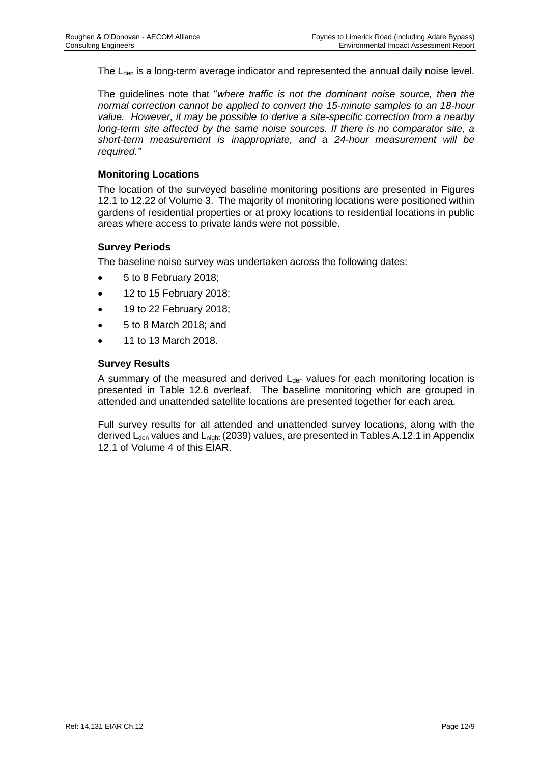The $L_{den}$ is a long-term average indicator and represented the annual daily noise level.

The guidelines note that "*where traffic is not the dominant noise source, then the normal correction cannot be applied to convert the 15-minute samples to an 18-hour value. However, it may be possible to derive a site-specific correction from a nearby long-term site affected by the same noise sources. If there is no comparator site, a short-term measurement is inappropriate, and a 24-hour measurement will be required.*"

### Monitoring Locations

The location of the surveyed baseline monitoring positions are presented in Figures 12.1 to 12.22 of Volume 3. The majority of monitoring locations were positioned within gardens of residential properties or at proxy locations to residential locations in public areas where access to private lands were not possible.

### Survey Periods

The baseline noise survey was undertaken across the following dates:

- 5 to 8 February 2018;
- 12 to 15 February 2018;
- 19 to 22 February 2018;
- 5 to 8 March 2018; and
- 11 to 13 March 2018.

### Survey Results

A summary of the measured and derived $L_{den}$ values for each monitoring location is presented in Table 12.6 overleaf. The baseline monitoring which are grouped in attended and unattended satellite locations are presented together for each area.

Full survey results for all attended and unattended survey locations, along with the derived $L_{den}$ values and $L_{night}$ (2039) values, are presented in Tables A.12.1 in Appendix 12.1 of Volume 4 of this EIAR.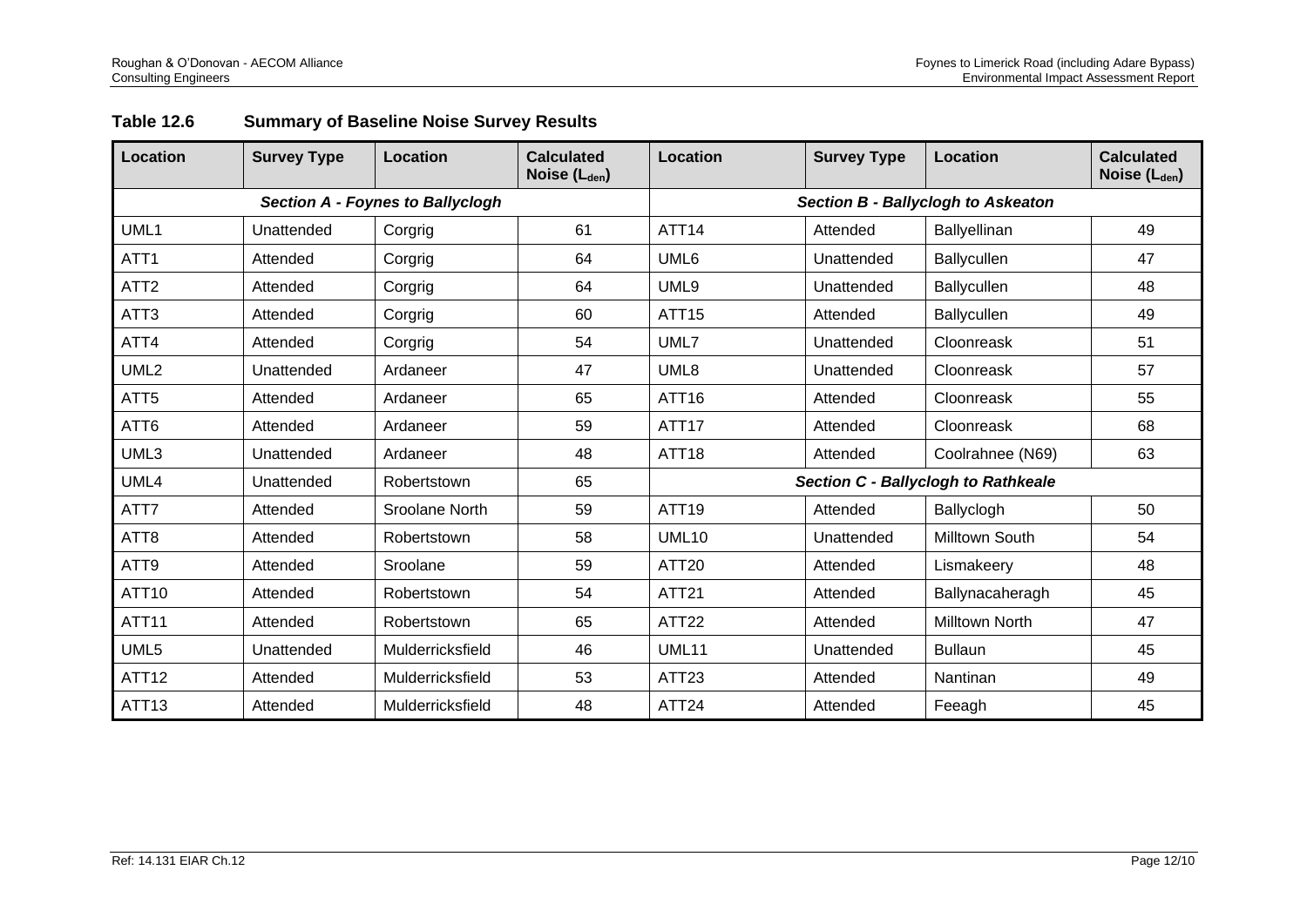**Table 12.6 Summary of Baseline Noise Survey Results**

| Location | Survey Type | Location | Calculated Noise ($L_{den}$) | Location | Survey Type | Location | Calculated Noise ($L_{den}$) |
|---|---|---|---|---|---|---|---|
| ***Section A - Foynes to Ballyclogh*** | | | | ***Section B - Ballyclogh to Askeaton*** | | | |
| UML1 | Unattended | Corgrig | 61 | ATT14 | Attended | Ballyellinan | 49 |
| ATT1 | Attended | Corgrig | 64 | UML6 | Unattended | Ballycullen | 47 |
| ATT2 | Attended | Corgrig | 64 | UML9 | Unattended | Ballycullen | 48 |
| ATT3 | Attended | Corgrig | 60 | ATT15 | Attended | Ballycullen | 49 |
| ATT4 | Attended | Corgrig | 54 | UML7 | Unattended | Cloonreask | 51 |
| UML2 | Unattended | Ardaneer | 47 | UML8 | Unattended | Cloonreask | 57 |
| ATT5 | Attended | Ardaneer | 65 | ATT16 | Attended | Cloonreask | 55 |
| ATT6 | Attended | Ardaneer | 59 | ATT17 | Attended | Cloonreask | 68 |
| UML3 | Unattended | Ardaneer | 48 | ATT18 | Attended | Coolrahnee (N69) | 63 |
| UML4 | Unattended | Robertstown | 65 | ***Section C - Ballyclogh to Rathkeale*** | | | |
| ATT7 | Attended | Sroolane North | 59 | ATT19 | Attended | Ballyclogh | 50 |
| ATT8 | Attended | Robertstown | 58 | UML10 | Unattended | Milltown South | 54 |
| ATT9 | Attended | Sroolane | 59 | ATT20 | Attended | Lismakeery | 48 |
| ATT10 | Attended | Robertstown | 54 | ATT21 | Attended | Ballynacaheragh | 45 |
| ATT11 | Attended | Robertstown | 65 | ATT22 | Attended | Milltown North | 47 |
| UML5 | Unattended | Mulderricksfield | 46 | UML11 | Unattended | Bullaun | 45 |
| ATT12 | Attended | Mulderricksfield | 53 | ATT23 | Attended | Nantinan | 49 |
| ATT13 | Attended | Mulderricksfield | 48 | ATT24 | Attended | Feeagh | 45 |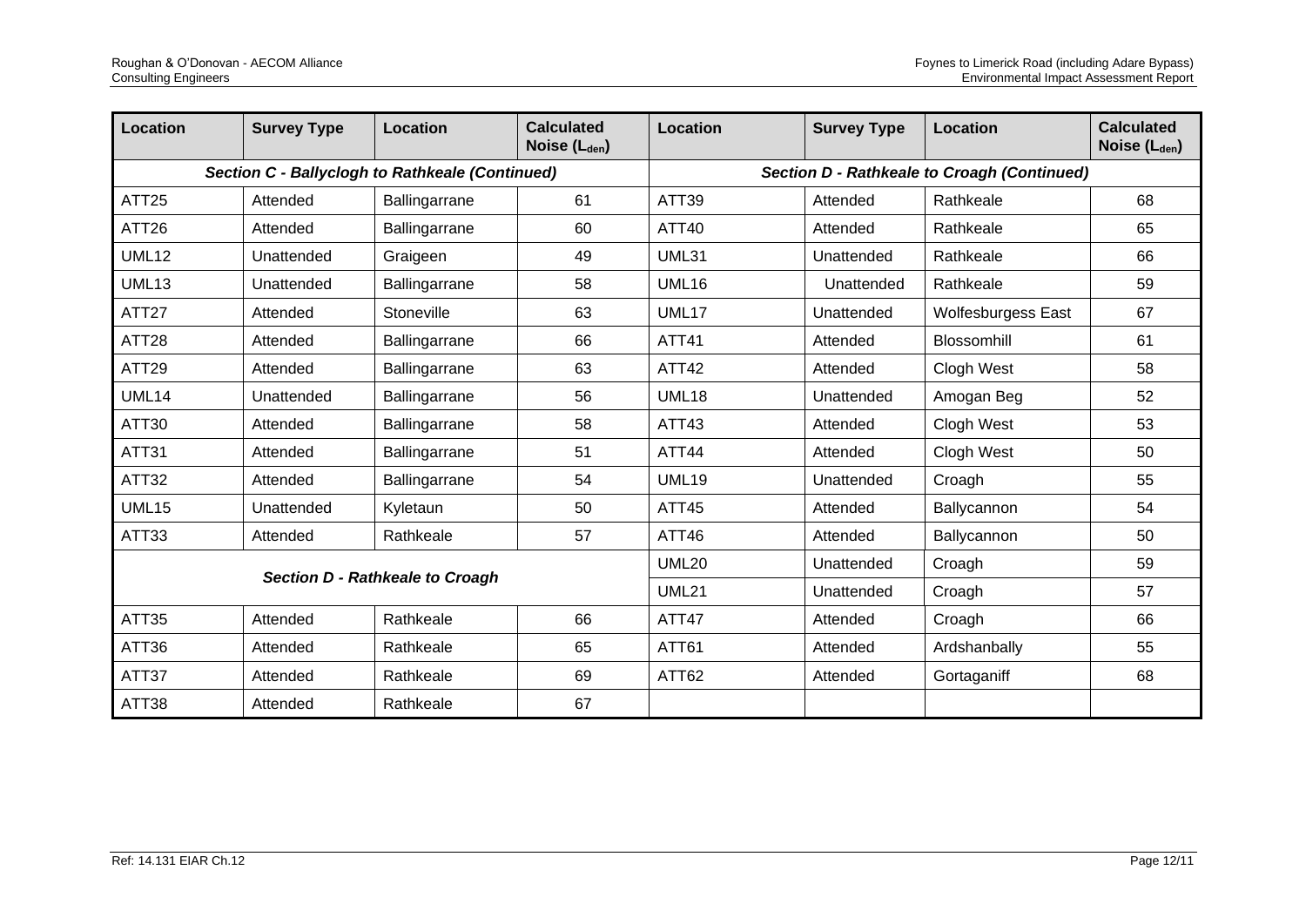| Location | Survey Type | Location | Calculated Noise ($L_{den}$) | Location | Survey Type | Location | Calculated Noise ($L_{den}$) |
|---|---|---|---|---|---|---|---|
| ***Section C - Ballyclogh to Rathkeale (Continued)*** | | | | ***Section D - Rathkeale to Croagh (Continued)*** | | | |
| ATT25 | Attended | Ballingarrane | 61 | ATT39 | Attended | Rathkeale | 68 |
| ATT26 | Attended | Ballingarrane | 60 | ATT40 | Attended | Rathkeale | 65 |
| UML12 | Unattended | Graigeen | 49 | UML31 | Unattended | Rathkeale | 66 |
| UML13 | Unattended | Ballingarrane | 58 | UML16 | Unattended | Rathkeale | 59 |
| ATT27 | Attended | Stoneville | 63 | UML17 | Unattended | Wolfesburgess East | 67 |
| ATT28 | Attended | Ballingarrane | 66 | ATT41 | Attended | Blossomhill | 61 |
| ATT29 | Attended | Ballingarrane | 63 | ATT42 | Attended | Clogh West | 58 |
| UML14 | Unattended | Ballingarrane | 56 | UML18 | Unattended | Amogan Beg | 52 |
| ATT30 | Attended | Ballingarrane | 58 | ATT43 | Attended | Clogh West | 53 |
| ATT31 | Attended | Ballingarrane | 51 | ATT44 | Attended | Clogh West | 50 |
| ATT32 | Attended | Ballingarrane | 54 | UML19 | Unattended | Croagh | 55 |
| UML15 | Unattended | Kyletaun | 50 | ATT45 | Attended | Ballycannon | 54 |
| ATT33 | Attended | Rathkeale | 57 | ATT46 | Attended | Ballycannon | 50 |
| ***Section D - Rathkeale to Croagh*** | | | | UML20 | Unattended | Croagh | 59 |
| | | | | UML21 | Unattended | Croagh | 57 |
| ATT35 | Attended | Rathkeale | 66 | ATT47 | Attended | Croagh | 66 |
| ATT36 | Attended | Rathkeale | 65 | ATT61 | Attended | Ardshanbally | 55 |
| ATT37 | Attended | Rathkeale | 69 | ATT62 | Attended | Gortaganiff | 68 |
| ATT38 | Attended | Rathkeale | 67 | | | | |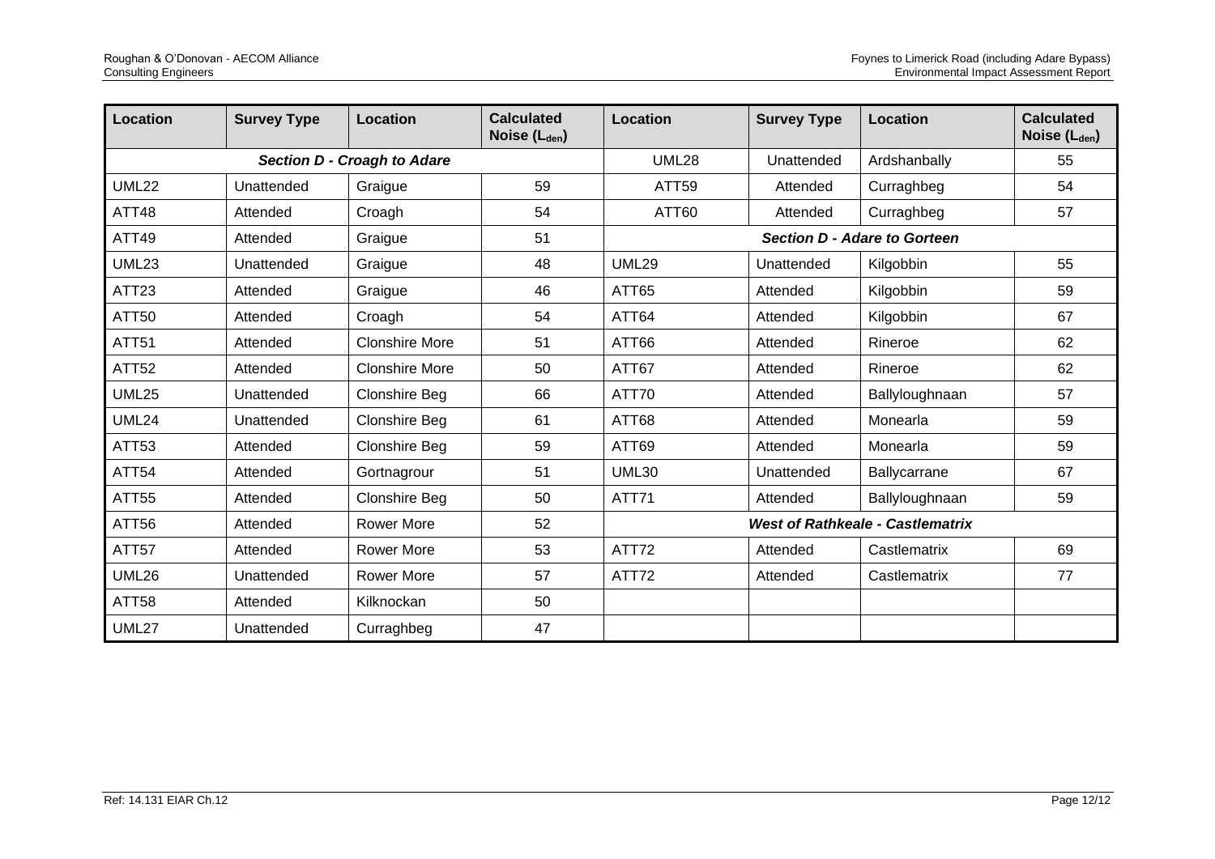| Location | Survey Type | Location | Calculated Noise ($L_{den}$) | Location | Survey Type | Location | Calculated Noise ($L_{den}$) |
|---|---|---|---|---|---|---|---|
| ***Section D - Croagh to Adare*** | | | | UML28 | Unattended | Ardshanbally | 55 |
| UML22 | Unattended | Graigue | 59 | ATT59 | Attended | Curraghbeg | 54 |
| ATT48 | Attended | Croagh | 54 | ATT60 | Attended | Curraghbeg | 57 |
| ATT49 | Attended | Graigue | 51 | ***Section D - Adare to Gorteen*** | | | |
| UML23 | Unattended | Graigue | 48 | UML29 | Unattended | Kilgobbin | 55 |
| ATT23 | Attended | Graigue | 46 | ATT65 | Attended | Kilgobbin | 59 |
| ATT50 | Attended | Croagh | 54 | ATT64 | Attended | Kilgobbin | 67 |
| ATT51 | Attended | Clonshire More | 51 | ATT66 | Attended | Rineroe | 62 |
| ATT52 | Attended | Clonshire More | 50 | ATT67 | Attended | Rineroe | 62 |
| UML25 | Unattended | Clonshire Beg | 66 | ATT70 | Attended | Ballyloughnaan | 57 |
| UML24 | Unattended | Clonshire Beg | 61 | ATT68 | Attended | Monearla | 59 |
| ATT53 | Attended | Clonshire Beg | 59 | ATT69 | Attended | Monearla | 59 |
| ATT54 | Attended | Gortnagrour | 51 | UML30 | Unattended | Ballycarrane | 67 |
| ATT55 | Attended | Clonshire Beg | 50 | ATT71 | Attended | Ballyloughnaan | 59 |
| ATT56 | Attended | Rower More | 52 | ***West of Rathkeale - Castlematrix*** | | | |
| ATT57 | Attended | Rower More | 53 | ATT72 | Attended | Castlematrix | 69 |
| UML26 | Unattended | Rower More | 57 | ATT72 | Attended | Castlematrix | 77 |
| ATT58 | Attended | Kilknockan | 50 | | | | |
| UML27 | Unattended | Curraghbeg | 47 | | | | |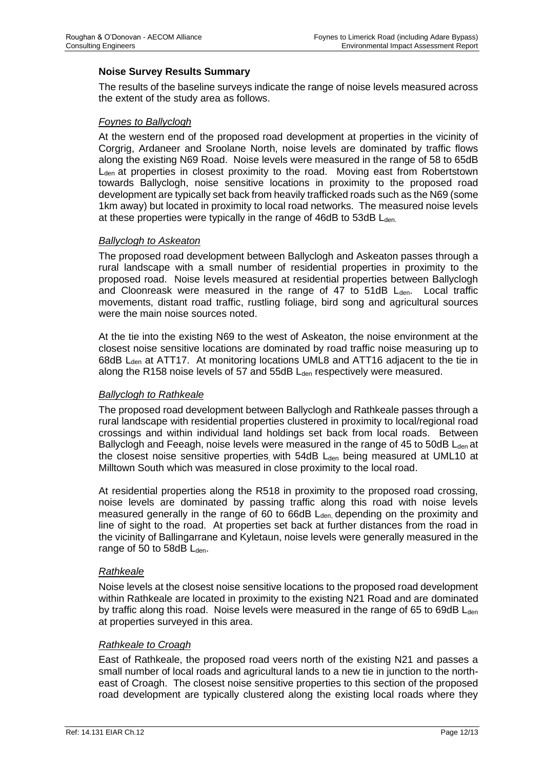### Noise Survey Results Summary

The results of the baseline surveys indicate the range of noise levels measured across the extent of the study area as follows.

*Foynes to Ballyclogh*

At the western end of the proposed road development at properties in the vicinity of Corgrig, Ardaneer and Sroolane North, noise levels are dominated by traffic flows along the existing N69 Road. Noise levels were measured in the range of 58 to 65dB $L_{den}$ at properties in closest proximity to the road. Moving east from Robertstown towards Ballyclogh, noise sensitive locations in proximity to the proposed road development are typically set back from heavily trafficked roads such as the N69 (some 1km away) but located in proximity to local road networks. The measured noise levels at these properties were typically in the range of 46dB to 53dB $L_{den}$.

*Ballyclogh to Askeaton*

The proposed road development between Ballyclogh and Askeaton passes through a rural landscape with a small number of residential properties in proximity to the proposed road. Noise levels measured at residential properties between Ballyclogh and Cloonreask were measured in the range of 47 to 51dB $L_{den}$. Local traffic movements, distant road traffic, rustling foliage, bird song and agricultural sources were the main noise sources noted.

At the tie into the existing N69 to the west of Askeaton, the noise environment at the closest noise sensitive locations are dominated by road traffic noise measuring up to 68dB $L_{den}$ at ATT17. At monitoring locations UML8 and ATT16 adjacent to the tie in along the R158 noise levels of 57 and 55dB $L_{den}$ respectively were measured.

*Ballyclogh to Rathkeale*

The proposed road development between Ballyclogh and Rathkeale passes through a rural landscape with residential properties clustered in proximity to local/regional road crossings and within individual land holdings set back from local roads. Between Ballyclogh and Feeagh, noise levels were measured in the range of 45 to 50dB $L_{den}$ at the closest noise sensitive properties, with 54dB $L_{den}$ being measured at UML10 at Milltown South which was measured in close proximity to the local road.

At residential properties along the R518 in proximity to the proposed road crossing, noise levels are dominated by passing traffic along this road with noise levels measured generally in the range of 60 to 66dB $L_{den}$, depending on the proximity and line of sight to the road. At properties set back at further distances from the road in the vicinity of Ballingarrane and Kyletaun, noise levels were generally measured in the range of 50 to 58dB $L_{den}$.

*Rathkeale*

Noise levels at the closest noise sensitive locations to the proposed road development within Rathkeale are located in proximity to the existing N21 Road and are dominated by traffic along this road. Noise levels were measured in the range of 65 to 69dB $L_{den}$ at properties surveyed in this area.

*Rathkeale to Croagh*

East of Rathkeale, the proposed road veers north of the existing N21 and passes a small number of local roads and agricultural lands to a new tie in junction to the north-east of Croagh. The closest noise sensitive properties to this section of the proposed road development are typically clustered along the existing local roads where they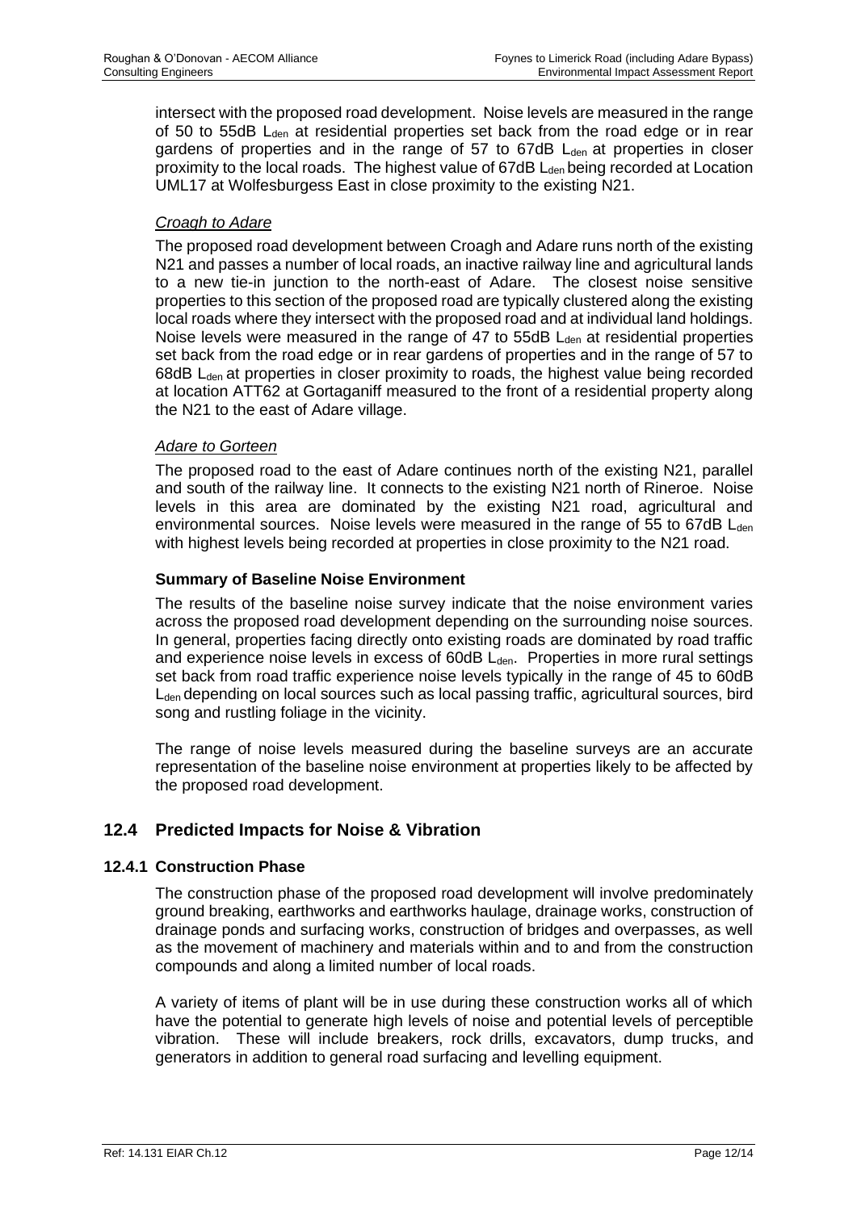intersect with the proposed road development. Noise levels are measured in the range of 50 to 55dB $L_{den}$ at residential properties set back from the road edge or in rear gardens of properties and in the range of 57 to 67dB $L_{den}$ at properties in closer proximity to the local roads. The highest value of 67dB $L_{den}$ being recorded at Location UML17 at Wolfesburgess East in close proximity to the existing N21.

*Croagh to Adare*

The proposed road development between Croagh and Adare runs north of the existing N21 and passes a number of local roads, an inactive railway line and agricultural lands to a new tie-in junction to the north-east of Adare. The closest noise sensitive properties to this section of the proposed road are typically clustered along the existing local roads where they intersect with the proposed road and at individual land holdings. Noise levels were measured in the range of 47 to 55dB $L_{den}$ at residential properties set back from the road edge or in rear gardens of properties and in the range of 57 to 68dB $L_{den}$ at properties in closer proximity to roads, the highest value being recorded at location ATT62 at Gortaganiff measured to the front of a residential property along the N21 to the east of Adare village.

*Adare to Gorteen*

The proposed road to the east of Adare continues north of the existing N21, parallel and south of the railway line. It connects to the existing N21 north of Rineroe. Noise levels in this area are dominated by the existing N21 road, agricultural and environmental sources. Noise levels were measured in the range of 55 to 67dB $L_{den}$ with highest levels being recorded at properties in close proximity to the N21 road.

**Summary of Baseline Noise Environment**

The results of the baseline noise survey indicate that the noise environment varies across the proposed road development depending on the surrounding noise sources. In general, properties facing directly onto existing roads are dominated by road traffic and experience noise levels in excess of 60dB $L_{den}$. Properties in more rural settings set back from road traffic experience noise levels typically in the range of 45 to 60dB $L_{den}$ depending on local sources such as local passing traffic, agricultural sources, bird song and rustling foliage in the vicinity.

The range of noise levels measured during the baseline surveys are an accurate representation of the baseline noise environment at properties likely to be affected by the proposed road development.

## 12.4 Predicted Impacts for Noise & Vibration

### 12.4.1 Construction Phase

The construction phase of the proposed road development will involve predominately ground breaking, earthworks and earthworks haulage, drainage works, construction of drainage ponds and surfacing works, construction of bridges and overpasses, as well as the movement of machinery and materials within and to and from the construction compounds and along a limited number of local roads.

A variety of items of plant will be in use during these construction works all of which have the potential to generate high levels of noise and potential levels of perceptible vibration. These will include breakers, rock drills, excavators, dump trucks, and generators in addition to general road surfacing and levelling equipment.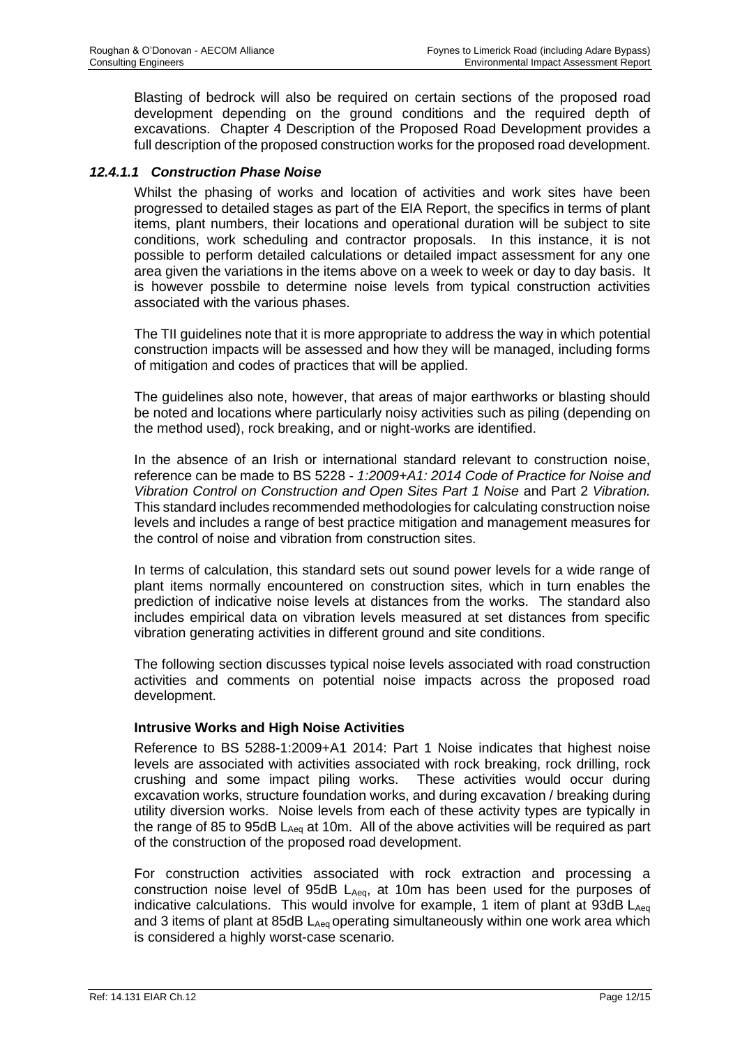Blasting of bedrock will also be required on certain sections of the proposed road development depending on the ground conditions and the required depth of excavations. Chapter 4 Description of the Proposed Road Development provides a full description of the proposed construction works for the proposed road development.

#### *12.4.1.1 Construction Phase Noise*

Whilst the phasing of works and location of activities and work sites have been progressed to detailed stages as part of the EIA Report, the specifics in terms of plant items, plant numbers, their locations and operational duration will be subject to site conditions, work scheduling and contractor proposals. In this instance, it is not possible to perform detailed calculations or detailed impact assessment for any one area given the variations in the items above on a week to week or day to day basis. It is however possbile to determine noise levels from typical construction activities associated with the various phases.

The TII guidelines note that it is more appropriate to address the way in which potential construction impacts will be assessed and how they will be managed, including forms of mitigation and codes of practices that will be applied.

The guidelines also note, however, that areas of major earthworks or blasting should be noted and locations where particularly noisy activities such as piling (depending on the method used), rock breaking, and or night-works are identified.

In the absence of an Irish or international standard relevant to construction noise, reference can be made to BS 5228 - *1:2009+A1: 2014 Code of Practice for Noise and Vibration Control on Construction and Open Sites Part 1 Noise* and Part 2 *Vibration.* This standard includes recommended methodologies for calculating construction noise levels and includes a range of best practice mitigation and management measures for the control of noise and vibration from construction sites.

In terms of calculation, this standard sets out sound power levels for a wide range of plant items normally encountered on construction sites, which in turn enables the prediction of indicative noise levels at distances from the works. The standard also includes empirical data on vibration levels measured at set distances from specific vibration generating activities in different ground and site conditions.

The following section discusses typical noise levels associated with road construction activities and comments on potential noise impacts across the proposed road development.

**Intrusive Works and High Noise Activities**

Reference to BS 5288-1:2009+A1 2014: Part 1 Noise indicates that highest noise levels are associated with activities associated with rock breaking, rock drilling, rock crushing and some impact piling works. These activities would occur during excavation works, structure foundation works, and during excavation / breaking during utility diversion works. Noise levels from each of these activity types are typically in the range of 85 to 95dB $L_{Aeq}$ at 10m. All of the above activities will be required as part of the construction of the proposed road development.

For construction activities associated with rock extraction and processing a construction noise level of 95dB $L_{Aeq}$, at 10m has been used for the purposes of indicative calculations. This would involve for example, 1 item of plant at 93dB $L_{Aeq}$ and 3 items of plant at 85dB $L_{Aeq}$ operating simultaneously within one work area which is considered a highly worst-case scenario.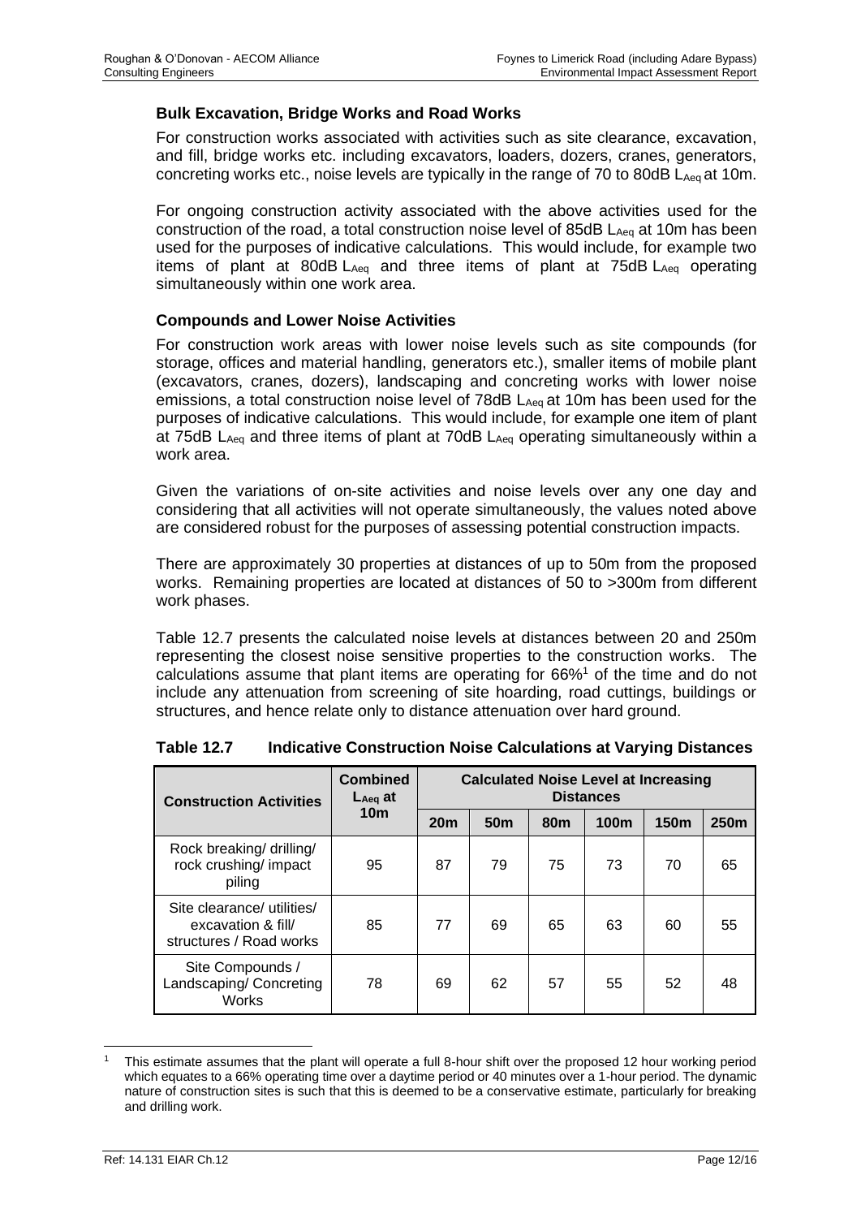### Bulk Excavation, Bridge Works and Road Works

For construction works associated with activities such as site clearance, excavation, and fill, bridge works etc. including excavators, loaders, dozers, cranes, generators, concreting works etc., noise levels are typically in the range of 70 to 80dB $L_{Aeq}$ at 10m.

For ongoing construction activity associated with the above activities used for the construction of the road, a total construction noise level of 85dB $L_{Aeq}$ at 10m has been used for the purposes of indicative calculations. This would include, for example two items of plant at 80dB $L_{Aeq}$ and three items of plant at 75dB $L_{Aeq}$ operating simultaneously within one work area.

### Compounds and Lower Noise Activities

For construction work areas with lower noise levels such as site compounds (for storage, offices and material handling, generators etc.), smaller items of mobile plant (excavators, cranes, dozers), landscaping and concreting works with lower noise emissions, a total construction noise level of 78dB $L_{Aeq}$ at 10m has been used for the purposes of indicative calculations. This would include, for example one item of plant at 75dB $L_{Aeq}$ and three items of plant at 70dB $L_{Aeq}$ operating simultaneously within a work area.

Given the variations of on-site activities and noise levels over any one day and considering that all activities will not operate simultaneously, the values noted above are considered robust for the purposes of assessing potential construction impacts.

There are approximately 30 properties at distances of up to 50m from the proposed works. Remaining properties are located at distances of 50 to >300m from different work phases.

Table 12.7 presents the calculated noise levels at distances between 20 and 250m representing the closest noise sensitive properties to the construction works. The calculations assume that plant items are operating for 66%[1] of the time and do not include any attenuation from screening of site hoarding, road cuttings, buildings or structures, and hence relate only to distance attenuation over hard ground.

**Table 12.7 Indicative Construction Noise Calculations at Varying Distances**

| Construction Activities | Combined $L_{Aeq}$ at 10m | Calculated Noise Level at Increasing Distances | | | | | |
|---|---|---|---|---|---|---|---|
| | | 20m | 50m | 80m | 100m | 150m | 250m |
| Rock breaking/ drilling/ rock crushing/ impact piling | 95 | 87 | 79 | 75 | 73 | 70 | 65 |
| Site clearance/ utilities/ excavation & fill/ structures / Road works | 85 | 77 | 69 | 65 | 63 | 60 | 55 |
| Site Compounds / Landscaping/ Concreting Works | 78 | 69 | 62 | 57 | 55 | 52 | 48 |

[1] This estimate assumes that the plant will operate a full 8-hour shift over the proposed 12 hour working period which equates to a 66% operating time over a daytime period or 40 minutes over a 1-hour period. The dynamic nature of construction sites is such that this is deemed to be a conservative estimate, particularly for breaking and drilling work.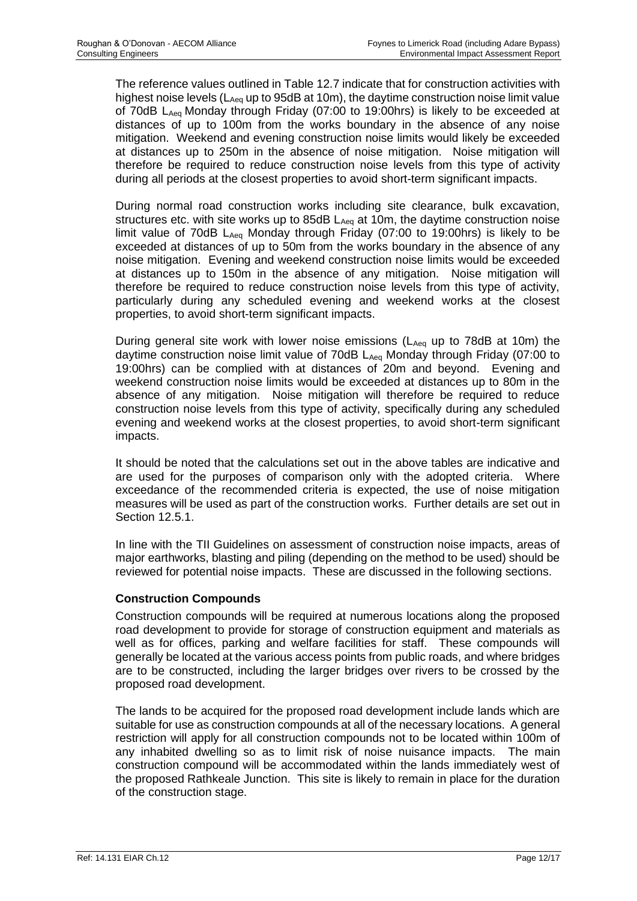The reference values outlined in Table 12.7 indicate that for construction activities with highest noise levels ($L_{Aeq}$ up to 95dB at 10m), the daytime construction noise limit value of 70dB $L_{Aeq}$ Monday through Friday (07:00 to 19:00hrs) is likely to be exceeded at distances of up to 100m from the works boundary in the absence of any noise mitigation. Weekend and evening construction noise limits would likely be exceeded at distances up to 250m in the absence of noise mitigation. Noise mitigation will therefore be required to reduce construction noise levels from this type of activity during all periods at the closest properties to avoid short-term significant impacts.

During normal road construction works including site clearance, bulk excavation, structures etc. with site works up to 85dB $L_{Aeq}$ at 10m, the daytime construction noise limit value of 70dB $L_{Aeq}$ Monday through Friday (07:00 to 19:00hrs) is likely to be exceeded at distances of up to 50m from the works boundary in the absence of any noise mitigation. Evening and weekend construction noise limits would be exceeded at distances up to 150m in the absence of any mitigation. Noise mitigation will therefore be required to reduce construction noise levels from this type of activity, particularly during any scheduled evening and weekend works at the closest properties, to avoid short-term significant impacts.

During general site work with lower noise emissions ($L_{Aeq}$ up to 78dB at 10m) the daytime construction noise limit value of 70dB $L_{Aeq}$ Monday through Friday (07:00 to 19:00hrs) can be complied with at distances of 20m and beyond. Evening and weekend construction noise limits would be exceeded at distances up to 80m in the absence of any mitigation. Noise mitigation will therefore be required to reduce construction noise levels from this type of activity, specifically during any scheduled evening and weekend works at the closest properties, to avoid short-term significant impacts.

It should be noted that the calculations set out in the above tables are indicative and are used for the purposes of comparison only with the adopted criteria. Where exceedance of the recommended criteria is expected, the use of noise mitigation measures will be used as part of the construction works. Further details are set out in Section 12.5.1.

In line with the TII Guidelines on assessment of construction noise impacts, areas of major earthworks, blasting and piling (depending on the method to be used) should be reviewed for potential noise impacts. These are discussed in the following sections.

**Construction Compounds**

Construction compounds will be required at numerous locations along the proposed road development to provide for storage of construction equipment and materials as well as for offices, parking and welfare facilities for staff. These compounds will generally be located at the various access points from public roads, and where bridges are to be constructed, including the larger bridges over rivers to be crossed by the proposed road development.

The lands to be acquired for the proposed road development include lands which are suitable for use as construction compounds at all of the necessary locations. A general restriction will apply for all construction compounds not to be located within 100m of any inhabited dwelling so as to limit risk of noise nuisance impacts. The main construction compound will be accommodated within the lands immediately west of the proposed Rathkeale Junction. This site is likely to remain in place for the duration of the construction stage.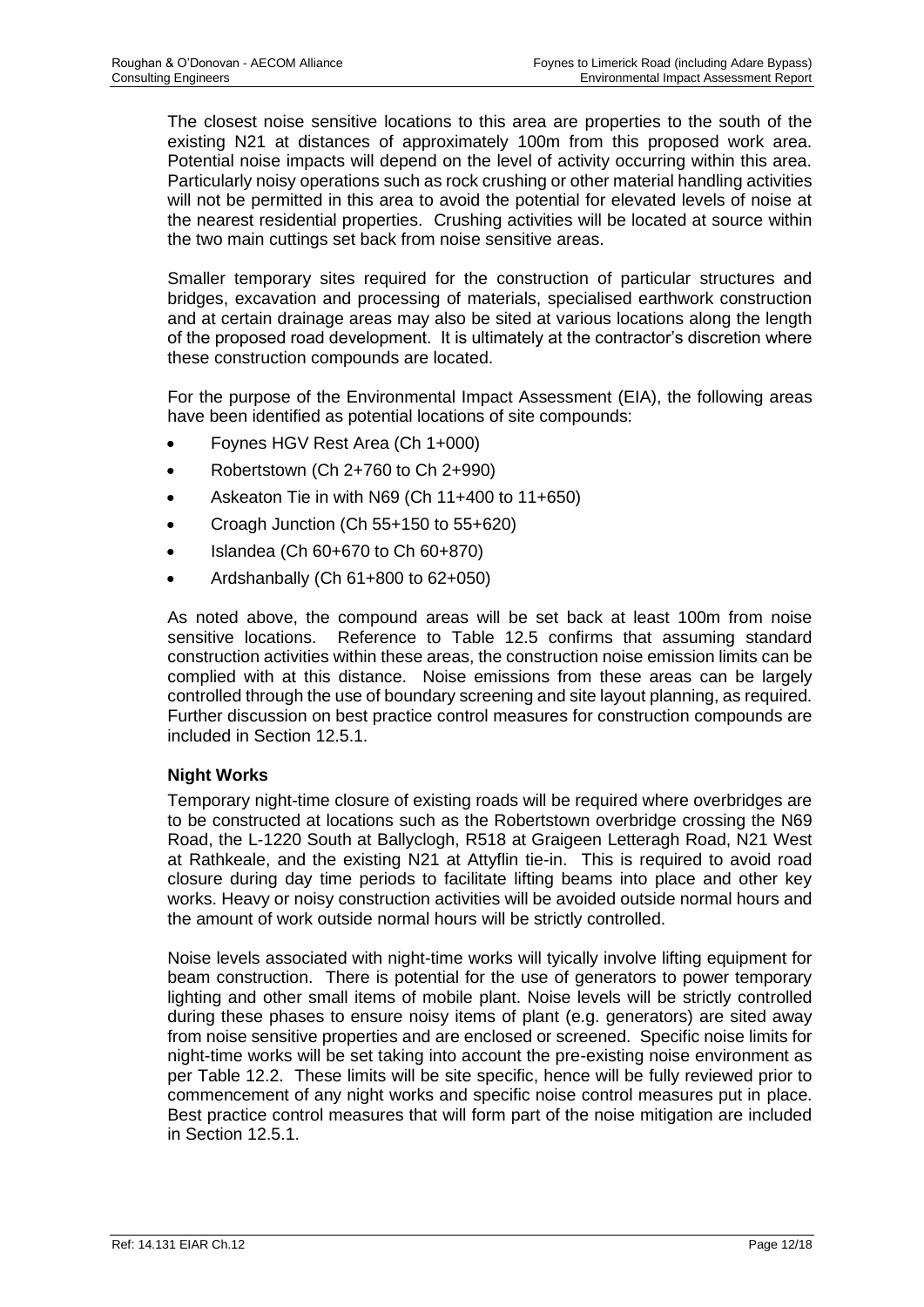The closest noise sensitive locations to this area are properties to the south of the existing N21 at distances of approximately 100m from this proposed work area. Potential noise impacts will depend on the level of activity occurring within this area. Particularly noisy operations such as rock crushing or other material handling activities will not be permitted in this area to avoid the potential for elevated levels of noise at the nearest residential properties. Crushing activities will be located at source within the two main cuttings set back from noise sensitive areas.

Smaller temporary sites required for the construction of particular structures and bridges, excavation and processing of materials, specialised earthwork construction and at certain drainage areas may also be sited at various locations along the length of the proposed road development. It is ultimately at the contractor's discretion where these construction compounds are located.

For the purpose of the Environmental Impact Assessment (EIA), the following areas have been identified as potential locations of site compounds:

- Foynes HGV Rest Area (Ch 1+000)
- Robertstown (Ch 2+760 to Ch 2+990)
- Askeaton Tie in with N69 (Ch 11+400 to 11+650)
- Croagh Junction (Ch 55+150 to 55+620)
- Islandea (Ch 60+670 to Ch 60+870)
- Ardshanbally (Ch 61+800 to 62+050)

As noted above, the compound areas will be set back at least 100m from noise sensitive locations. Reference to Table 12.5 confirms that assuming standard construction activities within these areas, the construction noise emission limits can be complied with at this distance. Noise emissions from these areas can be largely controlled through the use of boundary screening and site layout planning, as required. Further discussion on best practice control measures for construction compounds are included in Section 12.5.1.

**Night Works**

Temporary night-time closure of existing roads will be required where overbridges are to be constructed at locations such as the Robertstown overbridge crossing the N69 Road, the L-1220 South at Ballyclogh, R518 at Graigeen Letteragh Road, N21 West at Rathkeale, and the existing N21 at Attyflin tie-in. This is required to avoid road closure during day time periods to facilitate lifting beams into place and other key works. Heavy or noisy construction activities will be avoided outside normal hours and the amount of work outside normal hours will be strictly controlled.

Noise levels associated with night-time works will tyically involve lifting equipment for beam construction. There is potential for the use of generators to power temporary lighting and other small items of mobile plant. Noise levels will be strictly controlled during these phases to ensure noisy items of plant (e.g. generators) are sited away from noise sensitive properties and are enclosed or screened. Specific noise limits for night-time works will be set taking into account the pre-existing noise environment as per Table 12.2. These limits will be site specific, hence will be fully reviewed prior to commencement of any night works and specific noise control measures put in place. Best practice control measures that will form part of the noise mitigation are included in Section 12.5.1.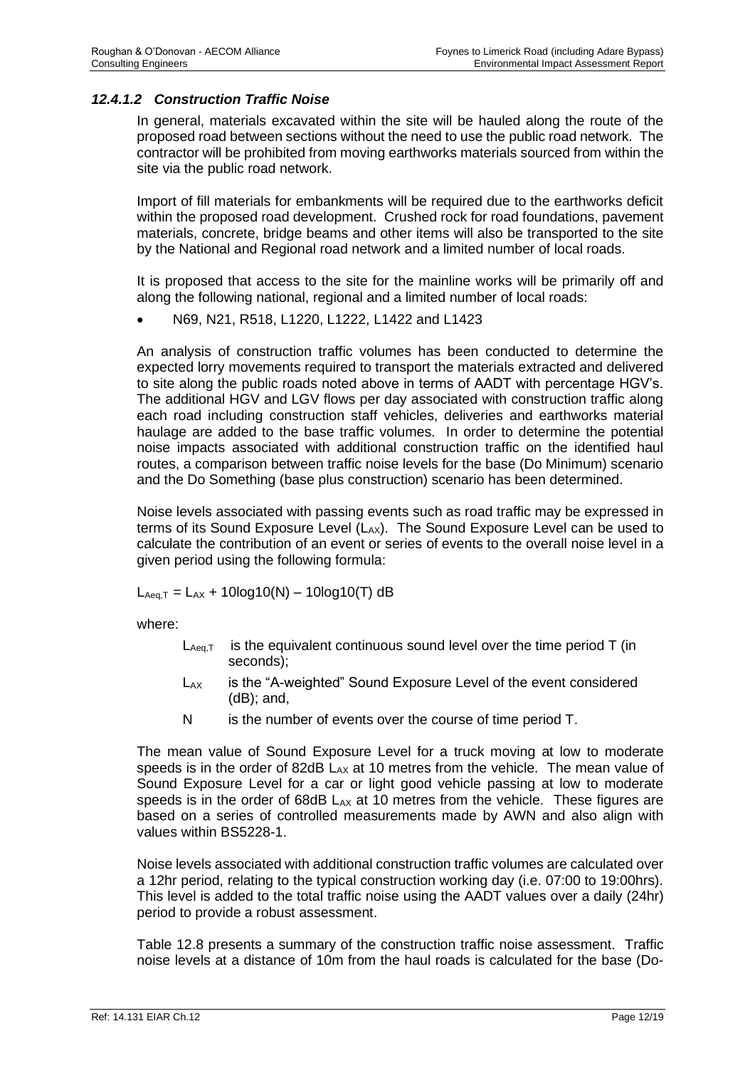#### *12.4.1.2 Construction Traffic Noise*

In general, materials excavated within the site will be hauled along the route of the proposed road between sections without the need to use the public road network. The contractor will be prohibited from moving earthworks materials sourced from within the site via the public road network.

Import of fill materials for embankments will be required due to the earthworks deficit within the proposed road development. Crushed rock for road foundations, pavement materials, concrete, bridge beams and other items will also be transported to the site by the National and Regional road network and a limited number of local roads.

It is proposed that access to the site for the mainline works will be primarily off and along the following national, regional and a limited number of local roads:

- N69, N21, R518, L1220, L1222, L1422 and L1423

An analysis of construction traffic volumes has been conducted to determine the expected lorry movements required to transport the materials extracted and delivered to site along the public roads noted above in terms of AADT with percentage HGV's. The additional HGV and LGV flows per day associated with construction traffic along each road including construction staff vehicles, deliveries and earthworks material haulage are added to the base traffic volumes. In order to determine the potential noise impacts associated with additional construction traffic on the identified haul routes, a comparison between traffic noise levels for the base (Do Minimum) scenario and the Do Something (base plus construction) scenario has been determined.

Noise levels associated with passing events such as road traffic may be expressed in terms of its Sound Exposure Level ($L_{AX}$). The Sound Exposure Level can be used to calculate the contribution of an event or series of events to the overall noise level in a given period using the following formula:

$$L_{Aeq,T} = L_{AX} + 10\log10(N) - 10\log10(T) \text{ dB}$$

where:

$L_{Aeq,T}$ is the equivalent continuous sound level over the time period T (in seconds);

$L_{AX}$ is the "A-weighted" Sound Exposure Level of the event considered (dB); and,

N is the number of events over the course of time period T.

The mean value of Sound Exposure Level for a truck moving at low to moderate speeds is in the order of 82dB $L_{AX}$ at 10 metres from the vehicle. The mean value of Sound Exposure Level for a car or light good vehicle passing at low to moderate speeds is in the order of 68dB $L_{AX}$ at 10 metres from the vehicle. These figures are based on a series of controlled measurements made by AWN and also align with values within BS5228-1.

Noise levels associated with additional construction traffic volumes are calculated over a 12hr period, relating to the typical construction working day (i.e. 07:00 to 19:00hrs). This level is added to the total traffic noise using the AADT values over a daily (24hr) period to provide a robust assessment.

Table 12.8 presents a summary of the construction traffic noise assessment. Traffic noise levels at a distance of 10m from the haul roads is calculated for the base (Do-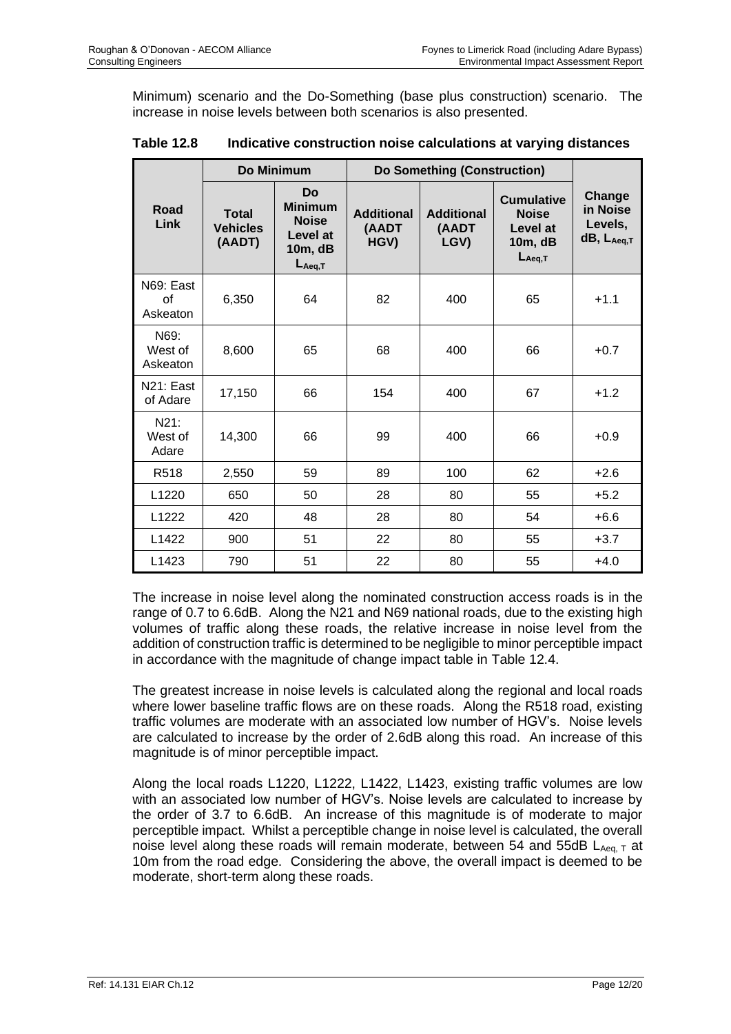Minimum) scenario and the Do-Something (base plus construction) scenario. The increase in noise levels between both scenarios is also presented.

**Table 12.8 Indicative construction noise calculations at varying distances**

| Road Link | Do Minimum | | Do Something (Construction) | | | Change in Noise Levels, dB, $L_{Aeq,T}$ |
|---|---|---|---|---|---|---|
| | Total Vehicles (AADT) | Do Minimum Noise Level at 10m, dB $L_{Aeq,T}$ | Additional (AADT HGV) | Additional (AADT LGV) | Cumulative Noise Level at 10m, dB $L_{Aeq,T}$ | |
| N69: East of Askeaton | 6,350 | 64 | 82 | 400 | 65 | +1.1 |
| N69: West of Askeaton | 8,600 | 65 | 68 | 400 | 66 | +0.7 |
| N21: East of Adare | 17,150 | 66 | 154 | 400 | 67 | +1.2 |
| N21: West of Adare | 14,300 | 66 | 99 | 400 | 66 | +0.9 |
| R518 | 2,550 | 59 | 89 | 100 | 62 | +2.6 |
| L1220 | 650 | 50 | 28 | 80 | 55 | +5.2 |
| L1222 | 420 | 48 | 28 | 80 | 54 | +6.6 |
| L1422 | 900 | 51 | 22 | 80 | 55 | +3.7 |
| L1423 | 790 | 51 | 22 | 80 | 55 | +4.0 |

The increase in noise level along the nominated construction access roads is in the range of 0.7 to 6.6dB. Along the N21 and N69 national roads, due to the existing high volumes of traffic along these roads, the relative increase in noise level from the addition of construction traffic is determined to be negligible to minor perceptible impact in accordance with the magnitude of change impact table in Table 12.4.

The greatest increase in noise levels is calculated along the regional and local roads where lower baseline traffic flows are on these roads. Along the R518 road, existing traffic volumes are moderate with an associated low number of HGV's. Noise levels are calculated to increase by the order of 2.6dB along this road. An increase of this magnitude is of minor perceptible impact.

Along the local roads L1220, L1222, L1422, L1423, existing traffic volumes are low with an associated low number of HGV's. Noise levels are calculated to increase by the order of 3.7 to 6.6dB. An increase of this magnitude is of moderate to major perceptible impact. Whilst a perceptible change in noise level is calculated, the overall noise level along these roads will remain moderate, between 54 and 55dB $L_{Aeq,T}$ at 10m from the road edge. Considering the above, the overall impact is deemed to be moderate, short-term along these roads.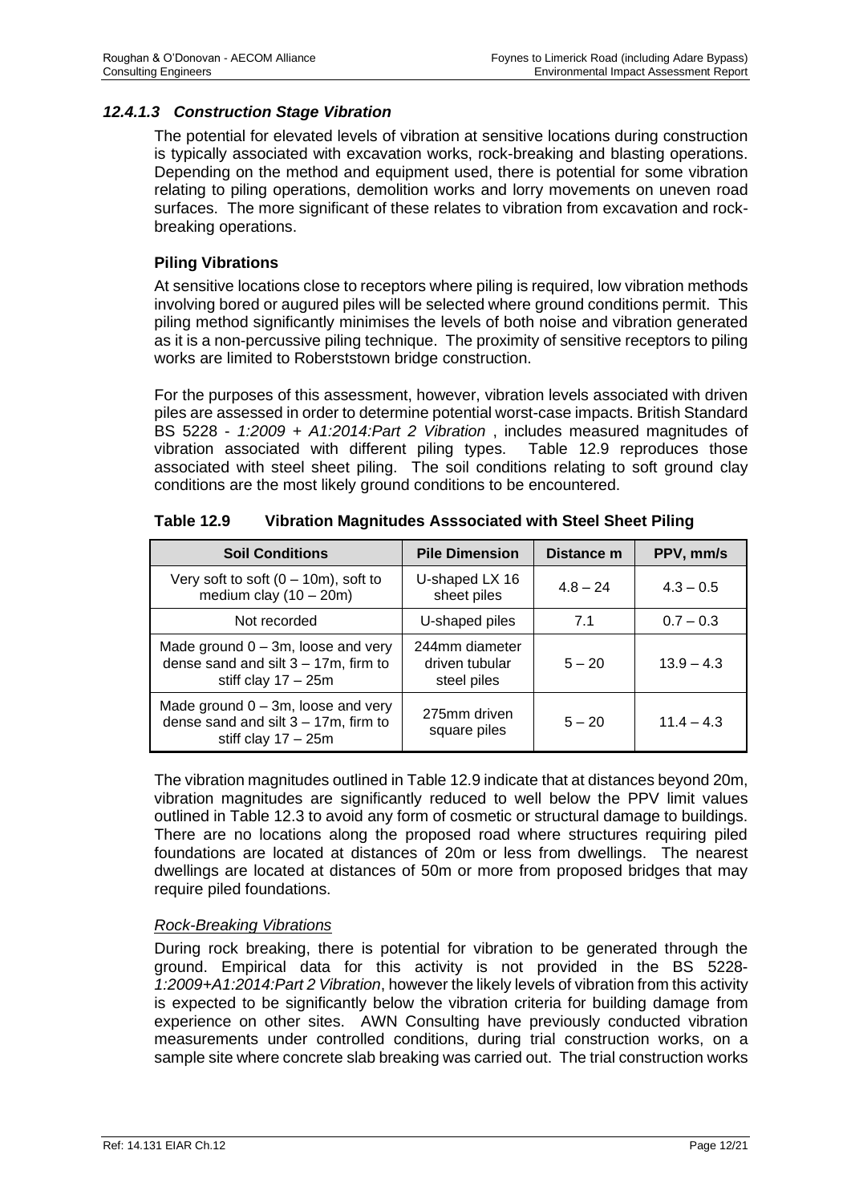### *12.4.1.3 Construction Stage Vibration*

The potential for elevated levels of vibration at sensitive locations during construction is typically associated with excavation works, rock-breaking and blasting operations. Depending on the method and equipment used, there is potential for some vibration relating to piling operations, demolition works and lorry movements on uneven road surfaces. The more significant of these relates to vibration from excavation and rock-breaking operations.

**Piling Vibrations**

At sensitive locations close to receptors where piling is required, low vibration methods involving bored or augured piles will be selected where ground conditions permit. This piling method significantly minimises the levels of both noise and vibration generated as it is a non-percussive piling technique. The proximity of sensitive receptors to piling works are limited to Roberstown bridge construction.

For the purposes of this assessment, however, vibration levels associated with driven piles are assessed in order to determine potential worst-case impacts. British Standard BS 5228 - *1:2009 + A1:2014:Part 2 Vibration* , includes measured magnitudes of vibration associated with different piling types. Table 12.9 reproduces those associated with steel sheet piling. The soil conditions relating to soft ground clay conditions are the most likely ground conditions to be encountered.

**Table 12.9 Vibration Magnitudes Asssociated with Steel Sheet Piling**

| Soil Conditions | Pile Dimension | Distance m | PPV, mm/s |
|---|---|---|---|
| Very soft to soft (0 – 10m), soft to medium clay (10 – 20m) | U-shaped LX 16 sheet piles | 4.8 – 24 | 4.3 – 0.5 |
| Not recorded | U-shaped piles | 7.1 | 0.7 – 0.3 |
| Made ground 0 – 3m, loose and very dense sand and silt 3 – 17m, firm to stiff clay 17 – 25m | 244mm diameter driven tubular steel piles | 5 – 20 | 13.9 – 4.3 |
| Made ground 0 – 3m, loose and very dense sand and silt 3 – 17m, firm to stiff clay 17 – 25m | 275mm driven square piles | 5 – 20 | 11.4 – 4.3 |

The vibration magnitudes outlined in Table 12.9 indicate that at distances beyond 20m, vibration magnitudes are significantly reduced to well below the PPV limit values outlined in Table 12.3 to avoid any form of cosmetic or structural damage to buildings. There are no locations along the proposed road where structures requiring piled foundations are located at distances of 20m or less from dwellings. The nearest dwellings are located at distances of 50m or more from proposed bridges that may require piled foundations.

*Rock-Breaking Vibrations*

During rock breaking, there is potential for vibration to be generated through the ground. Empirical data for this activity is not provided in the BS 5228-*1:2009+A1:2014:Part 2 Vibration*, however the likely levels of vibration from this activity is expected to be significantly below the vibration criteria for building damage from experience on other sites. AWN Consulting have previously conducted vibration measurements under controlled conditions, during trial construction works, on a sample site where concrete slab breaking was carried out. The trial construction works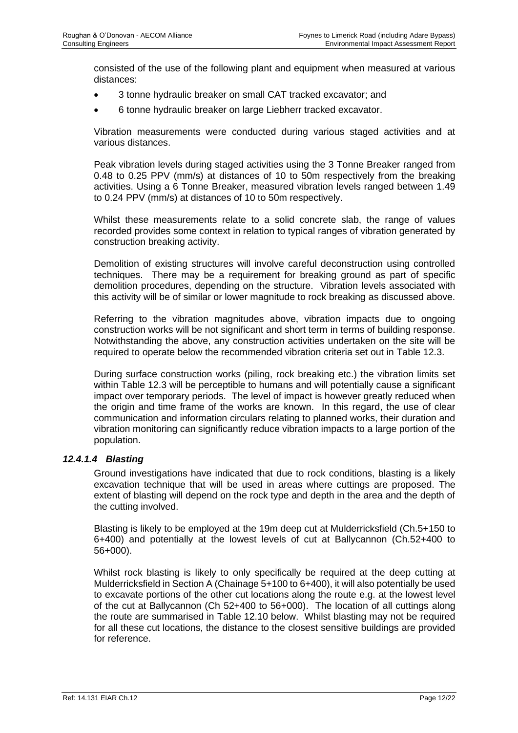consisted of the use of the following plant and equipment when measured at various distances:

- 3 tonne hydraulic breaker on small CAT tracked excavator; and
- 6 tonne hydraulic breaker on large Liebherr tracked excavator.

Vibration measurements were conducted during various staged activities and at various distances.

Peak vibration levels during staged activities using the 3 Tonne Breaker ranged from 0.48 to 0.25 PPV (mm/s) at distances of 10 to 50m respectively from the breaking activities. Using a 6 Tonne Breaker, measured vibration levels ranged between 1.49 to 0.24 PPV (mm/s) at distances of 10 to 50m respectively.

Whilst these measurements relate to a solid concrete slab, the range of values recorded provides some context in relation to typical ranges of vibration generated by construction breaking activity.

Demolition of existing structures will involve careful deconstruction using controlled techniques. There may be a requirement for breaking ground as part of specific demolition procedures, depending on the structure. Vibration levels associated with this activity will be of similar or lower magnitude to rock breaking as discussed above.

Referring to the vibration magnitudes above, vibration impacts due to ongoing construction works will be not significant and short term in terms of building response. Notwithstanding the above, any construction activities undertaken on the site will be required to operate below the recommended vibration criteria set out in Table 12.3.

During surface construction works (piling, rock breaking etc.) the vibration limits set within Table 12.3 will be perceptible to humans and will potentially cause a significant impact over temporary periods. The level of impact is however greatly reduced when the origin and time frame of the works are known. In this regard, the use of clear communication and information circulars relating to planned works, their duration and vibration monitoring can significantly reduce vibration impacts to a large portion of the population.

#### *12.4.1.4 Blasting*

Ground investigations have indicated that due to rock conditions, blasting is a likely excavation technique that will be used in areas where cuttings are proposed. The extent of blasting will depend on the rock type and depth in the area and the depth of the cutting involved.

Blasting is likely to be employed at the 19m deep cut at Mulderricksfield (Ch.5+150 to 6+400) and potentially at the lowest levels of cut at Ballycannon (Ch.52+400 to 56+000).

Whilst rock blasting is likely to only specifically be required at the deep cutting at Mulderricksfield in Section A (Chainage 5+100 to 6+400), it will also potentially be used to excavate portions of the other cut locations along the route e.g. at the lowest level of the cut at Ballycannon (Ch 52+400 to 56+000). The location of all cuttings along the route are summarised in Table 12.10 below. Whilst blasting may not be required for all these cut locations, the distance to the closest sensitive buildings are provided for reference.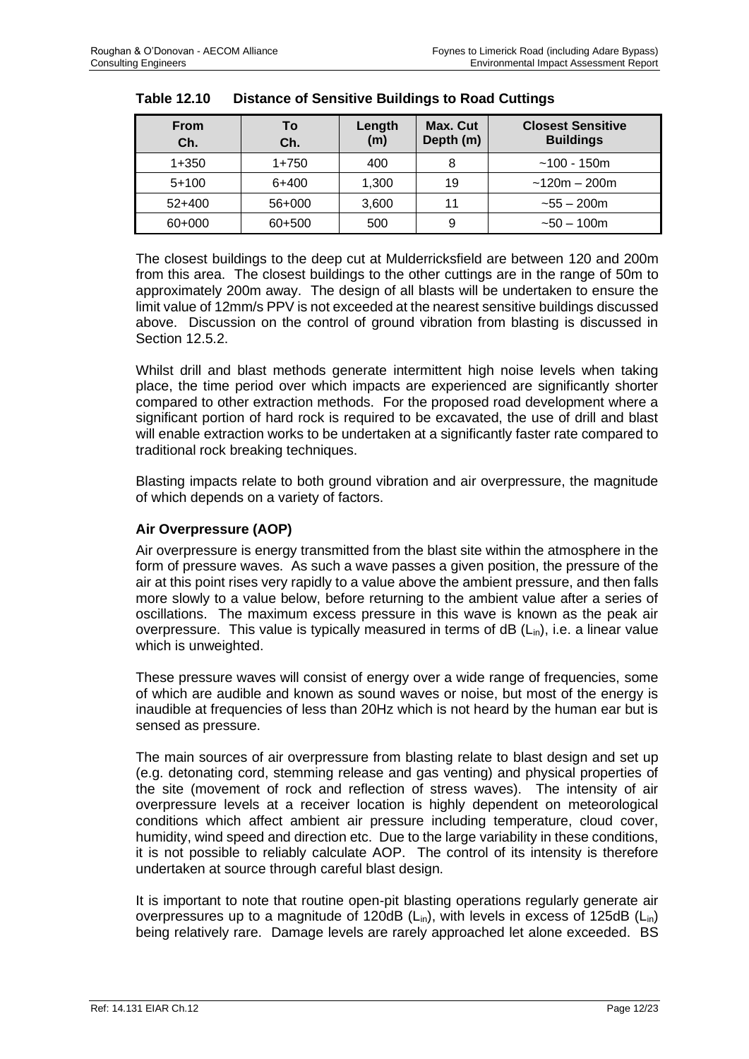**Table 12.10 Distance of Sensitive Buildings to Road Cuttings**

| From Ch. | To Ch. | Length (m) | Max. Cut Depth (m) | Closest Sensitive Buildings |
|---|---|---|---|---|
| 1+350 | 1+750 | 400 | 8 | ~100 - 150m |
| 5+100 | 6+400 | 1,300 | 19 | ~120m – 200m |
| 52+400 | 56+000 | 3,600 | 11 | ~55 – 200m |
| 60+000 | 60+500 | 500 | 9 | ~50 – 100m |

The closest buildings to the deep cut at Mulderricksfield are between 120 and 200m from this area. The closest buildings to the other cuttings are in the range of 50m to approximately 200m away. The design of all blasts will be undertaken to ensure the limit value of 12mm/s PPV is not exceeded at the nearest sensitive buildings discussed above. Discussion on the control of ground vibration from blasting is discussed in Section 12.5.2.

Whilst drill and blast methods generate intermittent high noise levels when taking place, the time period over which impacts are experienced are significantly shorter compared to other extraction methods. For the proposed road development where a significant portion of hard rock is required to be excavated, the use of drill and blast will enable extraction works to be undertaken at a significantly faster rate compared to traditional rock breaking techniques.

Blasting impacts relate to both ground vibration and air overpressure, the magnitude of which depends on a variety of factors.

### Air Overpressure (AOP)

Air overpressure is energy transmitted from the blast site within the atmosphere in the form of pressure waves. As such a wave passes a given position, the pressure of the air at this point rises very rapidly to a value above the ambient pressure, and then falls more slowly to a value below, before returning to the ambient value after a series of oscillations. The maximum excess pressure in this wave is known as the peak air overpressure. This value is typically measured in terms of dB ($L_{in}$), i.e. a linear value which is unweighted.

These pressure waves will consist of energy over a wide range of frequencies, some of which are audible and known as sound waves or noise, but most of the energy is inaudible at frequencies of less than 20Hz which is not heard by the human ear but is sensed as pressure.

The main sources of air overpressure from blasting relate to blast design and set up (e.g. detonating cord, stemming release and gas venting) and physical properties of the site (movement of rock and reflection of stress waves). The intensity of air overpressure levels at a receiver location is highly dependent on meteorological conditions which affect ambient air pressure including temperature, cloud cover, humidity, wind speed and direction etc. Due to the large variability in these conditions, it is not possible to reliably calculate AOP. The control of its intensity is therefore undertaken at source through careful blast design.

It is important to note that routine open-pit blasting operations regularly generate air overpressures up to a magnitude of 120dB ($L_{in}$), with levels in excess of 125dB ($L_{in}$) being relatively rare. Damage levels are rarely approached let alone exceeded. BS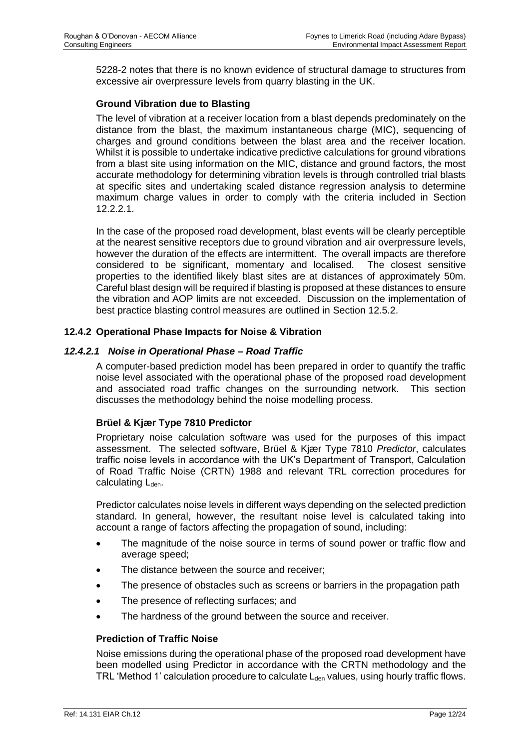5228-2 notes that there is no known evidence of structural damage to structures from excessive air overpressure levels from quarry blasting in the UK.

**Ground Vibration due to Blasting**

The level of vibration at a receiver location from a blast depends predominately on the distance from the blast, the maximum instantaneous charge (MIC), sequencing of charges and ground conditions between the blast area and the receiver location. Whilst it is possible to undertake indicative predictive calculations for ground vibrations from a blast site using information on the MIC, distance and ground factors, the most accurate methodology for determining vibration levels is through controlled trial blasts at specific sites and undertaking scaled distance regression analysis to determine maximum charge values in order to comply with the criteria included in Section 12.2.2.1.

In the case of the proposed road development, blast events will be clearly perceptible at the nearest sensitive receptors due to ground vibration and air overpressure levels, however the duration of the effects are intermittent. The overall impacts are therefore considered to be significant, momentary and localised. The closest sensitive properties to the identified likely blast sites are at distances of approximately 50m. Careful blast design will be required if blasting is proposed at these distances to ensure the vibration and AOP limits are not exceeded. Discussion on the implementation of best practice blasting control measures are outlined in Section 12.5.2.

### 12.4.2 Operational Phase Impacts for Noise & Vibration

#### *12.4.2.1 Noise in Operational Phase – Road Traffic*

A computer-based prediction model has been prepared in order to quantify the traffic noise level associated with the operational phase of the proposed road development and associated road traffic changes on the surrounding network. This section discusses the methodology behind the noise modelling process.

**Brüel & Kjær Type 7810 Predictor**

Proprietary noise calculation software was used for the purposes of this impact assessment. The selected software, Brüel & Kjær Type 7810 *Predictor*, calculates traffic noise levels in accordance with the UK's Department of Transport, Calculation of Road Traffic Noise (CRTN) 1988 and relevant TRL correction procedures for calculating $L_{den}$.

Predictor calculates noise levels in different ways depending on the selected prediction standard. In general, however, the resultant noise level is calculated taking into account a range of factors affecting the propagation of sound, including:

- The magnitude of the noise source in terms of sound power or traffic flow and average speed;
- The distance between the source and receiver;
- The presence of obstacles such as screens or barriers in the propagation path
- The presence of reflecting surfaces; and
- The hardness of the ground between the source and receiver.

**Prediction of Traffic Noise**

Noise emissions during the operational phase of the proposed road development have been modelled using Predictor in accordance with the CRTN methodology and the TRL 'Method 1' calculation procedure to calculate $L_{den}$ values, using hourly traffic flows.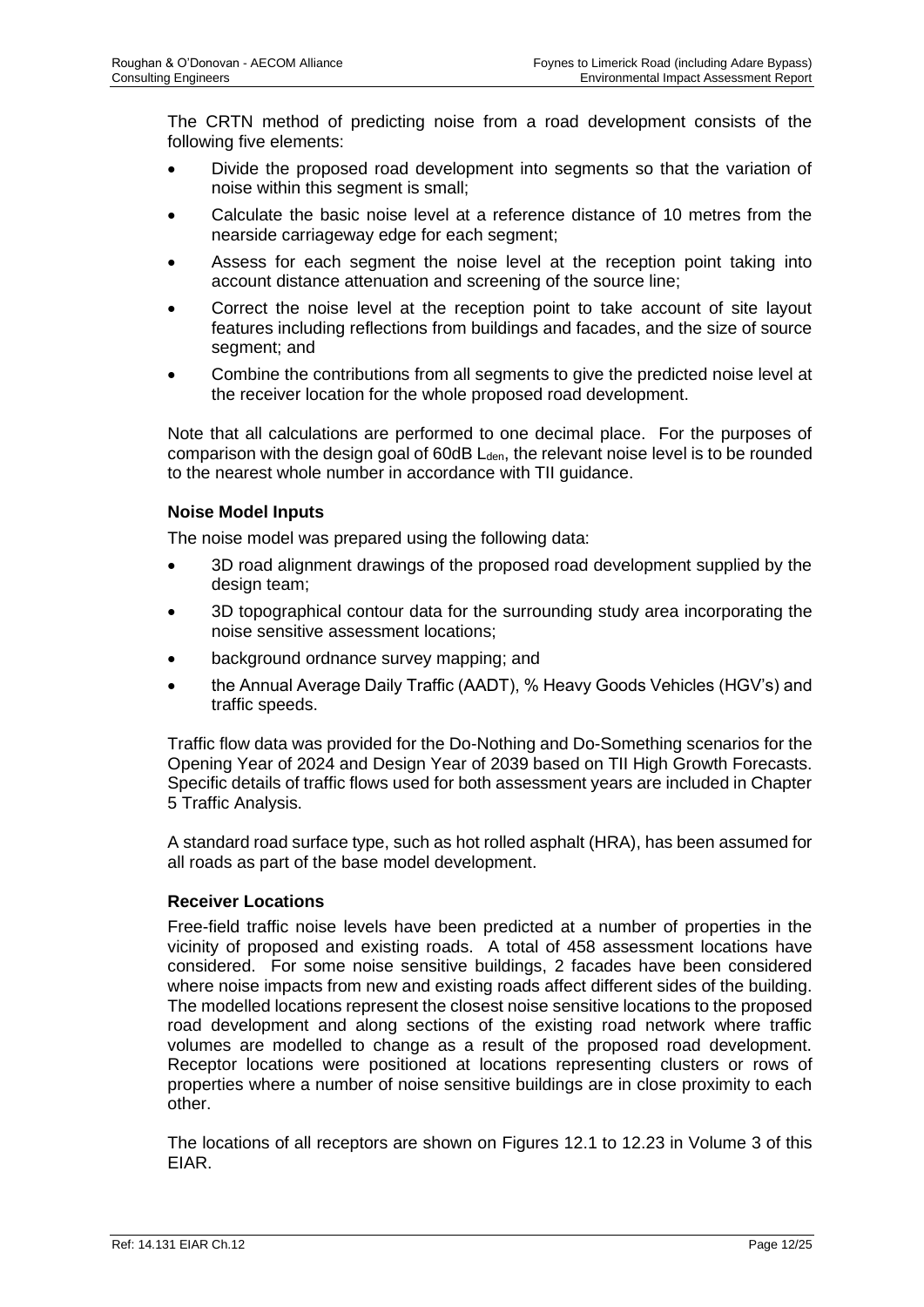The CRTN method of predicting noise from a road development consists of the following five elements:

- Divide the proposed road development into segments so that the variation of noise within this segment is small;
- Calculate the basic noise level at a reference distance of 10 metres from the nearside carriageway edge for each segment;
- Assess for each segment the noise level at the reception point taking into account distance attenuation and screening of the source line;
- Correct the noise level at the reception point to take account of site layout features including reflections from buildings and facades, and the size of source segment; and
- Combine the contributions from all segments to give the predicted noise level at the receiver location for the whole proposed road development.

Note that all calculations are performed to one decimal place. For the purposes of comparison with the design goal of 60dB $L_{den}$, the relevant noise level is to be rounded to the nearest whole number in accordance with TII guidance.

### Noise Model Inputs

The noise model was prepared using the following data:

- 3D road alignment drawings of the proposed road development supplied by the design team;
- 3D topographical contour data for the surrounding study area incorporating the noise sensitive assessment locations;
- background ordnance survey mapping; and
- the Annual Average Daily Traffic (AADT), % Heavy Goods Vehicles (HGV's) and traffic speeds.

Traffic flow data was provided for the Do-Nothing and Do-Something scenarios for the Opening Year of 2024 and Design Year of 2039 based on TII High Growth Forecasts. Specific details of traffic flows used for both assessment years are included in Chapter 5 Traffic Analysis.

A standard road surface type, such as hot rolled asphalt (HRA), has been assumed for all roads as part of the base model development.

### Receiver Locations

Free-field traffic noise levels have been predicted at a number of properties in the vicinity of proposed and existing roads. A total of 458 assessment locations have considered. For some noise sensitive buildings, 2 facades have been considered where noise impacts from new and existing roads affect different sides of the building. The modelled locations represent the closest noise sensitive locations to the proposed road development and along sections of the existing road network where traffic volumes are modelled to change as a result of the proposed road development. Receptor locations were positioned at locations representing clusters or rows of properties where a number of noise sensitive buildings are in close proximity to each other.

The locations of all receptors are shown on Figures 12.1 to 12.23 in Volume 3 of this EIAR.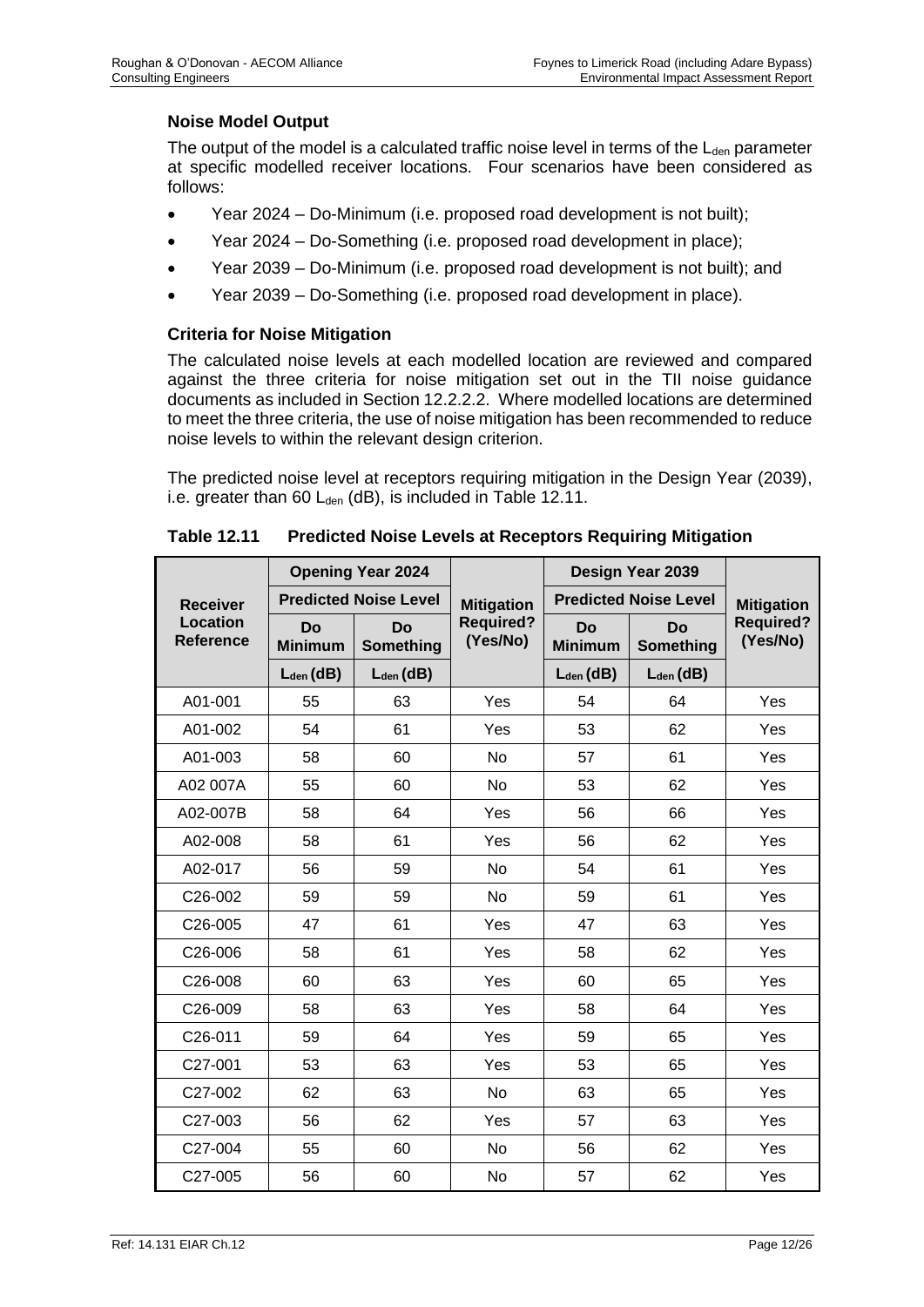### Noise Model Output

The output of the model is a calculated traffic noise level in terms of the $L_{den}$ parameter at specific modelled receiver locations. Four scenarios have been considered as follows:

- Year 2024 – Do-Minimum (i.e. proposed road development is not built);
- Year 2024 – Do-Something (i.e. proposed road development in place);
- Year 2039 – Do-Minimum (i.e. proposed road development is not built); and
- Year 2039 – Do-Something (i.e. proposed road development in place).

### Criteria for Noise Mitigation

The calculated noise levels at each modelled location are reviewed and compared against the three criteria for noise mitigation set out in the TII noise guidance documents as included in Section 12.2.2.2. Where modelled locations are determined to meet the three criteria, the use of noise mitigation has been recommended to reduce noise levels to within the relevant design criterion.

The predicted noise level at receptors requiring mitigation in the Design Year (2039), i.e. greater than 60 $L_{den}$ (dB), is included in Table 12.11.

**Table 12.11 Predicted Noise Levels at Receptors Requiring Mitigation**

| Receiver Location Reference | Opening Year 2024 | | Mitigation Required? (Yes/No) | Design Year 2039 | | Mitigation Required? (Yes/No) |
|---|---|---|---|---|---|---|
| | Predicted Noise Level | | | Predicted Noise Level | | |
| | Do Minimum | Do Something | | Do Minimum | Do Something | |
| | $L_{den}$ (dB) | $L_{den}$ (dB) | | $L_{den}$ (dB) | $L_{den}$ (dB) | |
| A01-001 | 55 | 63 | Yes | 54 | 64 | Yes |
| A01-002 | 54 | 61 | Yes | 53 | 62 | Yes |
| A01-003 | 58 | 60 | No | 57 | 61 | Yes |
| A02 007A | 55 | 60 | No | 53 | 62 | Yes |
| A02-007B | 58 | 64 | Yes | 56 | 66 | Yes |
| A02-008 | 58 | 61 | Yes | 56 | 62 | Yes |
| A02-017 | 56 | 59 | No | 54 | 61 | Yes |
| C26-002 | 59 | 59 | No | 59 | 61 | Yes |
| C26-005 | 47 | 61 | Yes | 47 | 63 | Yes |
| C26-006 | 58 | 61 | Yes | 58 | 62 | Yes |
| C26-008 | 60 | 63 | Yes | 60 | 65 | Yes |
| C26-009 | 58 | 63 | Yes | 58 | 64 | Yes |
| C26-011 | 59 | 64 | Yes | 59 | 65 | Yes |
| C27-001 | 53 | 63 | Yes | 53 | 65 | Yes |
| C27-002 | 62 | 63 | No | 63 | 65 | Yes |
| C27-003 | 56 | 62 | Yes | 57 | 63 | Yes |
| C27-004 | 55 | 60 | No | 56 | 62 | Yes |
| C27-005 | 56 | 60 | No | 57 | 62 | Yes |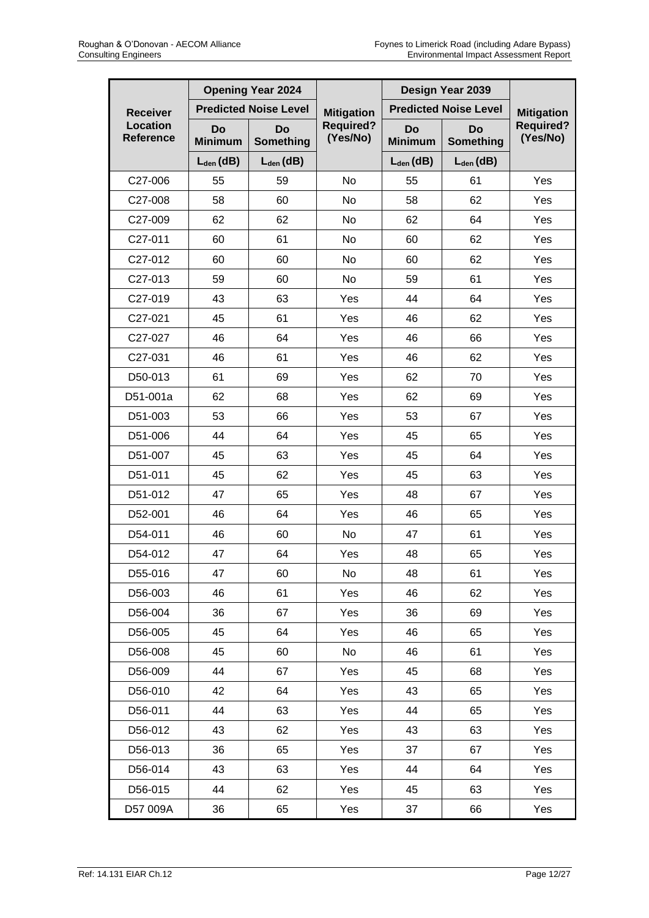| Receiver Location Reference | Opening Year 2024 | | Mitigation Required? (Yes/No) | Design Year 2039 | | Mitigation Required? (Yes/No) |
|---|---|---|---|---|---|---|
| | Predicted Noise Level | | | Predicted Noise Level | | |
| | Do Minimum | Do Something | | Do Minimum | Do Something | |
| | $L_{den}$ (dB) | $L_{den}$ (dB) | | $L_{den}$ (dB) | $L_{den}$ (dB) | |
| C27-006 | 55 | 59 | No | 55 | 61 | Yes |
| C27-008 | 58 | 60 | No | 58 | 62 | Yes |
| C27-009 | 62 | 62 | No | 62 | 64 | Yes |
| C27-011 | 60 | 61 | No | 60 | 62 | Yes |
| C27-012 | 60 | 60 | No | 60 | 62 | Yes |
| C27-013 | 59 | 60 | No | 59 | 61 | Yes |
| C27-019 | 43 | 63 | Yes | 44 | 64 | Yes |
| C27-021 | 45 | 61 | Yes | 46 | 62 | Yes |
| C27-027 | 46 | 64 | Yes | 46 | 66 | Yes |
| C27-031 | 46 | 61 | Yes | 46 | 62 | Yes |
| D50-013 | 61 | 69 | Yes | 62 | 70 | Yes |
| D51-001a | 62 | 68 | Yes | 62 | 69 | Yes |
| D51-003 | 53 | 66 | Yes | 53 | 67 | Yes |
| D51-006 | 44 | 64 | Yes | 45 | 65 | Yes |
| D51-007 | 45 | 63 | Yes | 45 | 64 | Yes |
| D51-011 | 45 | 62 | Yes | 45 | 63 | Yes |
| D51-012 | 47 | 65 | Yes | 48 | 67 | Yes |
| D52-001 | 46 | 64 | Yes | 46 | 65 | Yes |
| D54-011 | 46 | 60 | No | 47 | 61 | Yes |
| D54-012 | 47 | 64 | Yes | 48 | 65 | Yes |
| D55-016 | 47 | 60 | No | 48 | 61 | Yes |
| D56-003 | 46 | 61 | Yes | 46 | 62 | Yes |
| D56-004 | 36 | 67 | Yes | 36 | 69 | Yes |
| D56-005 | 45 | 64 | Yes | 46 | 65 | Yes |
| D56-008 | 45 | 60 | No | 46 | 61 | Yes |
| D56-009 | 44 | 67 | Yes | 45 | 68 | Yes |
| D56-010 | 42 | 64 | Yes | 43 | 65 | Yes |
| D56-011 | 44 | 63 | Yes | 44 | 65 | Yes |
| D56-012 | 43 | 62 | Yes | 43 | 63 | Yes |
| D56-013 | 36 | 65 | Yes | 37 | 67 | Yes |
| D56-014 | 43 | 63 | Yes | 44 | 64 | Yes |
| D56-015 | 44 | 62 | Yes | 45 | 63 | Yes |
| D57 009A | 36 | 65 | Yes | 37 | 66 | Yes |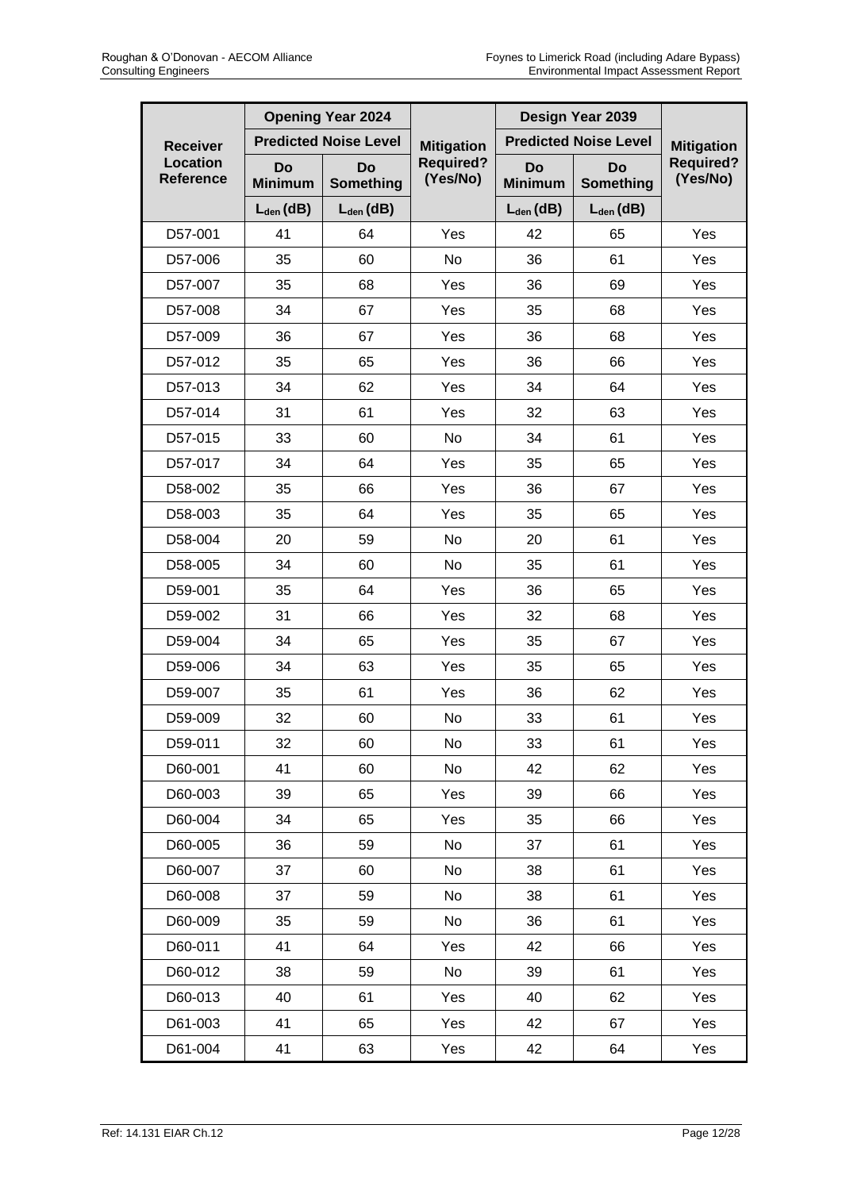| Receiver Location Reference | Opening Year 2024 Predicted Noise Level | | Mitigation Required? (Yes/No) | Design Year 2039 Predicted Noise Level | | Mitigation Required? (Yes/No) |
|---|---|---|---|---|---|---|
| | Do Minimum | Do Something | | Do Minimum | Do Something | |
| | $L_{den}$ (dB) | $L_{den}$ (dB) | | $L_{den}$ (dB) | $L_{den}$ (dB) | |
| D57-001 | 41 | 64 | Yes | 42 | 65 | Yes |
| D57-006 | 35 | 60 | No | 36 | 61 | Yes |
| D57-007 | 35 | 68 | Yes | 36 | 69 | Yes |
| D57-008 | 34 | 67 | Yes | 35 | 68 | Yes |
| D57-009 | 36 | 67 | Yes | 36 | 68 | Yes |
| D57-012 | 35 | 65 | Yes | 36 | 66 | Yes |
| D57-013 | 34 | 62 | Yes | 34 | 64 | Yes |
| D57-014 | 31 | 61 | Yes | 32 | 63 | Yes |
| D57-015 | 33 | 60 | No | 34 | 61 | Yes |
| D57-017 | 34 | 64 | Yes | 35 | 65 | Yes |
| D58-002 | 35 | 66 | Yes | 36 | 67 | Yes |
| D58-003 | 35 | 64 | Yes | 35 | 65 | Yes |
| D58-004 | 20 | 59 | No | 20 | 61 | Yes |
| D58-005 | 34 | 60 | No | 35 | 61 | Yes |
| D59-001 | 35 | 64 | Yes | 36 | 65 | Yes |
| D59-002 | 31 | 66 | Yes | 32 | 68 | Yes |
| D59-004 | 34 | 65 | Yes | 35 | 67 | Yes |
| D59-006 | 34 | 63 | Yes | 35 | 65 | Yes |
| D59-007 | 35 | 61 | Yes | 36 | 62 | Yes |
| D59-009 | 32 | 60 | No | 33 | 61 | Yes |
| D59-011 | 32 | 60 | No | 33 | 61 | Yes |
| D60-001 | 41 | 60 | No | 42 | 62 | Yes |
| D60-003 | 39 | 65 | Yes | 39 | 66 | Yes |
| D60-004 | 34 | 65 | Yes | 35 | 66 | Yes |
| D60-005 | 36 | 59 | No | 37 | 61 | Yes |
| D60-007 | 37 | 60 | No | 38 | 61 | Yes |
| D60-008 | 37 | 59 | No | 38 | 61 | Yes |
| D60-009 | 35 | 59 | No | 36 | 61 | Yes |
| D60-011 | 41 | 64 | Yes | 42 | 66 | Yes |
| D60-012 | 38 | 59 | No | 39 | 61 | Yes |
| D60-013 | 40 | 61 | Yes | 40 | 62 | Yes |
| D61-003 | 41 | 65 | Yes | 42 | 67 | Yes |
| D61-004 | 41 | 63 | Yes | 42 | 64 | Yes |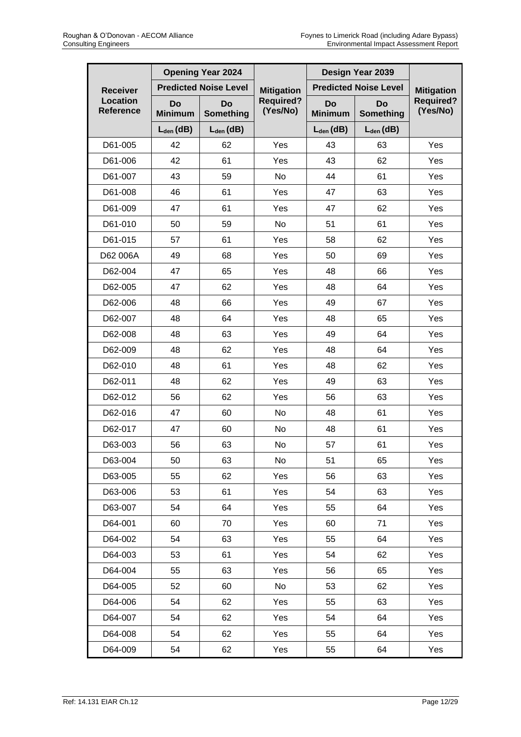| Receiver Location Reference | Opening Year 2024 | | Mitigation Required? (Yes/No) | Design Year 2039 | | Mitigation Required? (Yes/No) |
|---|---|---|---|---|---|---|
| | Predicted Noise Level | | | Predicted Noise Level | | |
| | Do Minimum | Do Something | | Do Minimum | Do Something | |
| | $L_{den}$ (dB) | $L_{den}$ (dB) | | $L_{den}$ (dB) | $L_{den}$ (dB) | |
| D61-005 | 42 | 62 | Yes | 43 | 63 | Yes |
| D61-006 | 42 | 61 | Yes | 43 | 62 | Yes |
| D61-007 | 43 | 59 | No | 44 | 61 | Yes |
| D61-008 | 46 | 61 | Yes | 47 | 63 | Yes |
| D61-009 | 47 | 61 | Yes | 47 | 62 | Yes |
| D61-010 | 50 | 59 | No | 51 | 61 | Yes |
| D61-015 | 57 | 61 | Yes | 58 | 62 | Yes |
| D62 006A | 49 | 68 | Yes | 50 | 69 | Yes |
| D62-004 | 47 | 65 | Yes | 48 | 66 | Yes |
| D62-005 | 47 | 62 | Yes | 48 | 64 | Yes |
| D62-006 | 48 | 66 | Yes | 49 | 67 | Yes |
| D62-007 | 48 | 64 | Yes | 48 | 65 | Yes |
| D62-008 | 48 | 63 | Yes | 49 | 64 | Yes |
| D62-009 | 48 | 62 | Yes | 48 | 64 | Yes |
| D62-010 | 48 | 61 | Yes | 48 | 62 | Yes |
| D62-011 | 48 | 62 | Yes | 49 | 63 | Yes |
| D62-012 | 56 | 62 | Yes | 56 | 63 | Yes |
| D62-016 | 47 | 60 | No | 48 | 61 | Yes |
| D62-017 | 47 | 60 | No | 48 | 61 | Yes |
| D63-003 | 56 | 63 | No | 57 | 61 | Yes |
| D63-004 | 50 | 63 | No | 51 | 65 | Yes |
| D63-005 | 55 | 62 | Yes | 56 | 63 | Yes |
| D63-006 | 53 | 61 | Yes | 54 | 63 | Yes |
| D63-007 | 54 | 64 | Yes | 55 | 64 | Yes |
| D64-001 | 60 | 70 | Yes | 60 | 71 | Yes |
| D64-002 | 54 | 63 | Yes | 55 | 64 | Yes |
| D64-003 | 53 | 61 | Yes | 54 | 62 | Yes |
| D64-004 | 55 | 63 | Yes | 56 | 65 | Yes |
| D64-005 | 52 | 60 | No | 53 | 62 | Yes |
| D64-006 | 54 | 62 | Yes | 55 | 63 | Yes |
| D64-007 | 54 | 62 | Yes | 54 | 64 | Yes |
| D64-008 | 54 | 62 | Yes | 55 | 64 | Yes |
| D64-009 | 54 | 62 | Yes | 55 | 64 | Yes |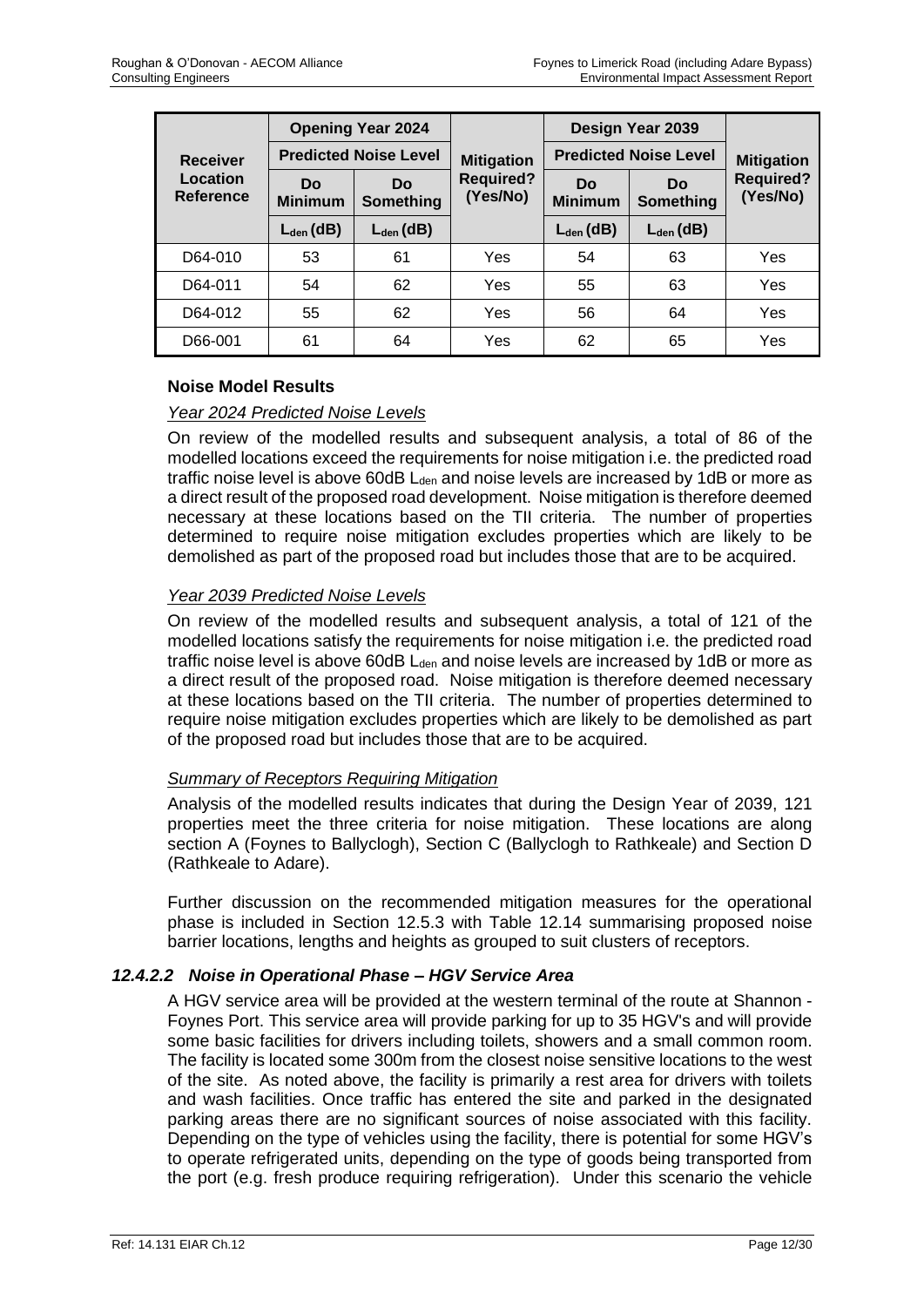| Receiver Location Reference | Opening Year 2024 | | Mitigation Required? (Yes/No) | Design Year 2039 | | Mitigation Required? (Yes/No) |
|---|---|---|---|---|---|---|
| | Predicted Noise Level | | | Predicted Noise Level | | |
| | Do Minimum | Do Something | | Do Minimum | Do Something | |
| | $L_{den}$ (dB) | $L_{den}$ (dB) | | $L_{den}$ (dB) | $L_{den}$ (dB) | |
| D64-010 | 53 | 61 | Yes | 54 | 63 | Yes |
| D64-011 | 54 | 62 | Yes | 55 | 63 | Yes |
| D64-012 | 55 | 62 | Yes | 56 | 64 | Yes |
| D66-001 | 61 | 64 | Yes | 62 | 65 | Yes |

**Noise Model Results**

*Year 2024 Predicted Noise Levels*

On review of the modelled results and subsequent analysis, a total of 86 of the modelled locations exceed the requirements for noise mitigation i.e. the predicted road traffic noise level is above 60dB $L_{den}$ and noise levels are increased by 1dB or more as a direct result of the proposed road development. Noise mitigation is therefore deemed necessary at these locations based on the TII criteria. The number of properties determined to require noise mitigation excludes properties which are likely to be demolished as part of the proposed road but includes those that are to be acquired.

*Year 2039 Predicted Noise Levels*

On review of the modelled results and subsequent analysis, a total of 121 of the modelled locations satisfy the requirements for noise mitigation i.e. the predicted road traffic noise level is above 60dB $L_{den}$ and noise levels are increased by 1dB or more as a direct result of the proposed road. Noise mitigation is therefore deemed necessary at these locations based on the TII criteria. The number of properties determined to require noise mitigation excludes properties which are likely to be demolished as part of the proposed road but includes those that are to be acquired.

*Summary of Receptors Requiring Mitigation*

Analysis of the modelled results indicates that during the Design Year of 2039, 121 properties meet the three criteria for noise mitigation. These locations are along section A (Foynes to Ballyclogh), Section C (Ballyclogh to Rathkeale) and Section D (Rathkeale to Adare).

Further discussion on the recommended mitigation measures for the operational phase is included in Section 12.5.3 with Table 12.14 summarising proposed noise barrier locations, lengths and heights as grouped to suit clusters of receptors.

#### *12.4.2.2 Noise in Operational Phase – HGV Service Area*

A HGV service area will be provided at the western terminal of the route at Shannon - Foynes Port. This service area will provide parking for up to 35 HGV's and will provide some basic facilities for drivers including toilets, showers and a small common room. The facility is located some 300m from the closest noise sensitive locations to the west of the site. As noted above, the facility is primarily a rest area for drivers with toilets and wash facilities. Once traffic has entered the site and parked in the designated parking areas there are no significant sources of noise associated with this facility. Depending on the type of vehicles using the facility, there is potential for some HGV's to operate refrigerated units, depending on the type of goods being transported from the port (e.g. fresh produce requiring refrigeration). Under this scenario the vehicle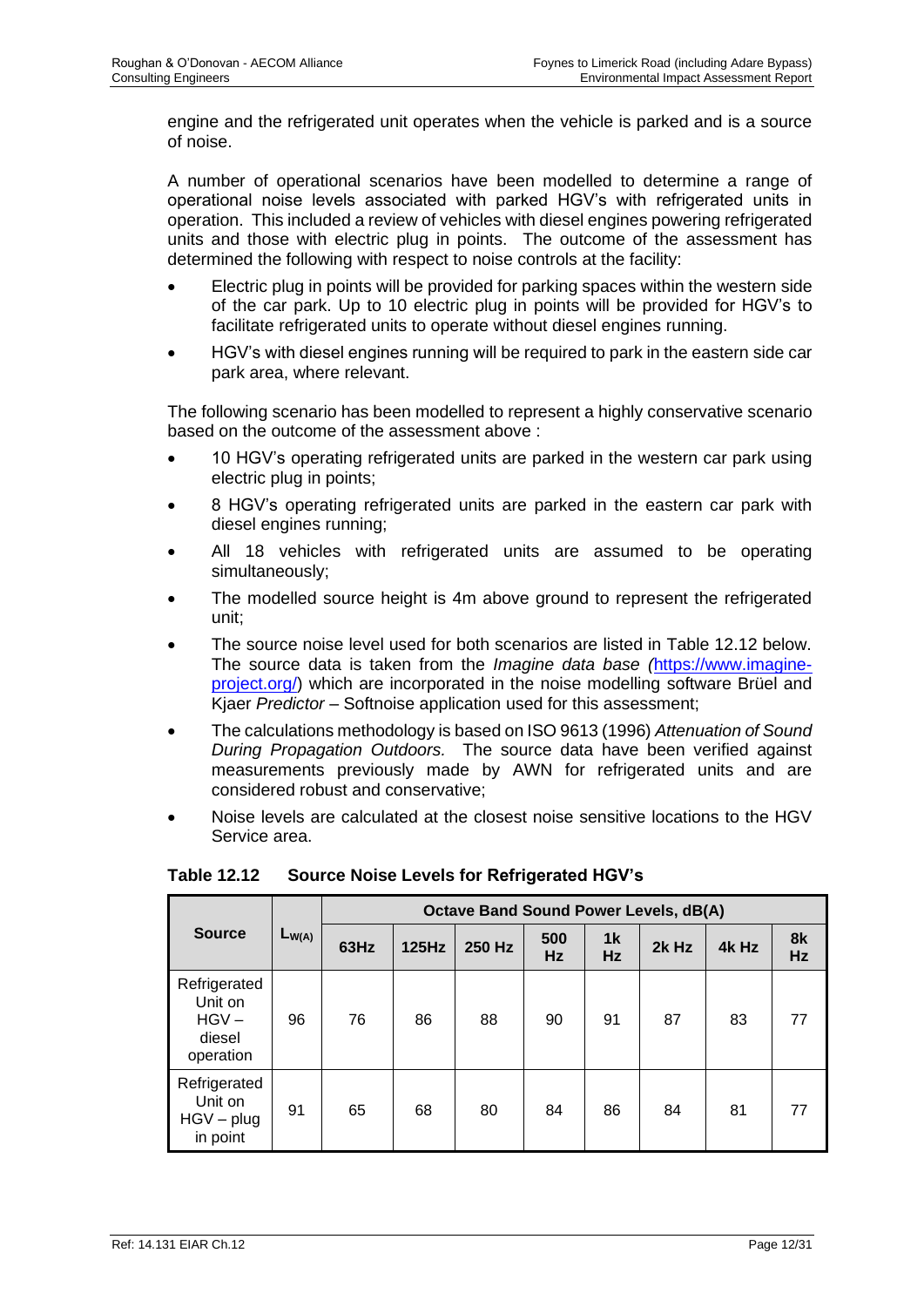engine and the refrigerated unit operates when the vehicle is parked and is a source of noise.

A number of operational scenarios have been modelled to determine a range of operational noise levels associated with parked HGV's with refrigerated units in operation. This included a review of vehicles with diesel engines powering refrigerated units and those with electric plug in points. The outcome of the assessment has determined the following with respect to noise controls at the facility:

- Electric plug in points will be provided for parking spaces within the western side of the car park. Up to 10 electric plug in points will be provided for HGV's to facilitate refrigerated units to operate without diesel engines running.
- HGV's with diesel engines running will be required to park in the eastern side car park area, where relevant.

The following scenario has been modelled to represent a highly conservative scenario based on the outcome of the assessment above :

- 10 HGV's operating refrigerated units are parked in the western car park using electric plug in points;
- 8 HGV's operating refrigerated units are parked in the eastern car park with diesel engines running;
- All 18 vehicles with refrigerated units are assumed to be operating simultaneously;
- The modelled source height is 4m above ground to represent the refrigerated unit;
- The source noise level used for both scenarios are listed in Table 12.12 below. The source data is taken from the *Imagine data base (*https://www.imagine-project.org/) which are incorporated in the noise modelling software Brüel and Kjaer *Predictor* – Softnoise application used for this assessment;
- The calculations methodology is based on ISO 9613 (1996) *Attenuation of Sound During Propagation Outdoors.* The source data have been verified against measurements previously made by AWN for refrigerated units and are considered robust and conservative;
- Noise levels are calculated at the closest noise sensitive locations to the HGV Service area.

**Table 12.12 Source Noise Levels for Refrigerated HGV's**

| Source | $L_{W(A)}$ | Octave Band Sound Power Levels, dB(A) | | | | | | | |
|---|---|---|---|---|---|---|---|---|---|
| | | 63Hz | 125Hz | 250 Hz | 500 Hz | 1k Hz | 2k Hz | 4k Hz | 8k Hz |
| Refrigerated Unit on HGV – diesel operation | 96 | 76 | 86 | 88 | 90 | 91 | 87 | 83 | 77 |
| Refrigerated Unit on HGV – plug in point | 91 | 65 | 68 | 80 | 84 | 86 | 84 | 81 | 77 |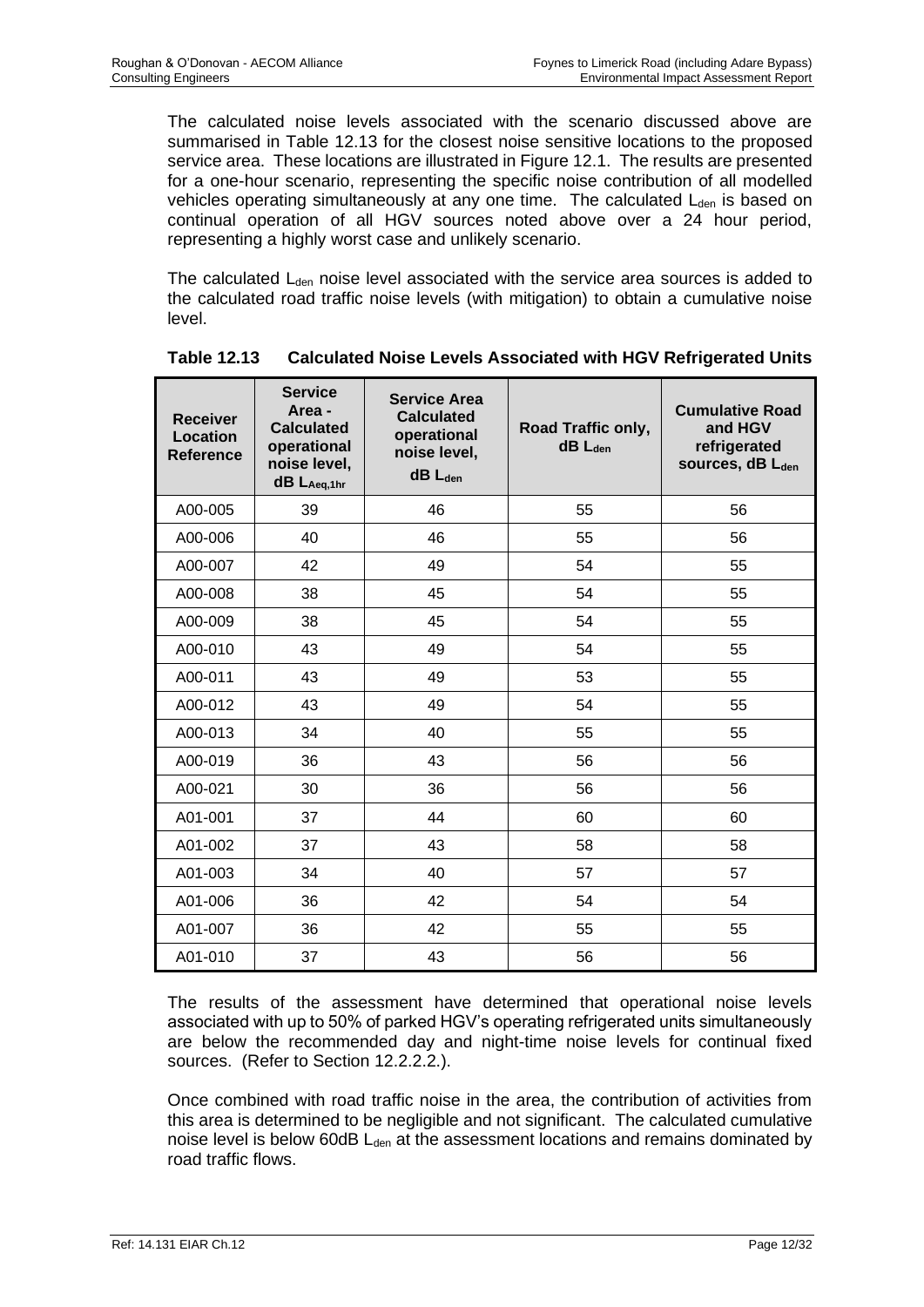The calculated noise levels associated with the scenario discussed above are summarised in Table 12.13 for the closest noise sensitive locations to the proposed service area. These locations are illustrated in Figure 12.1. The results are presented for a one-hour scenario, representing the specific noise contribution of all modelled vehicles operating simultaneously at any one time. The calculated $L_{den}$ is based on continual operation of all HGV sources noted above over a 24 hour period, representing a highly worst case and unlikely scenario.

The calculated $L_{den}$ noise level associated with the service area sources is added to the calculated road traffic noise levels (with mitigation) to obtain a cumulative noise level.

**Table 12.13 Calculated Noise Levels Associated with HGV Refrigerated Units**

| Receiver Location Reference | Service Area - Calculated operational noise level, dB $L_{Aeq,1hr}$ | Service Area Calculated operational noise level, dB $L_{den}$ | Road Traffic only, dB $L_{den}$ | Cumulative Road and HGV refrigerated sources, dB $L_{den}$ |
|---|---|---|---|---|
| A00-005 | 39 | 46 | 55 | 56 |
| A00-006 | 40 | 46 | 55 | 56 |
| A00-007 | 42 | 49 | 54 | 55 |
| A00-008 | 38 | 45 | 54 | 55 |
| A00-009 | 38 | 45 | 54 | 55 |
| A00-010 | 43 | 49 | 54 | 55 |
| A00-011 | 43 | 49 | 53 | 55 |
| A00-012 | 43 | 49 | 54 | 55 |
| A00-013 | 34 | 40 | 55 | 55 |
| A00-019 | 36 | 43 | 56 | 56 |
| A00-021 | 30 | 36 | 56 | 56 |
| A01-001 | 37 | 44 | 60 | 60 |
| A01-002 | 37 | 43 | 58 | 58 |
| A01-003 | 34 | 40 | 57 | 57 |
| A01-006 | 36 | 42 | 54 | 54 |
| A01-007 | 36 | 42 | 55 | 55 |
| A01-010 | 37 | 43 | 56 | 56 |

The results of the assessment have determined that operational noise levels associated with up to 50% of parked HGV's operating refrigerated units simultaneously are below the recommended day and night-time noise levels for continual fixed sources. (Refer to Section 12.2.2.2.).

Once combined with road traffic noise in the area, the contribution of activities from this area is determined to be negligible and not significant. The calculated cumulative noise level is below 60dB $L_{den}$ at the assessment locations and remains dominated by road traffic flows.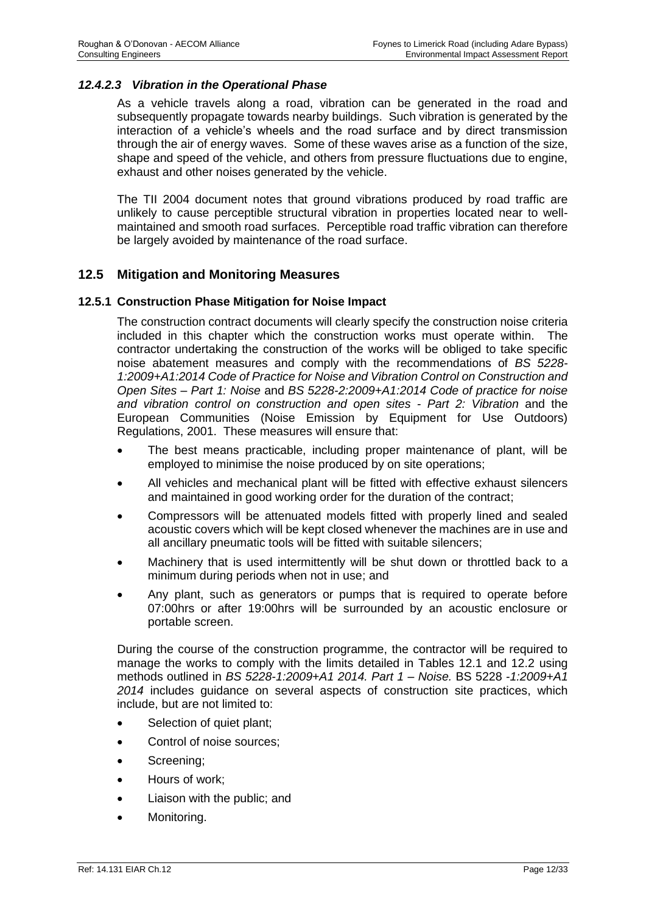#### *12.4.2.3 Vibration in the Operational Phase*

As a vehicle travels along a road, vibration can be generated in the road and subsequently propagate towards nearby buildings. Such vibration is generated by the interaction of a vehicle's wheels and the road surface and by direct transmission through the air of energy waves. Some of these waves arise as a function of the size, shape and speed of the vehicle, and others from pressure fluctuations due to engine, exhaust and other noises generated by the vehicle.

The TII 2004 document notes that ground vibrations produced by road traffic are unlikely to cause perceptible structural vibration in properties located near to well-maintained and smooth road surfaces. Perceptible road traffic vibration can therefore be largely avoided by maintenance of the road surface.

## 12.5 Mitigation and Monitoring Measures

### 12.5.1 Construction Phase Mitigation for Noise Impact

The construction contract documents will clearly specify the construction noise criteria included in this chapter which the construction works must operate within. The contractor undertaking the construction of the works will be obliged to take specific noise abatement measures and comply with the recommendations of *BS 5228-1:2009+A1:2014 Code of Practice for Noise and Vibration Control on Construction and Open Sites – Part 1: Noise* and *BS 5228-2:2009+A1:2014 Code of practice for noise and vibration control on construction and open sites - Part 2: Vibration* and the European Communities (Noise Emission by Equipment for Use Outdoors) Regulations, 2001. These measures will ensure that:

- The best means practicable, including proper maintenance of plant, will be employed to minimise the noise produced by on site operations;
- All vehicles and mechanical plant will be fitted with effective exhaust silencers and maintained in good working order for the duration of the contract;
- Compressors will be attenuated models fitted with properly lined and sealed acoustic covers which will be kept closed whenever the machines are in use and all ancillary pneumatic tools will be fitted with suitable silencers;
- Machinery that is used intermittently will be shut down or throttled back to a minimum during periods when not in use; and
- Any plant, such as generators or pumps that is required to operate before 07:00hrs or after 19:00hrs will be surrounded by an acoustic enclosure or portable screen.

During the course of the construction programme, the contractor will be required to manage the works to comply with the limits detailed in Tables 12.1 and 12.2 using methods outlined in *BS 5228-1:2009+A1 2014. Part 1 – Noise.* BS 5228 *-1:2009+A1 2014* includes guidance on several aspects of construction site practices, which include, but are not limited to:

- Selection of quiet plant;
- Control of noise sources;
- Screening;
- Hours of work;
- Liaison with the public; and
- Monitoring.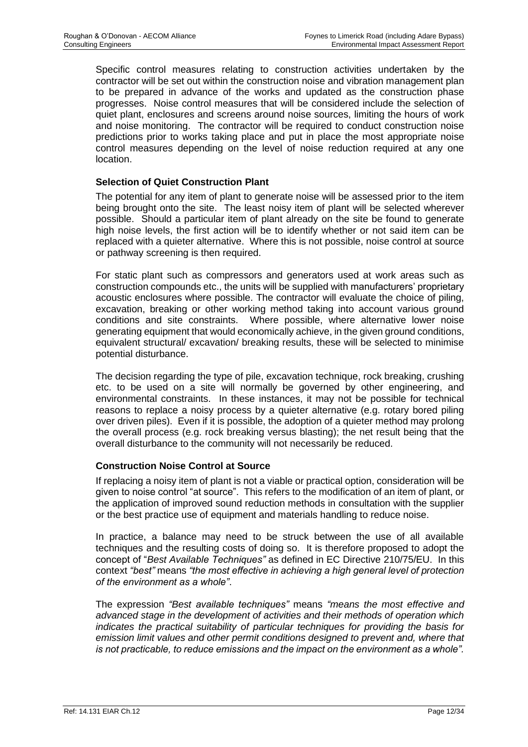Specific control measures relating to construction activities undertaken by the contractor will be set out within the construction noise and vibration management plan to be prepared in advance of the works and updated as the construction phase progresses. Noise control measures that will be considered include the selection of quiet plant, enclosures and screens around noise sources, limiting the hours of work and noise monitoring. The contractor will be required to conduct construction noise predictions prior to works taking place and put in place the most appropriate noise control measures depending on the level of noise reduction required at any one location.

**Selection of Quiet Construction Plant**

The potential for any item of plant to generate noise will be assessed prior to the item being brought onto the site. The least noisy item of plant will be selected wherever possible. Should a particular item of plant already on the site be found to generate high noise levels, the first action will be to identify whether or not said item can be replaced with a quieter alternative. Where this is not possible, noise control at source or pathway screening is then required.

For static plant such as compressors and generators used at work areas such as construction compounds etc., the units will be supplied with manufacturers' proprietary acoustic enclosures where possible. The contractor will evaluate the choice of piling, excavation, breaking or other working method taking into account various ground conditions and site constraints. Where possible, where alternative lower noise generating equipment that would economically achieve, in the given ground conditions, equivalent structural/ excavation/ breaking results, these will be selected to minimise potential disturbance.

The decision regarding the type of pile, excavation technique, rock breaking, crushing etc. to be used on a site will normally be governed by other engineering, and environmental constraints. In these instances, it may not be possible for technical reasons to replace a noisy process by a quieter alternative (e.g. rotary bored piling over driven piles). Even if it is possible, the adoption of a quieter method may prolong the overall process (e.g. rock breaking versus blasting); the net result being that the overall disturbance to the community will not necessarily be reduced.

**Construction Noise Control at Source**

If replacing a noisy item of plant is not a viable or practical option, consideration will be given to noise control "at source". This refers to the modification of an item of plant, or the application of improved sound reduction methods in consultation with the supplier or the best practice use of equipment and materials handling to reduce noise.

In practice, a balance may need to be struck between the use of all available techniques and the resulting costs of doing so. It is therefore proposed to adopt the concept of "*Best Available Techniques"* as defined in EC Directive 210/75/EU. In this context *"best"* means *"the most effective in achieving a high general level of protection of the environment as a whole"*.

The expression *"Best available techniques"* means *"means the most effective and advanced stage in the development of activities and their methods of operation which indicates the practical suitability of particular techniques for providing the basis for emission limit values and other permit conditions designed to prevent and, where that is not practicable, to reduce emissions and the impact on the environment as a whole"*.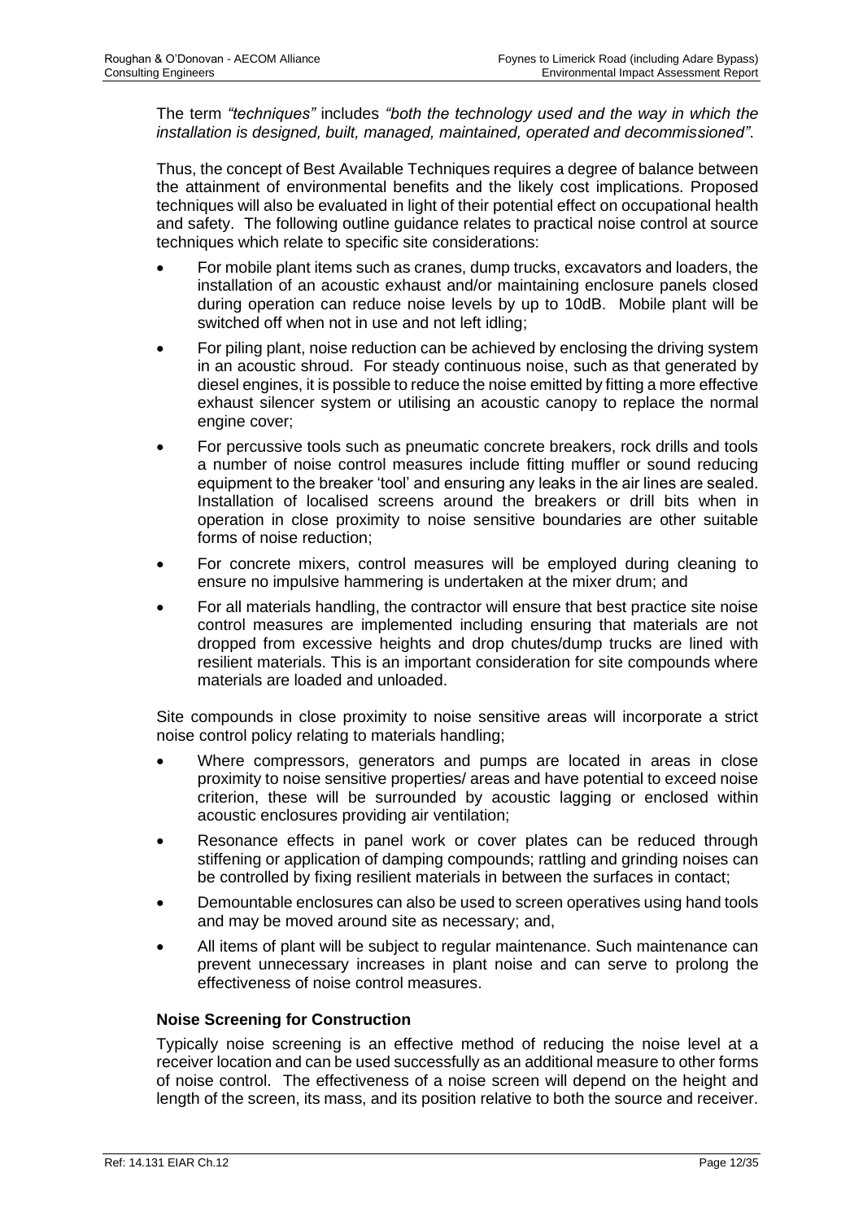The term *"techniques"* includes *"both the technology used and the way in which the installation is designed, built, managed, maintained, operated and decommissioned".*

Thus, the concept of Best Available Techniques requires a degree of balance between the attainment of environmental benefits and the likely cost implications. Proposed techniques will also be evaluated in light of their potential effect on occupational health and safety. The following outline guidance relates to practical noise control at source techniques which relate to specific site considerations:

- For mobile plant items such as cranes, dump trucks, excavators and loaders, the installation of an acoustic exhaust and/or maintaining enclosure panels closed during operation can reduce noise levels by up to 10dB. Mobile plant will be switched off when not in use and not left idling;
- For piling plant, noise reduction can be achieved by enclosing the driving system in an acoustic shroud. For steady continuous noise, such as that generated by diesel engines, it is possible to reduce the noise emitted by fitting a more effective exhaust silencer system or utilising an acoustic canopy to replace the normal engine cover;
- For percussive tools such as pneumatic concrete breakers, rock drills and tools a number of noise control measures include fitting muffler or sound reducing equipment to the breaker 'tool' and ensuring any leaks in the air lines are sealed. Installation of localised screens around the breakers or drill bits when in operation in close proximity to noise sensitive boundaries are other suitable forms of noise reduction;
- For concrete mixers, control measures will be employed during cleaning to ensure no impulsive hammering is undertaken at the mixer drum; and
- For all materials handling, the contractor will ensure that best practice site noise control measures are implemented including ensuring that materials are not dropped from excessive heights and drop chutes/dump trucks are lined with resilient materials. This is an important consideration for site compounds where materials are loaded and unloaded.

Site compounds in close proximity to noise sensitive areas will incorporate a strict noise control policy relating to materials handling;

- Where compressors, generators and pumps are located in areas in close proximity to noise sensitive properties/ areas and have potential to exceed noise criterion, these will be surrounded by acoustic lagging or enclosed within acoustic enclosures providing air ventilation;
- Resonance effects in panel work or cover plates can be reduced through stiffening or application of damping compounds; rattling and grinding noises can be controlled by fixing resilient materials in between the surfaces in contact;
- Demountable enclosures can also be used to screen operatives using hand tools and may be moved around site as necessary; and,
- All items of plant will be subject to regular maintenance. Such maintenance can prevent unnecessary increases in plant noise and can serve to prolong the effectiveness of noise control measures.

### Noise Screening for Construction

Typically noise screening is an effective method of reducing the noise level at a receiver location and can be used successfully as an additional measure to other forms of noise control. The effectiveness of a noise screen will depend on the height and length of the screen, its mass, and its position relative to both the source and receiver.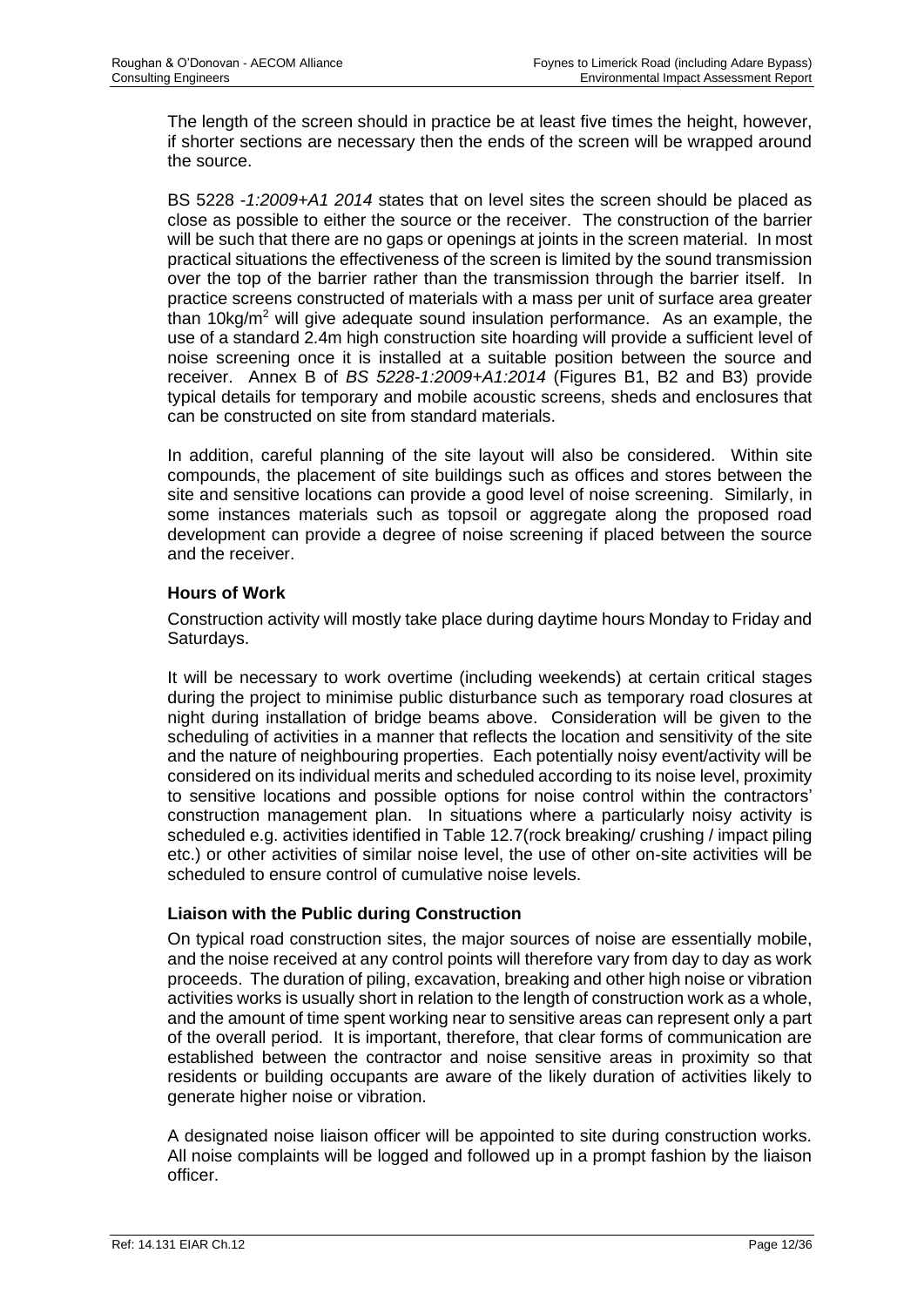The length of the screen should in practice be at least five times the height, however, if shorter sections are necessary then the ends of the screen will be wrapped around the source.

BS 5228 *-1:2009+A1 2014* states that on level sites the screen should be placed as close as possible to either the source or the receiver. The construction of the barrier will be such that there are no gaps or openings at joints in the screen material. In most practical situations the effectiveness of the screen is limited by the sound transmission over the top of the barrier rather than the transmission through the barrier itself. In practice screens constructed of materials with a mass per unit of surface area greater than 10kg/m$^2$ will give adequate sound insulation performance. As an example, the use of a standard 2.4m high construction site hoarding will provide a sufficient level of noise screening once it is installed at a suitable position between the source and receiver. Annex B of *BS 5228-1:2009+A1:2014* (Figures B1, B2 and B3) provide typical details for temporary and mobile acoustic screens, sheds and enclosures that can be constructed on site from standard materials.

In addition, careful planning of the site layout will also be considered. Within site compounds, the placement of site buildings such as offices and stores between the site and sensitive locations can provide a good level of noise screening. Similarly, in some instances materials such as topsoil or aggregate along the proposed road development can provide a degree of noise screening if placed between the source and the receiver.

**Hours of Work**

Construction activity will mostly take place during daytime hours Monday to Friday and Saturdays.

It will be necessary to work overtime (including weekends) at certain critical stages during the project to minimise public disturbance such as temporary road closures at night during installation of bridge beams above. Consideration will be given to the scheduling of activities in a manner that reflects the location and sensitivity of the site and the nature of neighbouring properties. Each potentially noisy event/activity will be considered on its individual merits and scheduled according to its noise level, proximity to sensitive locations and possible options for noise control within the contractors' construction management plan. In situations where a particularly noisy activity is scheduled e.g. activities identified in Table 12.7(rock breaking/ crushing / impact piling etc.) or other activities of similar noise level, the use of other on-site activities will be scheduled to ensure control of cumulative noise levels.

**Liaison with the Public during Construction**

On typical road construction sites, the major sources of noise are essentially mobile, and the noise received at any control points will therefore vary from day to day as work proceeds. The duration of piling, excavation, breaking and other high noise or vibration activities works is usually short in relation to the length of construction work as a whole, and the amount of time spent working near to sensitive areas can represent only a part of the overall period. It is important, therefore, that clear forms of communication are established between the contractor and noise sensitive areas in proximity so that residents or building occupants are aware of the likely duration of activities likely to generate higher noise or vibration.

A designated noise liaison officer will be appointed to site during construction works. All noise complaints will be logged and followed up in a prompt fashion by the liaison officer.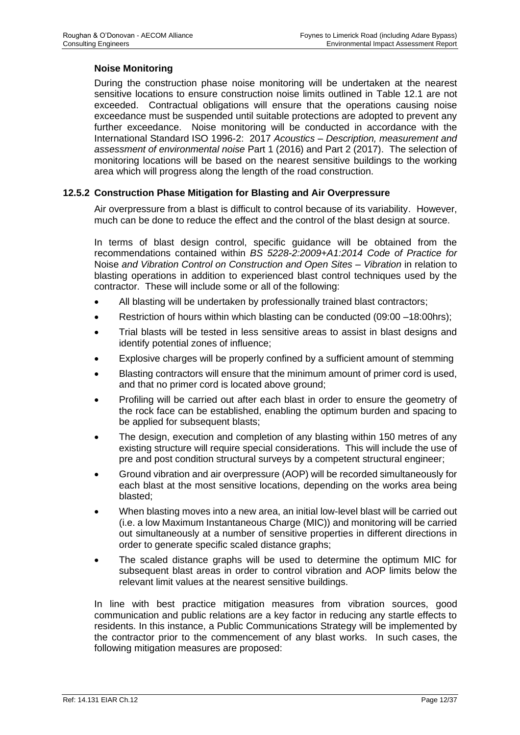#### Noise Monitoring

During the construction phase noise monitoring will be undertaken at the nearest sensitive locations to ensure construction noise limits outlined in Table 12.1 are not exceeded. Contractual obligations will ensure that the operations causing noise exceedance must be suspended until suitable protections are adopted to prevent any further exceedance. Noise monitoring will be conducted in accordance with the International Standard ISO 1996-2: 2017 *Acoustics – Description, measurement and assessment of environmental noise* Part 1 (2016) and Part 2 (2017). The selection of monitoring locations will be based on the nearest sensitive buildings to the working area which will progress along the length of the road construction.

### 12.5.2 Construction Phase Mitigation for Blasting and Air Overpressure

Air overpressure from a blast is difficult to control because of its variability. However, much can be done to reduce the effect and the control of the blast design at source.

In terms of blast design control, specific guidance will be obtained from the recommendations contained within *BS 5228-2:2009+A1:2014 Code of Practice for* Noise *and Vibration Control on Construction and Open Sites – Vibration* in relation to blasting operations in addition to experienced blast control techniques used by the contractor. These will include some or all of the following:

- All blasting will be undertaken by professionally trained blast contractors;
- Restriction of hours within which blasting can be conducted (09:00 –18:00hrs);
- Trial blasts will be tested in less sensitive areas to assist in blast designs and identify potential zones of influence;
- Explosive charges will be properly confined by a sufficient amount of stemming
- Blasting contractors will ensure that the minimum amount of primer cord is used, and that no primer cord is located above ground;
- Profiling will be carried out after each blast in order to ensure the geometry of the rock face can be established, enabling the optimum burden and spacing to be applied for subsequent blasts;
- The design, execution and completion of any blasting within 150 metres of any existing structure will require special considerations. This will include the use of pre and post condition structural surveys by a competent structural engineer;
- Ground vibration and air overpressure (AOP) will be recorded simultaneously for each blast at the most sensitive locations, depending on the works area being blasted;
- When blasting moves into a new area, an initial low-level blast will be carried out (i.e. a low Maximum Instantaneous Charge (MIC)) and monitoring will be carried out simultaneously at a number of sensitive properties in different directions in order to generate specific scaled distance graphs;
- The scaled distance graphs will be used to determine the optimum MIC for subsequent blast areas in order to control vibration and AOP limits below the relevant limit values at the nearest sensitive buildings.

In line with best practice mitigation measures from vibration sources, good communication and public relations are a key factor in reducing any startle effects to residents. In this instance, a Public Communications Strategy will be implemented by the contractor prior to the commencement of any blast works. In such cases, the following mitigation measures are proposed: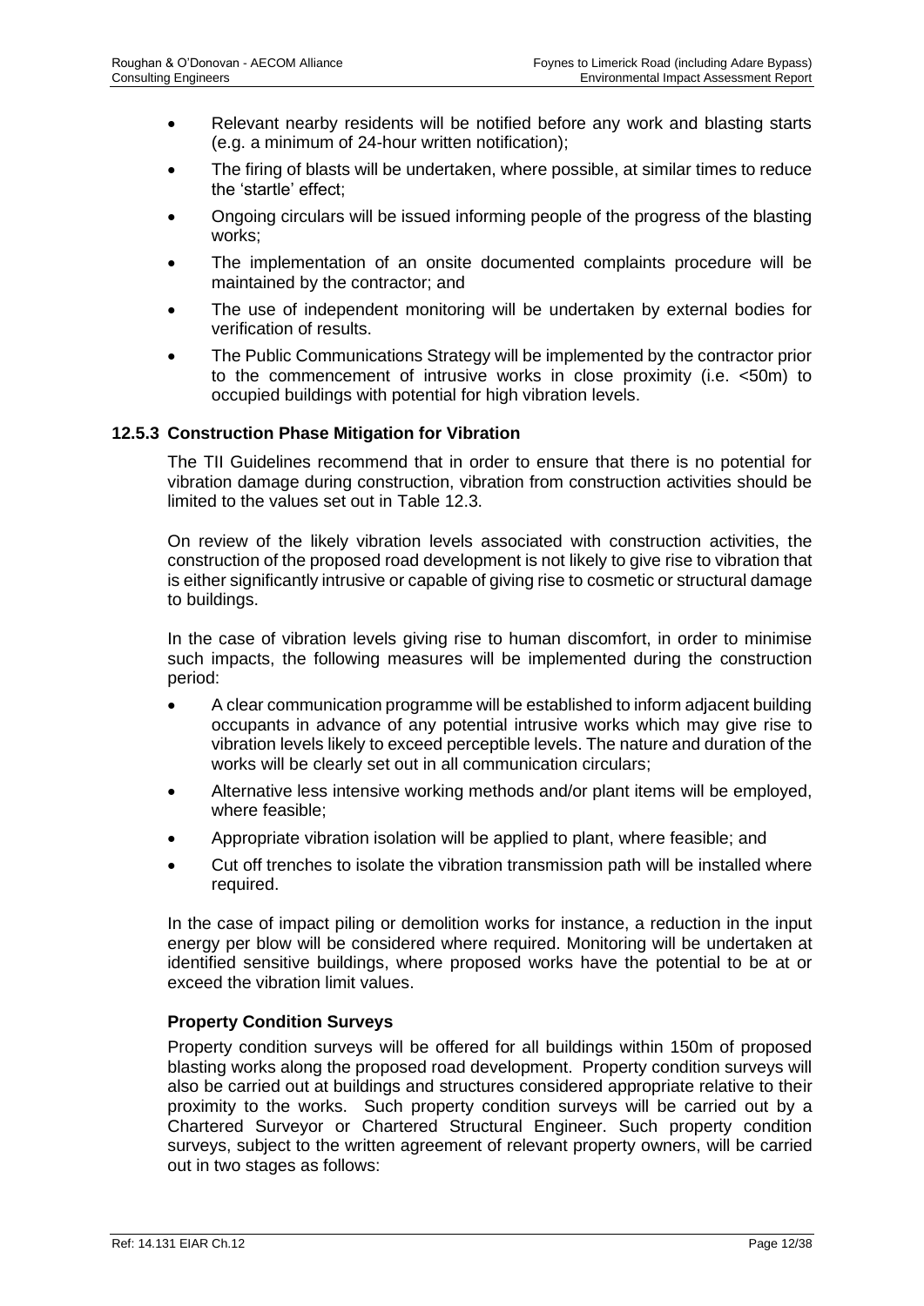- Relevant nearby residents will be notified before any work and blasting starts (e.g. a minimum of 24-hour written notification);
- The firing of blasts will be undertaken, where possible, at similar times to reduce the 'startle' effect;
- Ongoing circulars will be issued informing people of the progress of the blasting works;
- The implementation of an onsite documented complaints procedure will be maintained by the contractor; and
- The use of independent monitoring will be undertaken by external bodies for verification of results.
- The Public Communications Strategy will be implemented by the contractor prior to the commencement of intrusive works in close proximity (i.e. <50m) to occupied buildings with potential for high vibration levels.

### 12.5.3 Construction Phase Mitigation for Vibration

The TII Guidelines recommend that in order to ensure that there is no potential for vibration damage during construction, vibration from construction activities should be limited to the values set out in Table 12.3.

On review of the likely vibration levels associated with construction activities, the construction of the proposed road development is not likely to give rise to vibration that is either significantly intrusive or capable of giving rise to cosmetic or structural damage to buildings.

In the case of vibration levels giving rise to human discomfort, in order to minimise such impacts, the following measures will be implemented during the construction period:

- A clear communication programme will be established to inform adjacent building occupants in advance of any potential intrusive works which may give rise to vibration levels likely to exceed perceptible levels. The nature and duration of the works will be clearly set out in all communication circulars;
- Alternative less intensive working methods and/or plant items will be employed, where feasible;
- Appropriate vibration isolation will be applied to plant, where feasible; and
- Cut off trenches to isolate the vibration transmission path will be installed where required.

In the case of impact piling or demolition works for instance, a reduction in the input energy per blow will be considered where required. Monitoring will be undertaken at identified sensitive buildings, where proposed works have the potential to be at or exceed the vibration limit values.

#### Property Condition Surveys

Property condition surveys will be offered for all buildings within 150m of proposed blasting works along the proposed road development. Property condition surveys will also be carried out at buildings and structures considered appropriate relative to their proximity to the works. Such property condition surveys will be carried out by a Chartered Surveyor or Chartered Structural Engineer. Such property condition surveys, subject to the written agreement of relevant property owners, will be carried out in two stages as follows: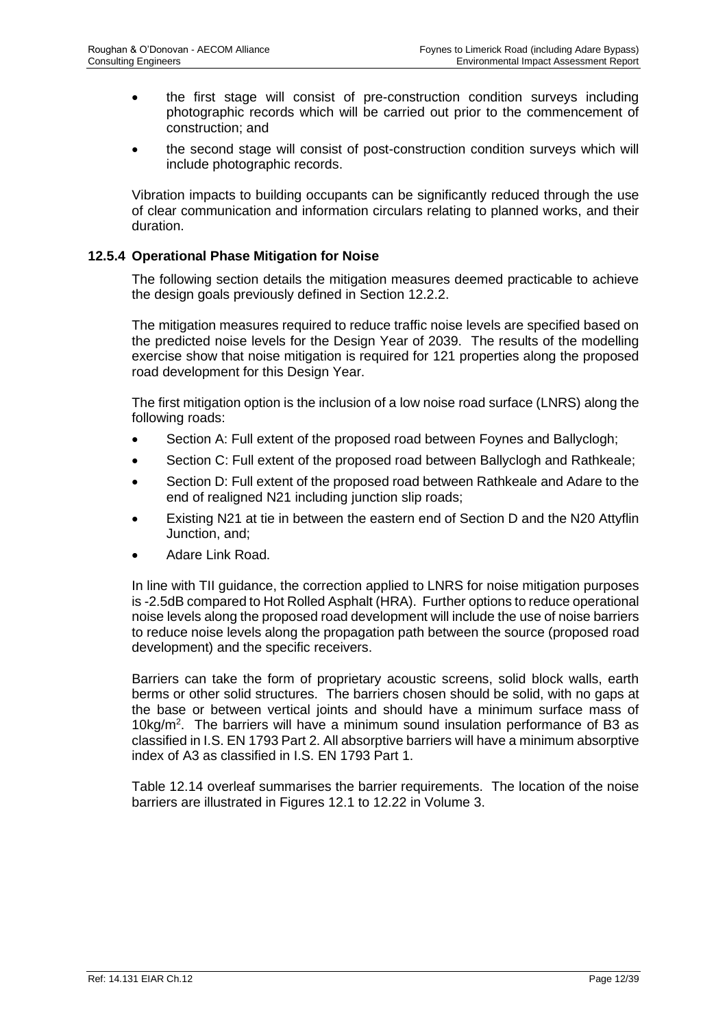- the first stage will consist of pre-construction condition surveys including photographic records which will be carried out prior to the commencement of construction; and
- the second stage will consist of post-construction condition surveys which will include photographic records.

Vibration impacts to building occupants can be significantly reduced through the use of clear communication and information circulars relating to planned works, and their duration.

### 12.5.4 Operational Phase Mitigation for Noise

The following section details the mitigation measures deemed practicable to achieve the design goals previously defined in Section 12.2.2.

The mitigation measures required to reduce traffic noise levels are specified based on the predicted noise levels for the Design Year of 2039. The results of the modelling exercise show that noise mitigation is required for 121 properties along the proposed road development for this Design Year.

The first mitigation option is the inclusion of a low noise road surface (LNRS) along the following roads:

- Section A: Full extent of the proposed road between Foynes and Ballyclogh;
- Section C: Full extent of the proposed road between Ballyclogh and Rathkeale;
- Section D: Full extent of the proposed road between Rathkeale and Adare to the end of realigned N21 including junction slip roads;
- Existing N21 at tie in between the eastern end of Section D and the N20 Attyflin Junction, and;
- Adare Link Road.

In line with TII guidance, the correction applied to LNRS for noise mitigation purposes is -2.5dB compared to Hot Rolled Asphalt (HRA). Further options to reduce operational noise levels along the proposed road development will include the use of noise barriers to reduce noise levels along the propagation path between the source (proposed road development) and the specific receivers.

Barriers can take the form of proprietary acoustic screens, solid block walls, earth berms or other solid structures. The barriers chosen should be solid, with no gaps at the base or between vertical joints and should have a minimum surface mass of $10kg/m^2$. The barriers will have a minimum sound insulation performance of B3 as classified in I.S. EN 1793 Part 2. All absorptive barriers will have a minimum absorptive index of A3 as classified in I.S. EN 1793 Part 1.

Table 12.14 overleaf summarises the barrier requirements. The location of the noise barriers are illustrated in Figures 12.1 to 12.22 in Volume 3.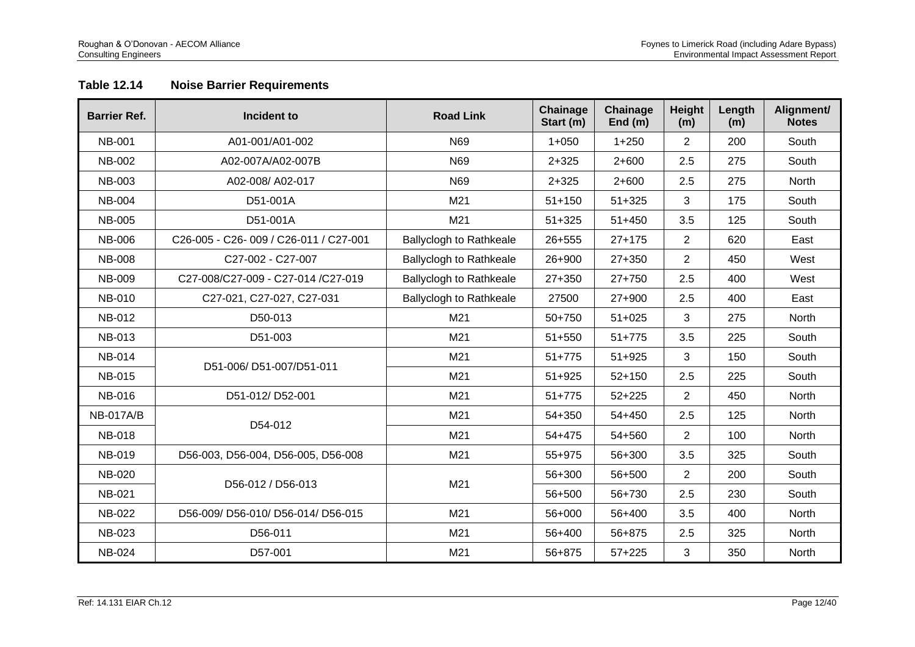**Table 12.14 Noise Barrier Requirements**

| Barrier Ref. | Incident to | Road Link | Chainage Start (m) | Chainage End (m) | Height (m) | Length (m) | Alignment/ Notes |
|---|---|---|---|---|---|---|---|
| NB-001 | A01-001/A01-002 | N69 | 1+050 | 1+250 | 2 | 200 | South |
| NB-002 | A02-007A/A02-007B | N69 | 2+325 | 2+600 | 2.5 | 275 | South |
| NB-003 | A02-008/ A02-017 | N69 | 2+325 | 2+600 | 2.5 | 275 | North |
| NB-004 | D51-001A | M21 | 51+150 | 51+325 | 3 | 175 | South |
| NB-005 | D51-001A | M21 | 51+325 | 51+450 | 3.5 | 125 | South |
| NB-006 | C26-005 - C26- 009 / C26-011 / C27-001 | Ballyclogh to Rathkeale | 26+555 | 27+175 | 2 | 620 | East |
| NB-008 | C27-002 - C27-007 | Ballyclogh to Rathkeale | 26+900 | 27+350 | 2 | 450 | West |
| NB-009 | C27-008/C27-009 - C27-014 /C27-019 | Ballyclogh to Rathkeale | 27+350 | 27+750 | 2.5 | 400 | West |
| NB-010 | C27-021, C27-027, C27-031 | Ballyclogh to Rathkeale | 27500 | 27+900 | 2.5 | 400 | East |
| NB-012 | D50-013 | M21 | 50+750 | 51+025 | 3 | 275 | North |
| NB-013 | D51-003 | M21 | 51+550 | 51+775 | 3.5 | 225 | South |
| NB-014 | D51-006/ D51-007/D51-011 | M21 | 51+775 | 51+925 | 3 | 150 | South |
| NB-015 | | M21 | 51+925 | 52+150 | 2.5 | 225 | South |
| NB-016 | D51-012/ D52-001 | M21 | 51+775 | 52+225 | 2 | 450 | North |
| NB-017A/B | D54-012 | M21 | 54+350 | 54+450 | 2.5 | 125 | North |
| NB-018 | | M21 | 54+475 | 54+560 | 2 | 100 | North |
| NB-019 | D56-003, D56-004, D56-005, D56-008 | M21 | 55+975 | 56+300 | 3.5 | 325 | South |
| NB-020 | D56-012 / D56-013 | M21 | 56+300 | 56+500 | 2 | 200 | South |
| NB-021 | | | 56+500 | 56+730 | 2.5 | 230 | South |
| NB-022 | D56-009/ D56-010/ D56-014/ D56-015 | M21 | 56+000 | 56+400 | 3.5 | 400 | North |
| NB-023 | D56-011 | M21 | 56+400 | 56+875 | 2.5 | 325 | North |
| NB-024 | D57-001 | M21 | 56+875 | 57+225 | 3 | 350 | North |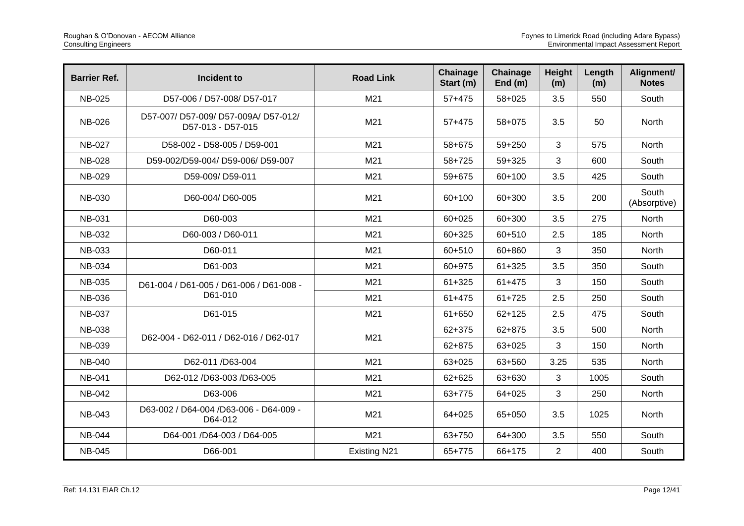| Barrier Ref. | Incident to | Road Link | Chainage Start (m) | Chainage End (m) | Height (m) | Length (m) | Alignment/ Notes |
|---|---|---|---|---|---|---|---|
| NB-025 | D57-006 / D57-008/ D57-017 | M21 | 57+475 | 58+025 | 3.5 | 550 | South |
| NB-026 | D57-007/ D57-009/ D57-009A/ D57-012/ D57-013 - D57-015 | M21 | 57+475 | 58+075 | 3.5 | 50 | North |
| NB-027 | D58-002 - D58-005 / D59-001 | M21 | 58+675 | 59+250 | 3 | 575 | North |
| NB-028 | D59-002/D59-004/ D59-006/ D59-007 | M21 | 58+725 | 59+325 | 3 | 600 | South |
| NB-029 | D59-009/ D59-011 | M21 | 59+675 | 60+100 | 3.5 | 425 | South |
| NB-030 | D60-004/ D60-005 | M21 | 60+100 | 60+300 | 3.5 | 200 | South (Absorptive) |
| NB-031 | D60-003 | M21 | 60+025 | 60+300 | 3.5 | 275 | North |
| NB-032 | D60-003 / D60-011 | M21 | 60+325 | 60+510 | 2.5 | 185 | North |
| NB-033 | D60-011 | M21 | 60+510 | 60+860 | 3 | 350 | North |
| NB-034 | D61-003 | M21 | 60+975 | 61+325 | 3.5 | 350 | South |
| NB-035 | D61-004 / D61-005 / D61-006 / D61-008 - D61-010 | M21 | 61+325 | 61+475 | 3 | 150 | South |
| NB-036 | | M21 | 61+475 | 61+725 | 2.5 | 250 | South |
| NB-037 | D61-015 | M21 | 61+650 | 62+125 | 2.5 | 475 | South |
| NB-038 | D62-004 - D62-011 / D62-016 / D62-017 | M21 | 62+375 | 62+875 | 3.5 | 500 | North |
| NB-039 | | | 62+875 | 63+025 | 3 | 150 | North |
| NB-040 | D62-011 /D63-004 | M21 | 63+025 | 63+560 | 3.25 | 535 | North |
| NB-041 | D62-012 /D63-003 /D63-005 | M21 | 62+625 | 63+630 | 3 | 1005 | South |
| NB-042 | D63-006 | M21 | 63+775 | 64+025 | 3 | 250 | North |
| NB-043 | D63-002 / D64-004 /D63-006 - D64-009 - D64-012 | M21 | 64+025 | 65+050 | 3.5 | 1025 | North |
| NB-044 | D64-001 /D64-003 / D64-005 | M21 | 63+750 | 64+300 | 3.5 | 550 | South |
| NB-045 | D66-001 | Existing N21 | 65+775 | 66+175 | 2 | 400 | South |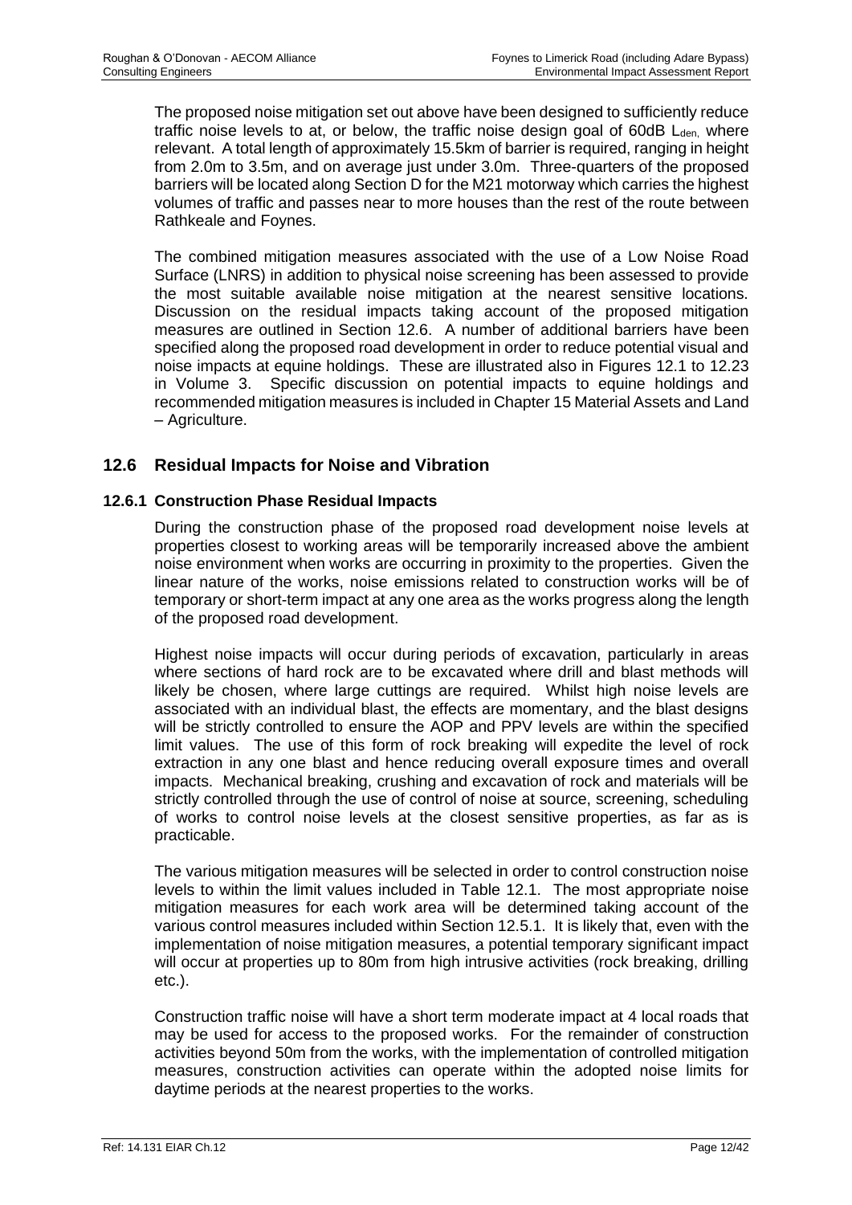The proposed noise mitigation set out above have been designed to sufficiently reduce traffic noise levels to at, or below, the traffic noise design goal of 60dB $L_{den}$, where relevant. A total length of approximately 15.5km of barrier is required, ranging in height from 2.0m to 3.5m, and on average just under 3.0m. Three-quarters of the proposed barriers will be located along Section D for the M21 motorway which carries the highest volumes of traffic and passes near to more houses than the rest of the route between Rathkeale and Foynes.

The combined mitigation measures associated with the use of a Low Noise Road Surface (LNRS) in addition to physical noise screening has been assessed to provide the most suitable available noise mitigation at the nearest sensitive locations. Discussion on the residual impacts taking account of the proposed mitigation measures are outlined in Section 12.6. A number of additional barriers have been specified along the proposed road development in order to reduce potential visual and noise impacts at equine holdings. These are illustrated also in Figures 12.1 to 12.23 in Volume 3. Specific discussion on potential impacts to equine holdings and recommended mitigation measures is included in Chapter 15 Material Assets and Land – Agriculture.

## 12.6 Residual Impacts for Noise and Vibration

### 12.6.1 Construction Phase Residual Impacts

During the construction phase of the proposed road development noise levels at properties closest to working areas will be temporarily increased above the ambient noise environment when works are occurring in proximity to the properties. Given the linear nature of the works, noise emissions related to construction works will be of temporary or short-term impact at any one area as the works progress along the length of the proposed road development.

Highest noise impacts will occur during periods of excavation, particularly in areas where sections of hard rock are to be excavated where drill and blast methods will likely be chosen, where large cuttings are required. Whilst high noise levels are associated with an individual blast, the effects are momentary, and the blast designs will be strictly controlled to ensure the AOP and PPV levels are within the specified limit values. The use of this form of rock breaking will expedite the level of rock extraction in any one blast and hence reducing overall exposure times and overall impacts. Mechanical breaking, crushing and excavation of rock and materials will be strictly controlled through the use of control of noise at source, screening, scheduling of works to control noise levels at the closest sensitive properties, as far as is practicable.

The various mitigation measures will be selected in order to control construction noise levels to within the limit values included in Table 12.1. The most appropriate noise mitigation measures for each work area will be determined taking account of the various control measures included within Section 12.5.1. It is likely that, even with the implementation of noise mitigation measures, a potential temporary significant impact will occur at properties up to 80m from high intrusive activities (rock breaking, drilling etc.).

Construction traffic noise will have a short term moderate impact at 4 local roads that may be used for access to the proposed works. For the remainder of construction activities beyond 50m from the works, with the implementation of controlled mitigation measures, construction activities can operate within the adopted noise limits for daytime periods at the nearest properties to the works.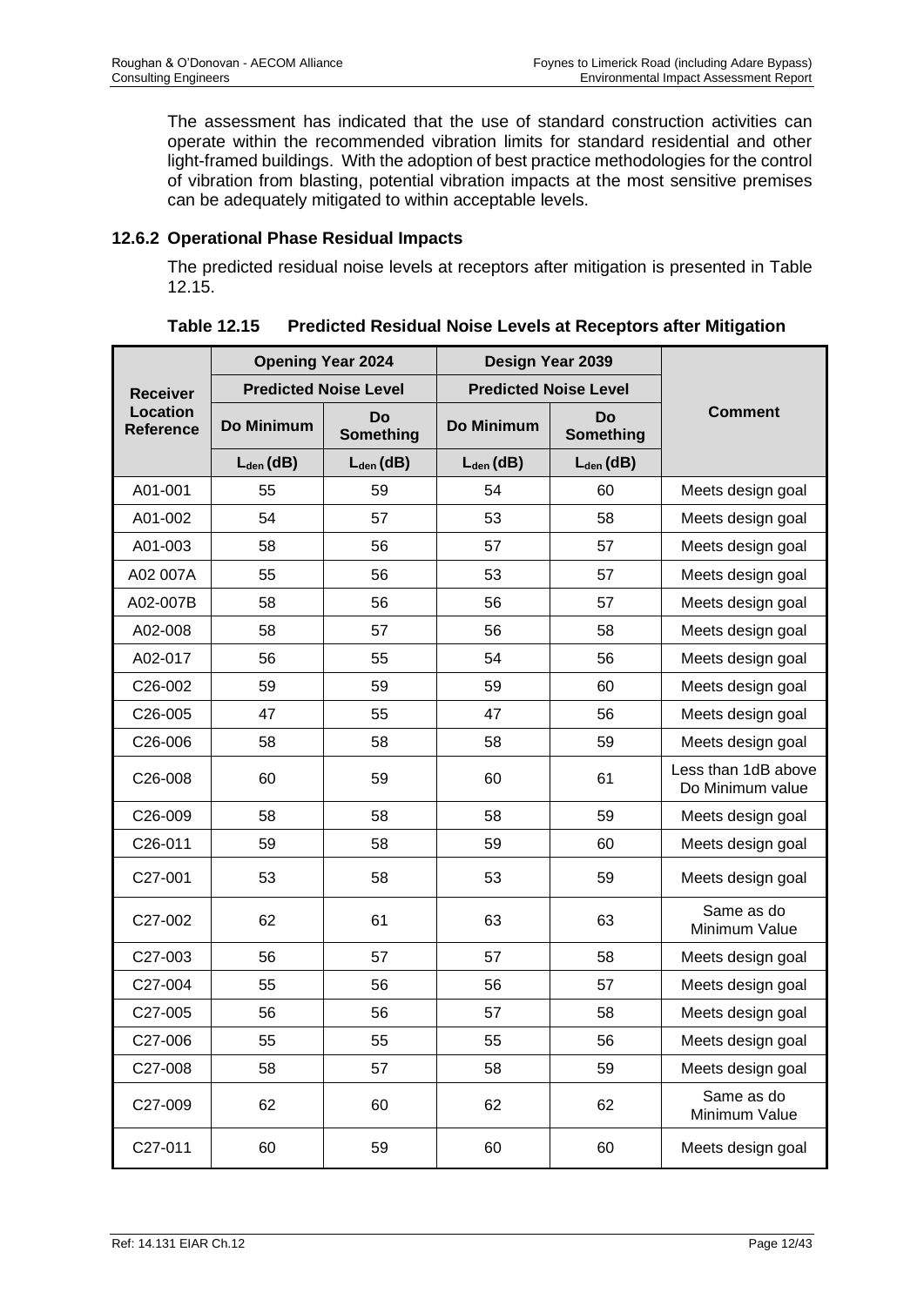The assessment has indicated that the use of standard construction activities can operate within the recommended vibration limits for standard residential and other light-framed buildings. With the adoption of best practice methodologies for the control of vibration from blasting, potential vibration impacts at the most sensitive premises can be adequately mitigated to within acceptable levels.

### 12.6.2 Operational Phase Residual Impacts

The predicted residual noise levels at receptors after mitigation is presented in Table 12.15.

**Table 12.15 Predicted Residual Noise Levels at Receptors after Mitigation**

| Receiver Location Reference | Opening Year 2024 | | Design Year 2039 | | Comment |
|---|---|---|---|---|---|
| | Predicted Noise Level | | Predicted Noise Level | | |
| | Do Minimum | Do Something | Do Minimum | Do Something | |
| | $L_{den}$ (dB) | $L_{den}$ (dB) | $L_{den}$ (dB) | $L_{den}$ (dB) | |
| A01-001 | 55 | 59 | 54 | 60 | Meets design goal |
| A01-002 | 54 | 57 | 53 | 58 | Meets design goal |
| A01-003 | 58 | 56 | 57 | 57 | Meets design goal |
| A02 007A | 55 | 56 | 53 | 57 | Meets design goal |
| A02-007B | 58 | 56 | 56 | 57 | Meets design goal |
| A02-008 | 58 | 57 | 56 | 58 | Meets design goal |
| A02-017 | 56 | 55 | 54 | 56 | Meets design goal |
| C26-002 | 59 | 59 | 59 | 60 | Meets design goal |
| C26-005 | 47 | 55 | 47 | 56 | Meets design goal |
| C26-006 | 58 | 58 | 58 | 59 | Meets design goal |
| C26-008 | 60 | 59 | 60 | 61 | Less than 1dB above Do Minimum value |
| C26-009 | 58 | 58 | 58 | 59 | Meets design goal |
| C26-011 | 59 | 58 | 59 | 60 | Meets design goal |
| C27-001 | 53 | 58 | 53 | 59 | Meets design goal |
| C27-002 | 62 | 61 | 63 | 63 | Same as do Minimum Value |
| C27-003 | 56 | 57 | 57 | 58 | Meets design goal |
| C27-004 | 55 | 56 | 56 | 57 | Meets design goal |
| C27-005 | 56 | 56 | 57 | 58 | Meets design goal |
| C27-006 | 55 | 55 | 55 | 56 | Meets design goal |
| C27-008 | 58 | 57 | 58 | 59 | Meets design goal |
| C27-009 | 62 | 60 | 62 | 62 | Same as do Minimum Value |
| C27-011 | 60 | 59 | 60 | 60 | Meets design goal |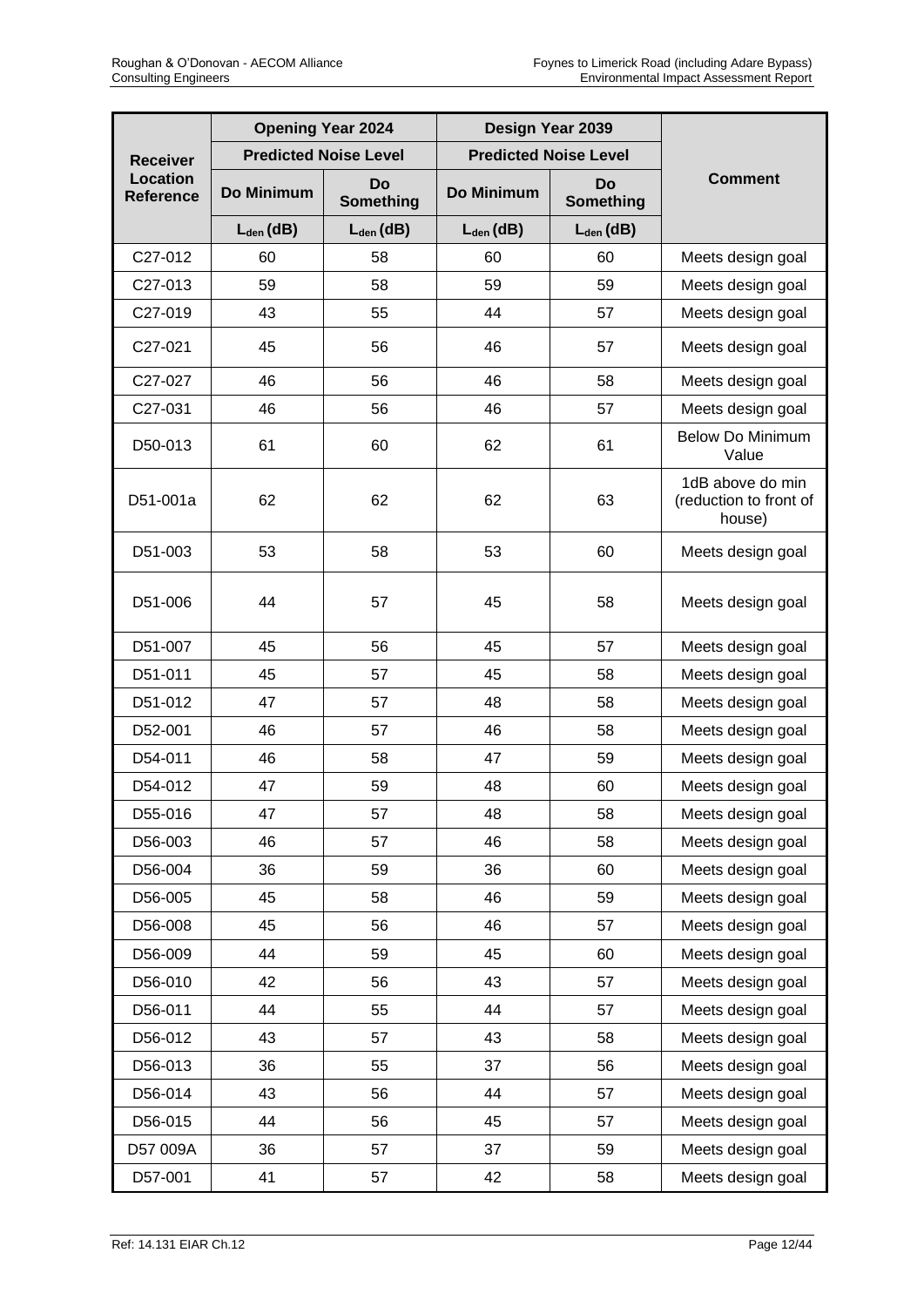| Receiver Location Reference | Opening Year 2024 | | Design Year 2039 | | Comment |
|---|---|---|---|---|---|
| | Predicted Noise Level | | Predicted Noise Level | | |
| | Do Minimum | Do Something | Do Minimum | Do Something | |
| | $L_{den}$ (dB) | $L_{den}$ (dB) | $L_{den}$ (dB) | $L_{den}$ (dB) | |
| C27-012 | 60 | 58 | 60 | 60 | Meets design goal |
| C27-013 | 59 | 58 | 59 | 59 | Meets design goal |
| C27-019 | 43 | 55 | 44 | 57 | Meets design goal |
| C27-021 | 45 | 56 | 46 | 57 | Meets design goal |
| C27-027 | 46 | 56 | 46 | 58 | Meets design goal |
| C27-031 | 46 | 56 | 46 | 57 | Meets design goal |
| D50-013 | 61 | 60 | 62 | 61 | Below Do Minimum Value |
| D51-001a | 62 | 62 | 62 | 63 | 1dB above do min (reduction to front of house) |
| D51-003 | 53 | 58 | 53 | 60 | Meets design goal |
| D51-006 | 44 | 57 | 45 | 58 | Meets design goal |
| D51-007 | 45 | 56 | 45 | 57 | Meets design goal |
| D51-011 | 45 | 57 | 45 | 58 | Meets design goal |
| D51-012 | 47 | 57 | 48 | 58 | Meets design goal |
| D52-001 | 46 | 57 | 46 | 58 | Meets design goal |
| D54-011 | 46 | 58 | 47 | 59 | Meets design goal |
| D54-012 | 47 | 59 | 48 | 60 | Meets design goal |
| D55-016 | 47 | 57 | 48 | 58 | Meets design goal |
| D56-003 | 46 | 57 | 46 | 58 | Meets design goal |
| D56-004 | 36 | 59 | 36 | 60 | Meets design goal |
| D56-005 | 45 | 58 | 46 | 59 | Meets design goal |
| D56-008 | 45 | 56 | 46 | 57 | Meets design goal |
| D56-009 | 44 | 59 | 45 | 60 | Meets design goal |
| D56-010 | 42 | 56 | 43 | 57 | Meets design goal |
| D56-011 | 44 | 55 | 44 | 57 | Meets design goal |
| D56-012 | 43 | 57 | 43 | 58 | Meets design goal |
| D56-013 | 36 | 55 | 37 | 56 | Meets design goal |
| D56-014 | 43 | 56 | 44 | 57 | Meets design goal |
| D56-015 | 44 | 56 | 45 | 57 | Meets design goal |
| D57 009A | 36 | 57 | 37 | 59 | Meets design goal |
| D57-001 | 41 | 57 | 42 | 58 | Meets design goal |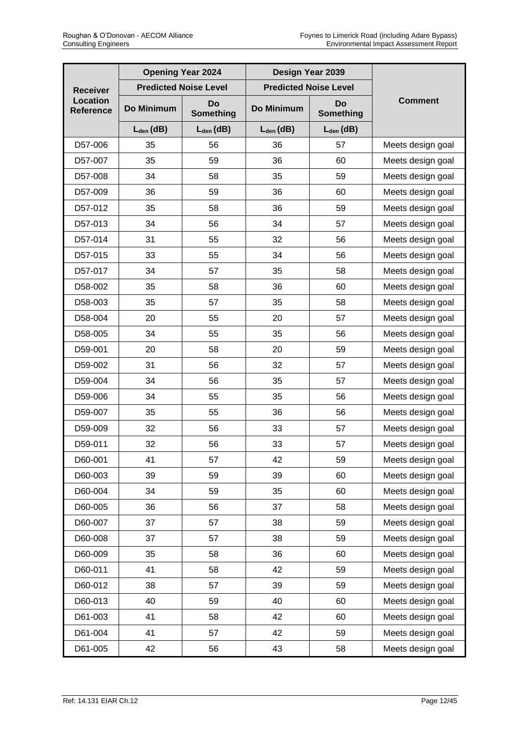| Receiver Location Reference | Opening Year 2024 | | Design Year 2039 | | Comment |
|---|---|---|---|---|---|
| | Predicted Noise Level | | Predicted Noise Level | | |
| | Do Minimum | Do Something | Do Minimum | Do Something | |
| | $L_{den}$ (dB) | $L_{den}$ (dB) | $L_{den}$ (dB) | $L_{den}$ (dB) | |
| D57-006 | 35 | 56 | 36 | 57 | Meets design goal |
| D57-007 | 35 | 59 | 36 | 60 | Meets design goal |
| D57-008 | 34 | 58 | 35 | 59 | Meets design goal |
| D57-009 | 36 | 59 | 36 | 60 | Meets design goal |
| D57-012 | 35 | 58 | 36 | 59 | Meets design goal |
| D57-013 | 34 | 56 | 34 | 57 | Meets design goal |
| D57-014 | 31 | 55 | 32 | 56 | Meets design goal |
| D57-015 | 33 | 55 | 34 | 56 | Meets design goal |
| D57-017 | 34 | 57 | 35 | 58 | Meets design goal |
| D58-002 | 35 | 58 | 36 | 60 | Meets design goal |
| D58-003 | 35 | 57 | 35 | 58 | Meets design goal |
| D58-004 | 20 | 55 | 20 | 57 | Meets design goal |
| D58-005 | 34 | 55 | 35 | 56 | Meets design goal |
| D59-001 | 20 | 58 | 20 | 59 | Meets design goal |
| D59-002 | 31 | 56 | 32 | 57 | Meets design goal |
| D59-004 | 34 | 56 | 35 | 57 | Meets design goal |
| D59-006 | 34 | 55 | 35 | 56 | Meets design goal |
| D59-007 | 35 | 55 | 36 | 56 | Meets design goal |
| D59-009 | 32 | 56 | 33 | 57 | Meets design goal |
| D59-011 | 32 | 56 | 33 | 57 | Meets design goal |
| D60-001 | 41 | 57 | 42 | 59 | Meets design goal |
| D60-003 | 39 | 59 | 39 | 60 | Meets design goal |
| D60-004 | 34 | 59 | 35 | 60 | Meets design goal |
| D60-005 | 36 | 56 | 37 | 58 | Meets design goal |
| D60-007 | 37 | 57 | 38 | 59 | Meets design goal |
| D60-008 | 37 | 57 | 38 | 59 | Meets design goal |
| D60-009 | 35 | 58 | 36 | 60 | Meets design goal |
| D60-011 | 41 | 58 | 42 | 59 | Meets design goal |
| D60-012 | 38 | 57 | 39 | 59 | Meets design goal |
| D60-013 | 40 | 59 | 40 | 60 | Meets design goal |
| D61-003 | 41 | 58 | 42 | 60 | Meets design goal |
| D61-004 | 41 | 57 | 42 | 59 | Meets design goal |
| D61-005 | 42 | 56 | 43 | 58 | Meets design goal |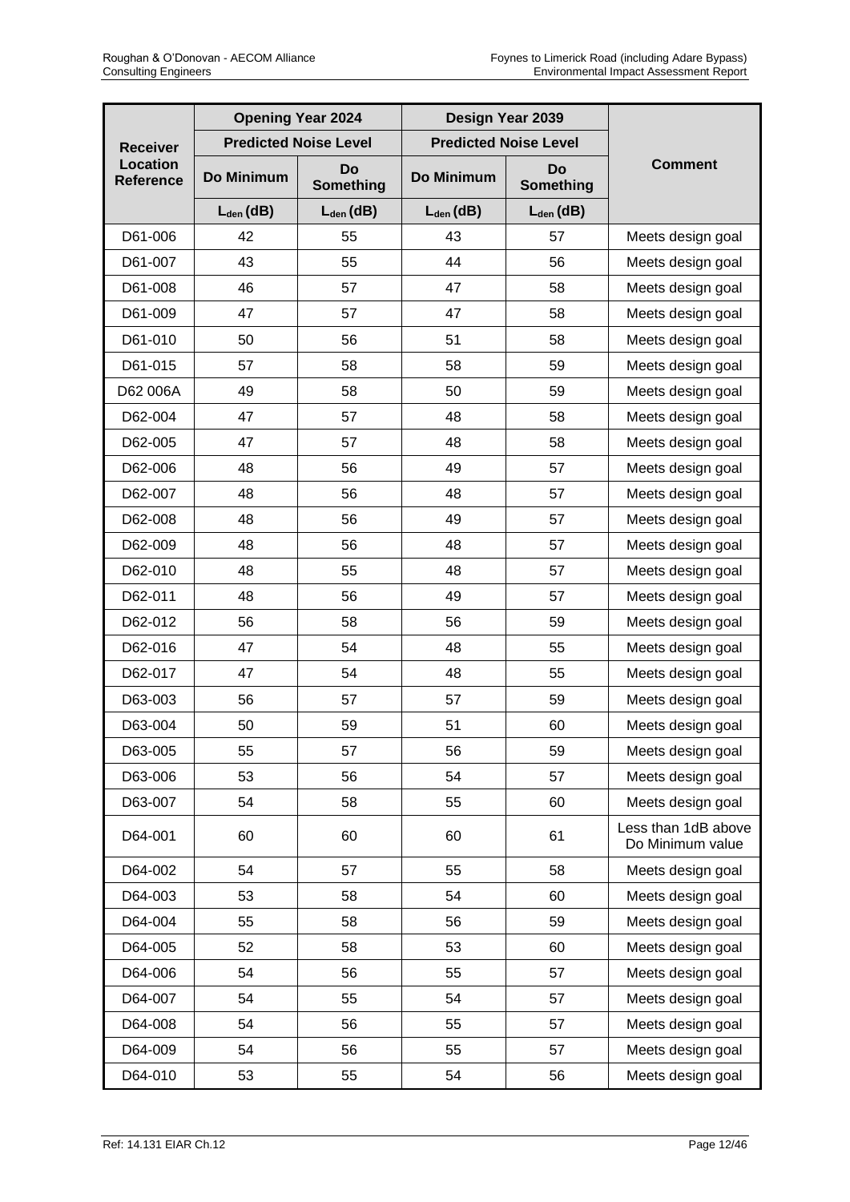| Receiver Location Reference | Opening Year 2024 | | Design Year 2039 | | Comment |
|---|---|---|---|---|---|
| | Predicted Noise Level | | Predicted Noise Level | | |
| | Do Minimum | Do Something | Do Minimum | Do Something | |
| | $L_{den}$ (dB) | $L_{den}$ (dB) | $L_{den}$ (dB) | $L_{den}$ (dB) | |
| D61-006 | 42 | 55 | 43 | 57 | Meets design goal |
| D61-007 | 43 | 55 | 44 | 56 | Meets design goal |
| D61-008 | 46 | 57 | 47 | 58 | Meets design goal |
| D61-009 | 47 | 57 | 47 | 58 | Meets design goal |
| D61-010 | 50 | 56 | 51 | 58 | Meets design goal |
| D61-015 | 57 | 58 | 58 | 59 | Meets design goal |
| D62 006A | 49 | 58 | 50 | 59 | Meets design goal |
| D62-004 | 47 | 57 | 48 | 58 | Meets design goal |
| D62-005 | 47 | 57 | 48 | 58 | Meets design goal |
| D62-006 | 48 | 56 | 49 | 57 | Meets design goal |
| D62-007 | 48 | 56 | 48 | 57 | Meets design goal |
| D62-008 | 48 | 56 | 49 | 57 | Meets design goal |
| D62-009 | 48 | 56 | 48 | 57 | Meets design goal |
| D62-010 | 48 | 55 | 48 | 57 | Meets design goal |
| D62-011 | 48 | 56 | 49 | 57 | Meets design goal |
| D62-012 | 56 | 58 | 56 | 59 | Meets design goal |
| D62-016 | 47 | 54 | 48 | 55 | Meets design goal |
| D62-017 | 47 | 54 | 48 | 55 | Meets design goal |
| D63-003 | 56 | 57 | 57 | 59 | Meets design goal |
| D63-004 | 50 | 59 | 51 | 60 | Meets design goal |
| D63-005 | 55 | 57 | 56 | 59 | Meets design goal |
| D63-006 | 53 | 56 | 54 | 57 | Meets design goal |
| D63-007 | 54 | 58 | 55 | 60 | Meets design goal |
| D64-001 | 60 | 60 | 60 | 61 | Less than 1dB above Do Minimum value |
| D64-002 | 54 | 57 | 55 | 58 | Meets design goal |
| D64-003 | 53 | 58 | 54 | 60 | Meets design goal |
| D64-004 | 55 | 58 | 56 | 59 | Meets design goal |
| D64-005 | 52 | 58 | 53 | 60 | Meets design goal |
| D64-006 | 54 | 56 | 55 | 57 | Meets design goal |
| D64-007 | 54 | 55 | 54 | 57 | Meets design goal |
| D64-008 | 54 | 56 | 55 | 57 | Meets design goal |
| D64-009 | 54 | 56 | 55 | 57 | Meets design goal |
| D64-010 | 53 | 55 | 54 | 56 | Meets design goal |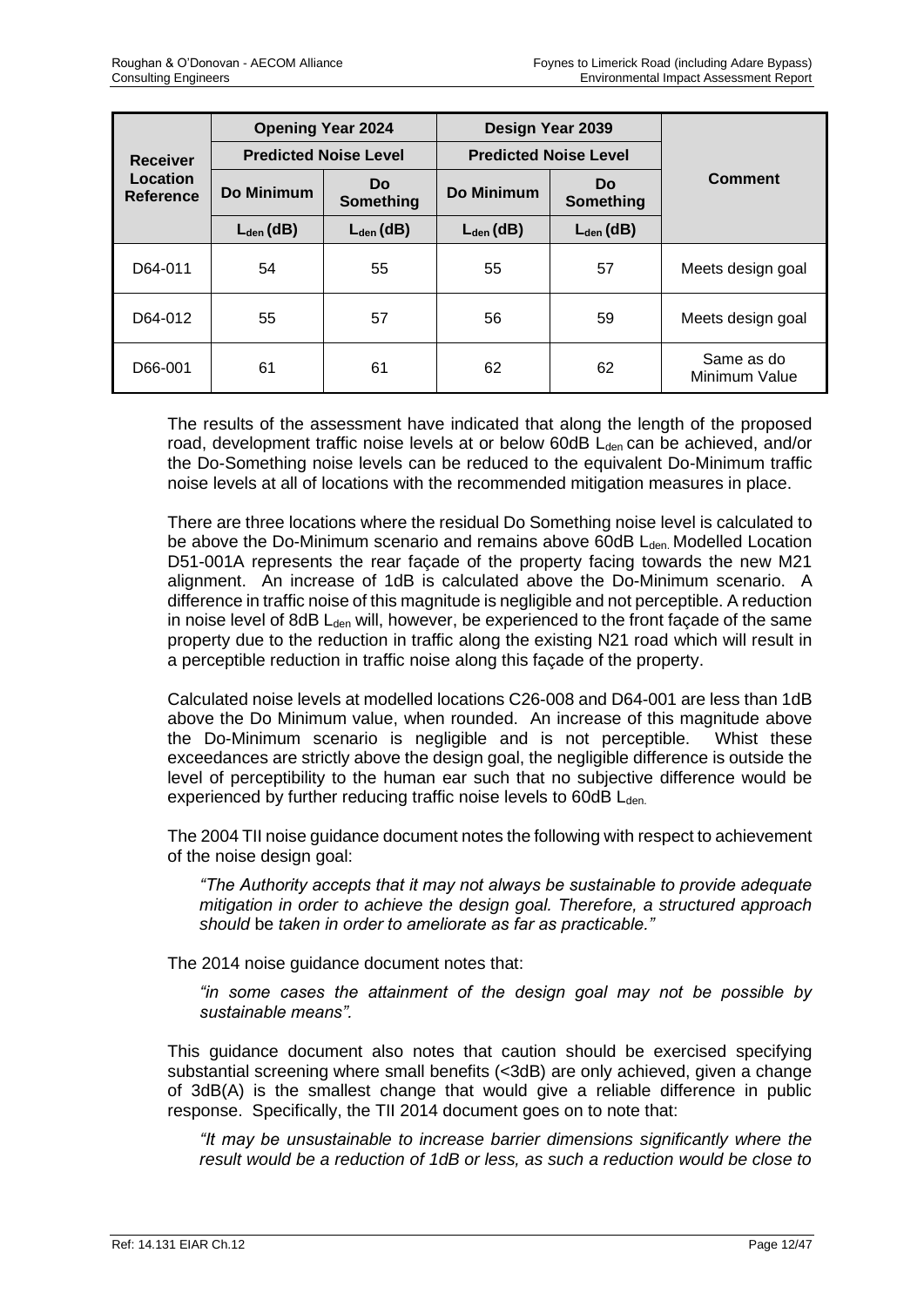| Receiver Location Reference | Opening Year 2024 | | Design Year 2039 | | Comment |
|---|---|---|---|---|---|
| | Predicted Noise Level | | Predicted Noise Level | | |
| | Do Minimum | Do Something | Do Minimum | Do Something | |
| | $L_{den}$ (dB) | $L_{den}$ (dB) | $L_{den}$ (dB) | $L_{den}$ (dB) | |
| D64-011 | 54 | 55 | 55 | 57 | Meets design goal |
| D64-012 | 55 | 57 | 56 | 59 | Meets design goal |
| D66-001 | 61 | 61 | 62 | 62 | Same as do Minimum Value |

The results of the assessment have indicated that along the length of the proposed road, development traffic noise levels at or below 60dB $L_{den}$ can be achieved, and/or the Do-Something noise levels can be reduced to the equivalent Do-Minimum traffic noise levels at all of locations with the recommended mitigation measures in place.

There are three locations where the residual Do Something noise level is calculated to be above the Do-Minimum scenario and remains above 60dB $L_{den}$. Modelled Location D51-001A represents the rear façade of the property facing towards the new M21 alignment. An increase of 1dB is calculated above the Do-Minimum scenario. A difference in traffic noise of this magnitude is negligible and not perceptible. A reduction in noise level of 8dB $L_{den}$ will, however, be experienced to the front façade of the same property due to the reduction in traffic along the existing N21 road which will result in a perceptible reduction in traffic noise along this façade of the property.

Calculated noise levels at modelled locations C26-008 and D64-001 are less than 1dB above the Do Minimum value, when rounded. An increase of this magnitude above the Do-Minimum scenario is negligible and is not perceptible. Whist these exceedances are strictly above the design goal, the negligible difference is outside the level of perceptibility to the human ear such that no subjective difference would be experienced by further reducing traffic noise levels to 60dB $L_{den}$.

The 2004 TII noise guidance document notes the following with respect to achievement of the noise design goal:

*"The Authority accepts that it may not always be sustainable to provide adequate mitigation in order to achieve the design goal. Therefore, a structured approach should* be *taken in order to ameliorate as far as practicable."*

The 2014 noise guidance document notes that:

*"in some cases the attainment of the design goal may not be possible by sustainable means".*

This guidance document also notes that caution should be exercised specifying substantial screening where small benefits (<3dB) are only achieved, given a change of 3dB(A) is the smallest change that would give a reliable difference in public response. Specifically, the TII 2014 document goes on to note that:

*"It may be unsustainable to increase barrier dimensions significantly where the result would be a reduction of 1dB or less, as such a reduction would be close to*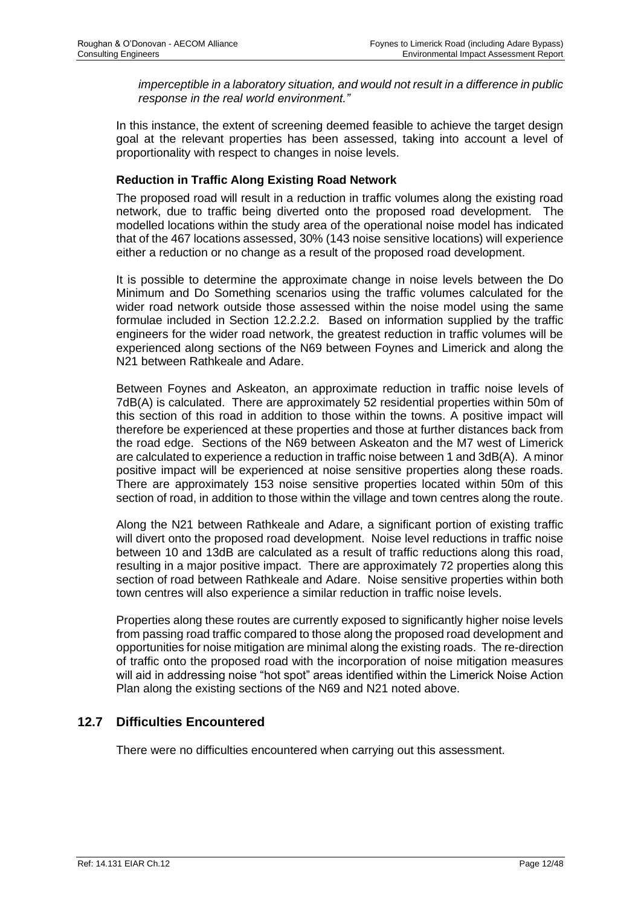*imperceptible in a laboratory situation, and would not result in a difference in public response in the real world environment."*

In this instance, the extent of screening deemed feasible to achieve the target design goal at the relevant properties has been assessed, taking into account a level of proportionality with respect to changes in noise levels.

**Reduction in Traffic Along Existing Road Network**

The proposed road will result in a reduction in traffic volumes along the existing road network, due to traffic being diverted onto the proposed road development. The modelled locations within the study area of the operational noise model has indicated that of the 467 locations assessed, 30% (143 noise sensitive locations) will experience either a reduction or no change as a result of the proposed road development.

It is possible to determine the approximate change in noise levels between the Do Minimum and Do Something scenarios using the traffic volumes calculated for the wider road network outside those assessed within the noise model using the same formulae included in Section 12.2.2.2. Based on information supplied by the traffic engineers for the wider road network, the greatest reduction in traffic volumes will be experienced along sections of the N69 between Foynes and Limerick and along the N21 between Rathkeale and Adare.

Between Foynes and Askeaton, an approximate reduction in traffic noise levels of 7dB(A) is calculated. There are approximately 52 residential properties within 50m of this section of this road in addition to those within the towns. A positive impact will therefore be experienced at these properties and those at further distances back from the road edge. Sections of the N69 between Askeaton and the M7 west of Limerick are calculated to experience a reduction in traffic noise between 1 and 3dB(A). A minor positive impact will be experienced at noise sensitive properties along these roads. There are approximately 153 noise sensitive properties located within 50m of this section of road, in addition to those within the village and town centres along the route.

Along the N21 between Rathkeale and Adare, a significant portion of existing traffic will divert onto the proposed road development. Noise level reductions in traffic noise between 10 and 13dB are calculated as a result of traffic reductions along this road, resulting in a major positive impact. There are approximately 72 properties along this section of road between Rathkeale and Adare. Noise sensitive properties within both town centres will also experience a similar reduction in traffic noise levels.

Properties along these routes are currently exposed to significantly higher noise levels from passing road traffic compared to those along the proposed road development and opportunities for noise mitigation are minimal along the existing roads. The re-direction of traffic onto the proposed road with the incorporation of noise mitigation measures will aid in addressing noise "hot spot" areas identified within the Limerick Noise Action Plan along the existing sections of the N69 and N21 noted above.

## 12.7 Difficulties Encountered

There were no difficulties encountered when carrying out this assessment.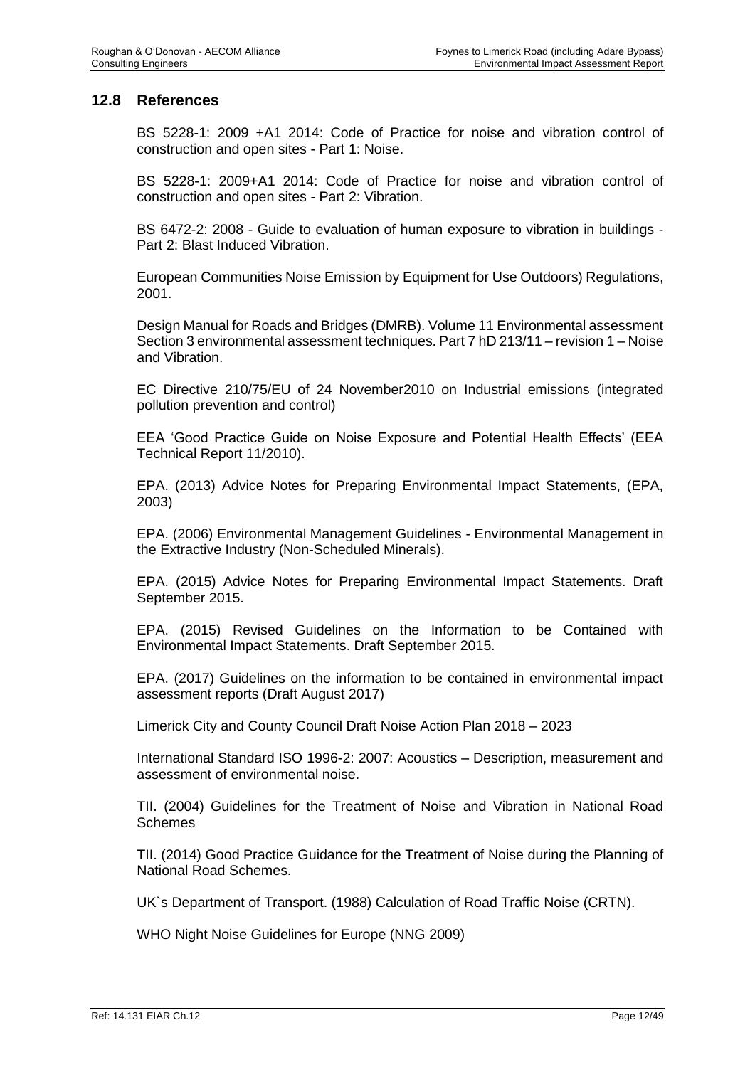## 12.8 References

BS 5228-1: 2009 +A1 2014: Code of Practice for noise and vibration control of construction and open sites - Part 1: Noise.

BS 5228-1: 2009+A1 2014: Code of Practice for noise and vibration control of construction and open sites - Part 2: Vibration.

BS 6472-2: 2008 - Guide to evaluation of human exposure to vibration in buildings - Part 2: Blast Induced Vibration.

European Communities Noise Emission by Equipment for Use Outdoors) Regulations, 2001.

Design Manual for Roads and Bridges (DMRB). Volume 11 Environmental assessment Section 3 environmental assessment techniques. Part 7 hD 213/11 – revision 1 – Noise and Vibration.

EC Directive 210/75/EU of 24 November2010 on Industrial emissions (integrated pollution prevention and control)

EEA 'Good Practice Guide on Noise Exposure and Potential Health Effects' (EEA Technical Report 11/2010).

EPA. (2013) Advice Notes for Preparing Environmental Impact Statements, (EPA, 2003)

EPA. (2006) Environmental Management Guidelines - Environmental Management in the Extractive Industry (Non-Scheduled Minerals).

EPA. (2015) Advice Notes for Preparing Environmental Impact Statements. Draft September 2015.

EPA. (2015) Revised Guidelines on the Information to be Contained with Environmental Impact Statements. Draft September 2015.

EPA. (2017) Guidelines on the information to be contained in environmental impact assessment reports (Draft August 2017)

Limerick City and County Council Draft Noise Action Plan 2018 – 2023

International Standard ISO 1996-2: 2007: Acoustics – Description, measurement and assessment of environmental noise.

TII. (2004) Guidelines for the Treatment of Noise and Vibration in National Road Schemes

TII. (2014) Good Practice Guidance for the Treatment of Noise during the Planning of National Road Schemes.

UK`s Department of Transport. (1988) Calculation of Road Traffic Noise (CRTN).

WHO Night Noise Guidelines for Europe (NNG 2009)